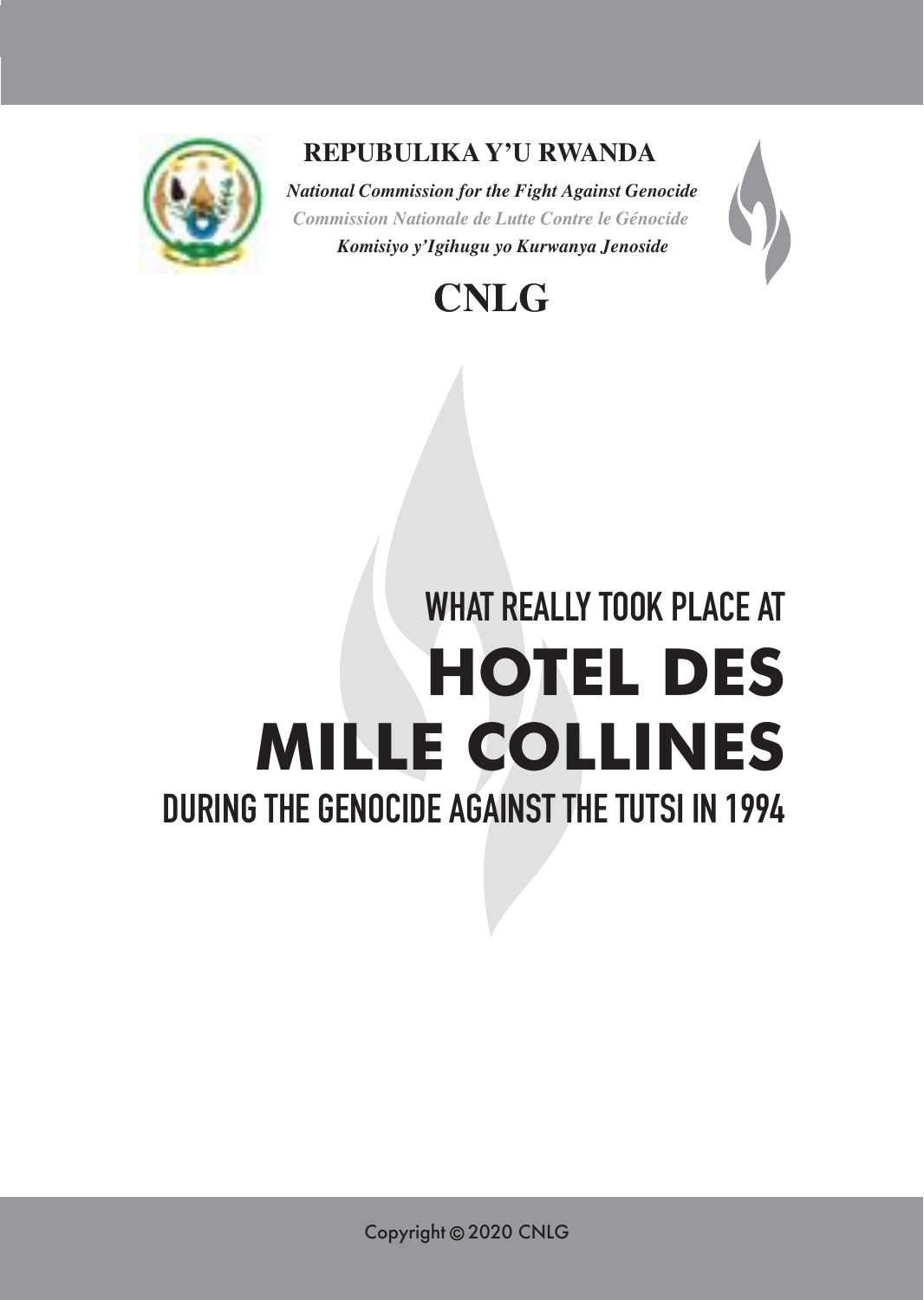**REPUBULIKA Y'U RWANDA**

***National Commission for the Fight Against Genocide***

***Commission Nationale de Lutte Contre le Génocide***

***Komisiyo y'Igihugu yo Kurwanya Jenoside***

**CNLG**

# WHAT REALLY TOOK PLACE AT HOTEL DES MILLE COLLINES DURING THE GENOCIDE AGAINST THE TUTSI IN 1994

Copyright © 2020 CNLG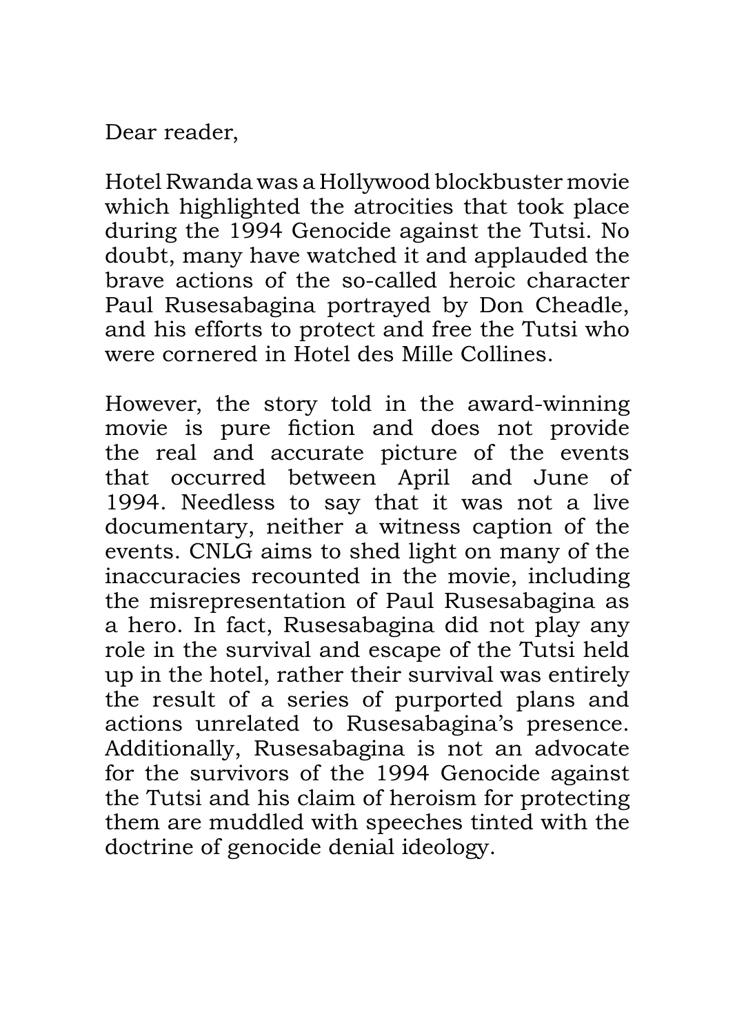Dear reader,

Hotel Rwanda was a Hollywood blockbuster movie which highlighted the atrocities that took place during the 1994 Genocide against the Tutsi. No doubt, many have watched it and applauded the brave actions of the so-called heroic character Paul Rusesabagina portrayed by Don Cheadle, and his efforts to protect and free the Tutsi who were cornered in Hotel des Mille Collines.

However, the story told in the award-winning movie is pure fiction and does not provide the real and accurate picture of the events that occurred between April and June of 1994. Needless to say that it was not a live documentary, neither a witness caption of the events. CNLG aims to shed light on many of the inaccuracies recounted in the movie, including the misrepresentation of Paul Rusesabagina as a hero. In fact, Rusesabagina did not play any role in the survival and escape of the Tutsi held up in the hotel, rather their survival was entirely the result of a series of purported plans and actions unrelated to Rusesabagina's presence. Additionally, Rusesabagina is not an advocate for the survivors of the 1994 Genocide against the Tutsi and his claim of heroism for protecting them are muddled with speeches tinted with the doctrine of genocide denial ideology.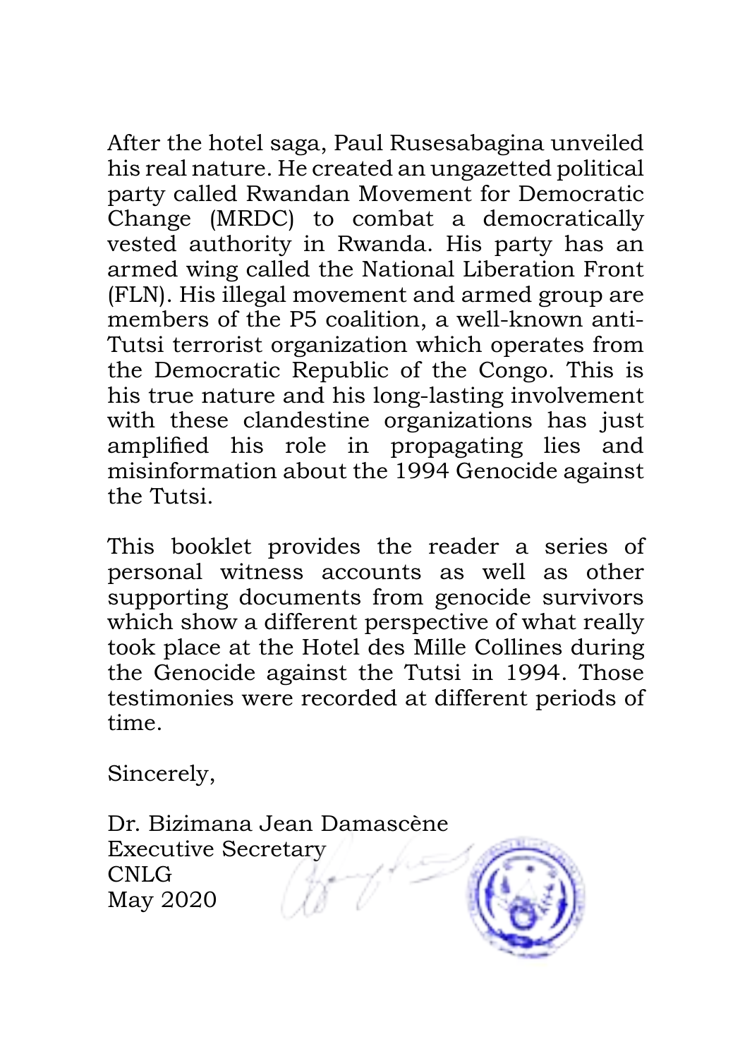After the hotel saga, Paul Rusesabagina unveiled his real nature. He created an ungazetted political party called Rwandan Movement for Democratic Change (MRDC) to combat a democratically vested authority in Rwanda. His party has an armed wing called the National Liberation Front (FLN). His illegal movement and armed group are members of the P5 coalition, a well-known anti-Tutsi terrorist organization which operates from the Democratic Republic of the Congo. This is his true nature and his long-lasting involvement with these clandestine organizations has just amplified his role in propagating lies and misinformation about the 1994 Genocide against the Tutsi.

This booklet provides the reader a series of personal witness accounts as well as other supporting documents from genocide survivors which show a different perspective of what really took place at the Hotel des Mille Collines during the Genocide against the Tutsi in 1994. Those testimonies were recorded at different periods of time.

Sincerely,

Dr. Bizimana Jean Damascène  
Executive Secretary  
CNLG  
May 2020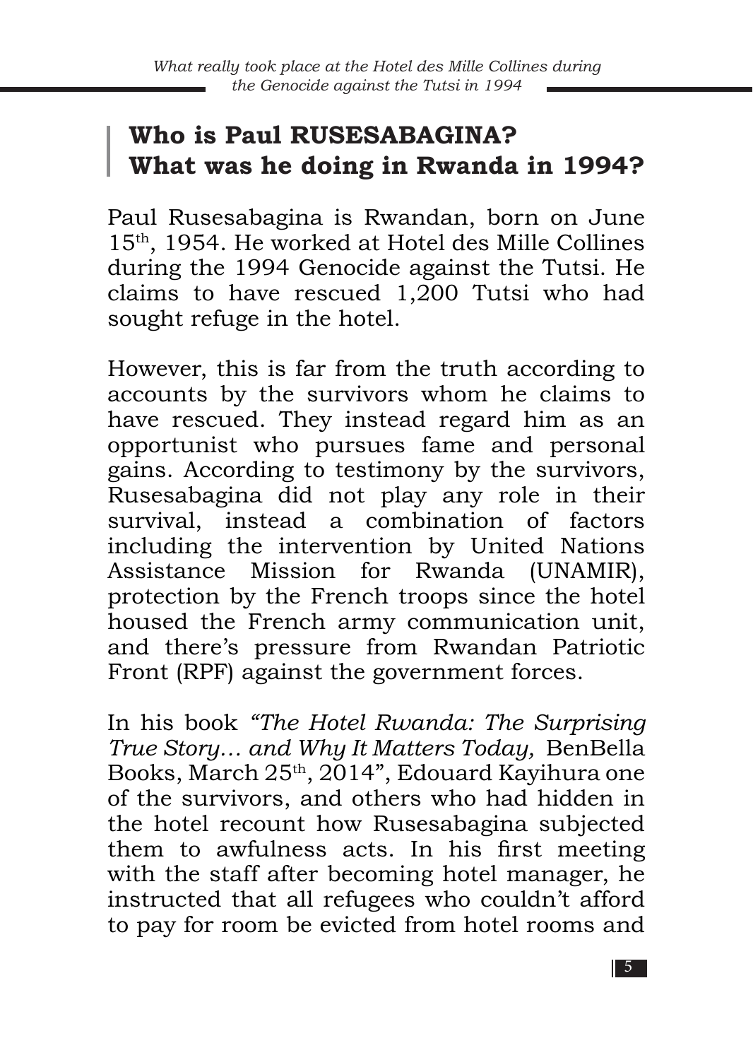## Who is Paul RUSESABAGINA? What was he doing in Rwanda in 1994?

Paul Rusesabagina is Rwandan, born on June 15th, 1954. He worked at Hotel des Mille Collines during the 1994 Genocide against the Tutsi. He claims to have rescued 1,200 Tutsi who had sought refuge in the hotel.

However, this is far from the truth according to accounts by the survivors whom he claims to have rescued. They instead regard him as an opportunist who pursues fame and personal gains. According to testimony by the survivors, Rusesabagina did not play any role in their survival, instead a combination of factors including the intervention by United Nations Assistance Mission for Rwanda (UNAMIR), protection by the French troops since the hotel housed the French army communication unit, and there's pressure from Rwandan Patriotic Front (RPF) against the government forces.

In his book *"The Hotel Rwanda: The Surprising True Story… and Why It Matters Today,* BenBella Books, March 25th, 2014", Edouard Kayihura one of the survivors, and others who had hidden in the hotel recount how Rusesabagina subjected them to awfulness acts. In his first meeting with the staff after becoming hotel manager, he instructed that all refugees who couldn't afford to pay for room be evicted from hotel rooms and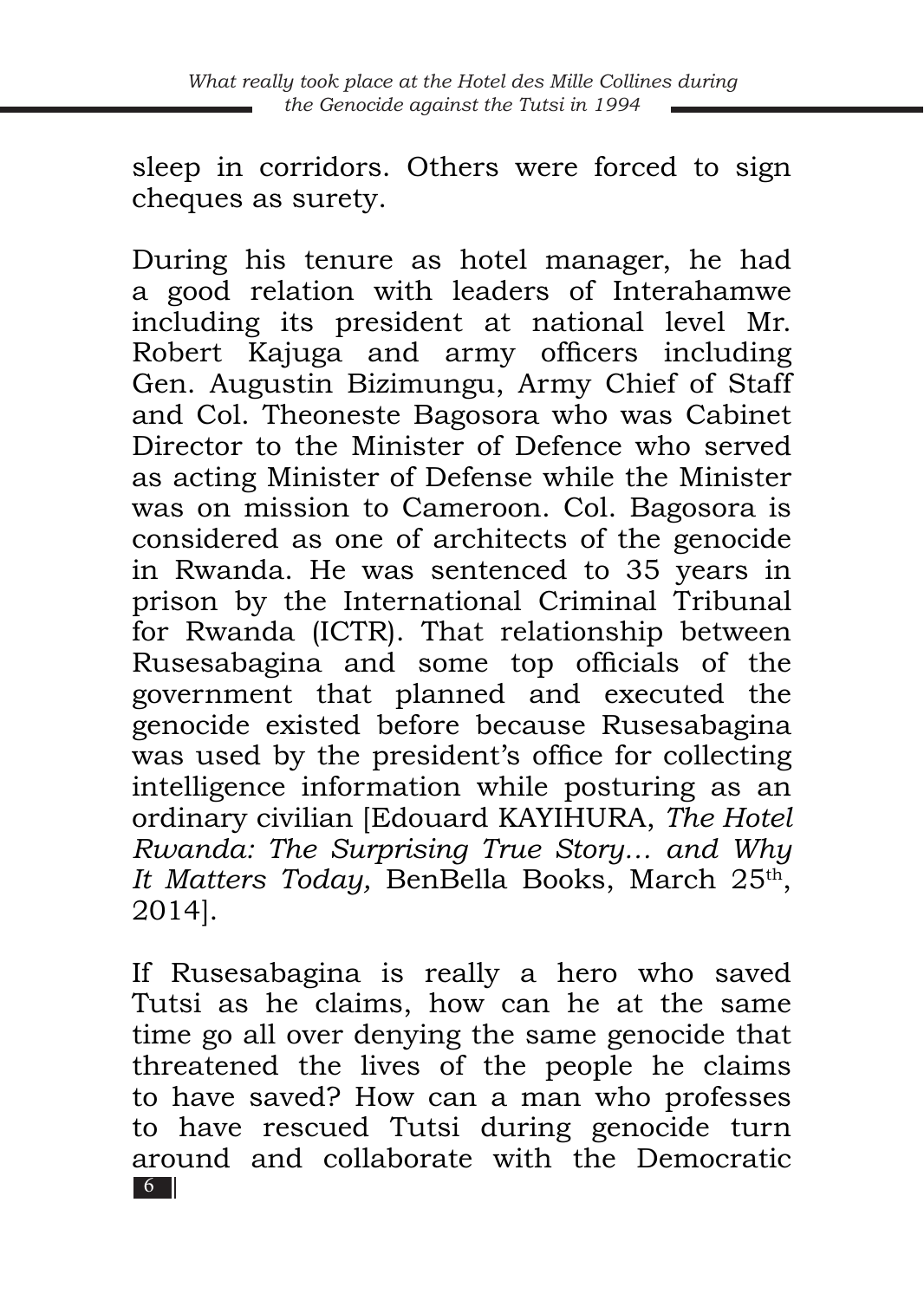sleep in corridors. Others were forced to sign cheques as surety.

During his tenure as hotel manager, he had a good relation with leaders of Interahamwe including its president at national level Mr. Robert Kajuga and army officers including Gen. Augustin Bizimungu, Army Chief of Staff and Col. Theoneste Bagosora who was Cabinet Director to the Minister of Defence who served as acting Minister of Defense while the Minister was on mission to Cameroon. Col. Bagosora is considered as one of architects of the genocide in Rwanda. He was sentenced to 35 years in prison by the International Criminal Tribunal for Rwanda (ICTR). That relationship between Rusesabagina and some top officials of the government that planned and executed the genocide existed before because Rusesabagina was used by the president's office for collecting intelligence information while posturing as an ordinary civilian [Edouard KAYIHURA, *The Hotel Rwanda: The Surprising True Story… and Why It Matters Today,* BenBella Books, March 25th, 2014].

If Rusesabagina is really a hero who saved Tutsi as he claims, how can he at the same time go all over denying the same genocide that threatened the lives of the people he claims to have saved? How can a man who professes to have rescued Tutsi during genocide turn around and collaborate with the Democratic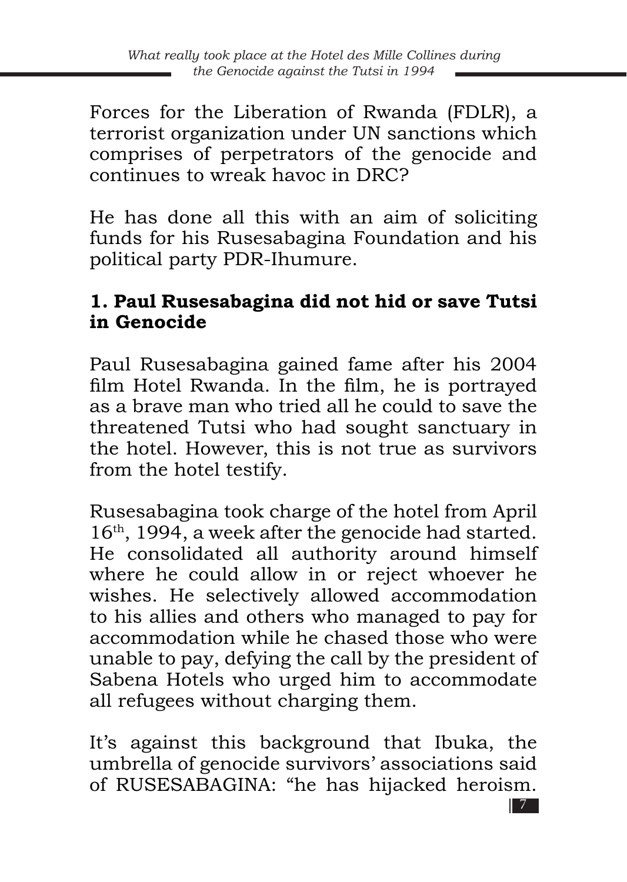Forces for the Liberation of Rwanda (FDLR), a terrorist organization under UN sanctions which comprises of perpetrators of the genocide and continues to wreak havoc in DRC?

He has done all this with an aim of soliciting funds for his Rusesabagina Foundation and his political party PDR-Ihumure.

## 1. Paul Rusesabagina did not hid or save Tutsi in Genocide

Paul Rusesabagina gained fame after his 2004 film Hotel Rwanda. In the film, he is portrayed as a brave man who tried all he could to save the threatened Tutsi who had sought sanctuary in the hotel. However, this is not true as survivors from the hotel testify.

Rusesabagina took charge of the hotel from April 16th, 1994, a week after the genocide had started. He consolidated all authority around himself where he could allow in or reject whoever he wishes. He selectively allowed accommodation to his allies and others who managed to pay for accommodation while he chased those who were unable to pay, defying the call by the president of Sabena Hotels who urged him to accommodate all refugees without charging them.

It's against this background that Ibuka, the umbrella of genocide survivors' associations said of RUSESABAGINA: "he has hijacked heroism.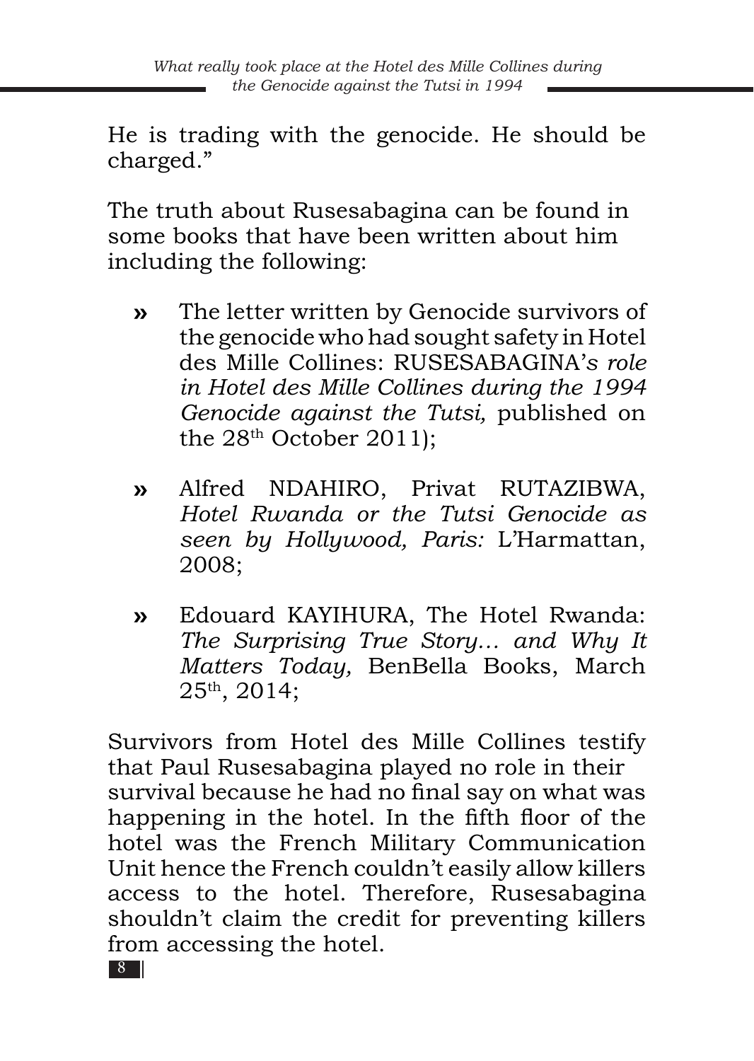He is trading with the genocide. He should be charged."

The truth about Rusesabagina can be found in some books that have been written about him including the following:

- The letter written by Genocide survivors of the genocide who had sought safety in Hotel des Mille Collines: RUSESABAGINA'*s role in Hotel des Mille Collines during the 1994 Genocide against the Tutsi,* published on the 28th October 2011);
- Alfred NDAHIRO, Privat RUTAZIBWA, *Hotel Rwanda or the Tutsi Genocide as seen by Hollywood, Paris:* L'Harmattan, 2008;
- Edouard KAYIHURA, The Hotel Rwanda: *The Surprising True Story… and Why It Matters Today,* BenBella Books, March 25th, 2014;

Survivors from Hotel des Mille Collines testify that Paul Rusesabagina played no role in their survival because he had no final say on what was happening in the hotel. In the fifth floor of the hotel was the French Military Communication Unit hence the French couldn't easily allow killers access to the hotel. Therefore, Rusesabagina shouldn't claim the credit for preventing killers from accessing the hotel.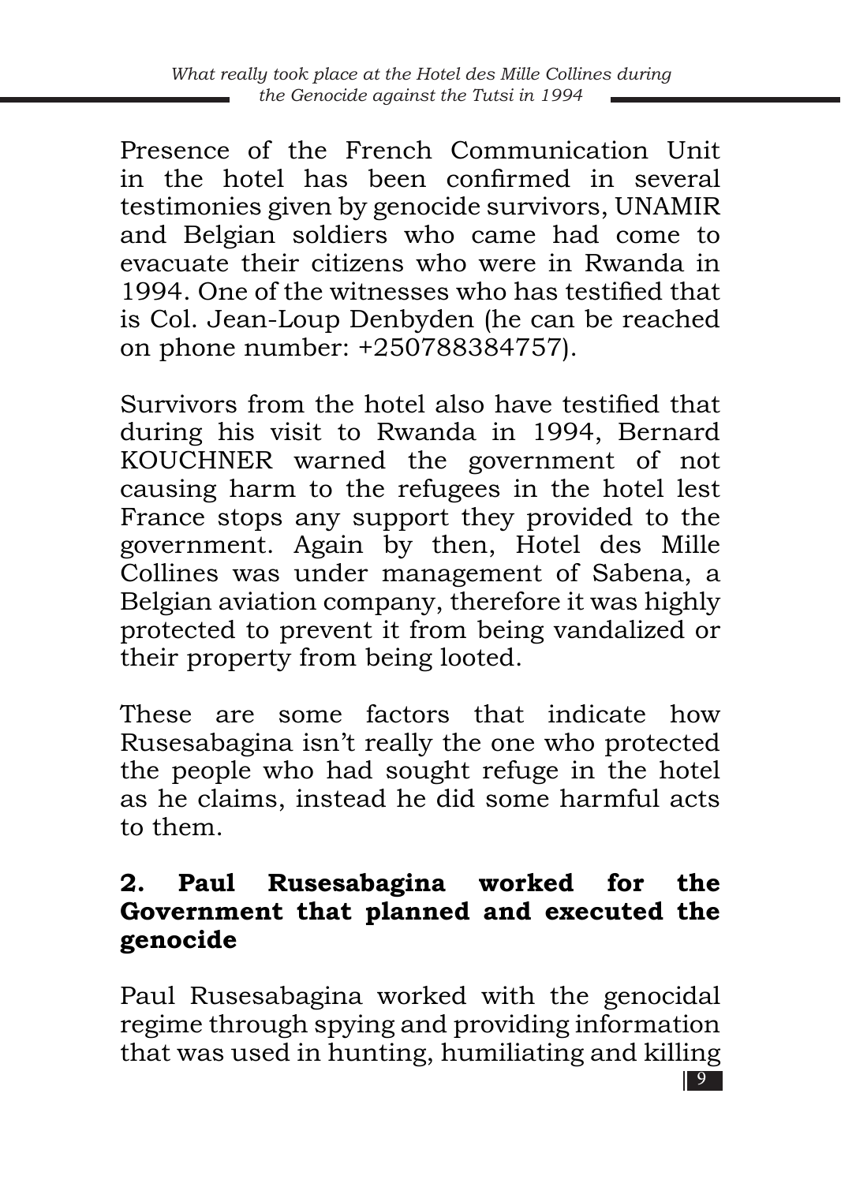Presence of the French Communication Unit in the hotel has been confirmed in several testimonies given by genocide survivors, UNAMIR and Belgian soldiers who came had come to evacuate their citizens who were in Rwanda in 1994. One of the witnesses who has testified that is Col. Jean-Loup Denbyden (he can be reached on phone number: +250788384757).

Survivors from the hotel also have testified that during his visit to Rwanda in 1994, Bernard KOUCHNER warned the government of not causing harm to the refugees in the hotel lest France stops any support they provided to the government. Again by then, Hotel des Mille Collines was under management of Sabena, a Belgian aviation company, therefore it was highly protected to prevent it from being vandalized or their property from being looted.

These are some factors that indicate how Rusesabagina isn't really the one who protected the people who had sought refuge in the hotel as he claims, instead he did some harmful acts to them.

## 2. Paul Rusesabagina worked for the Government that planned and executed the genocide

Paul Rusesabagina worked with the genocidal regime through spying and providing information that was used in hunting, humiliating and killing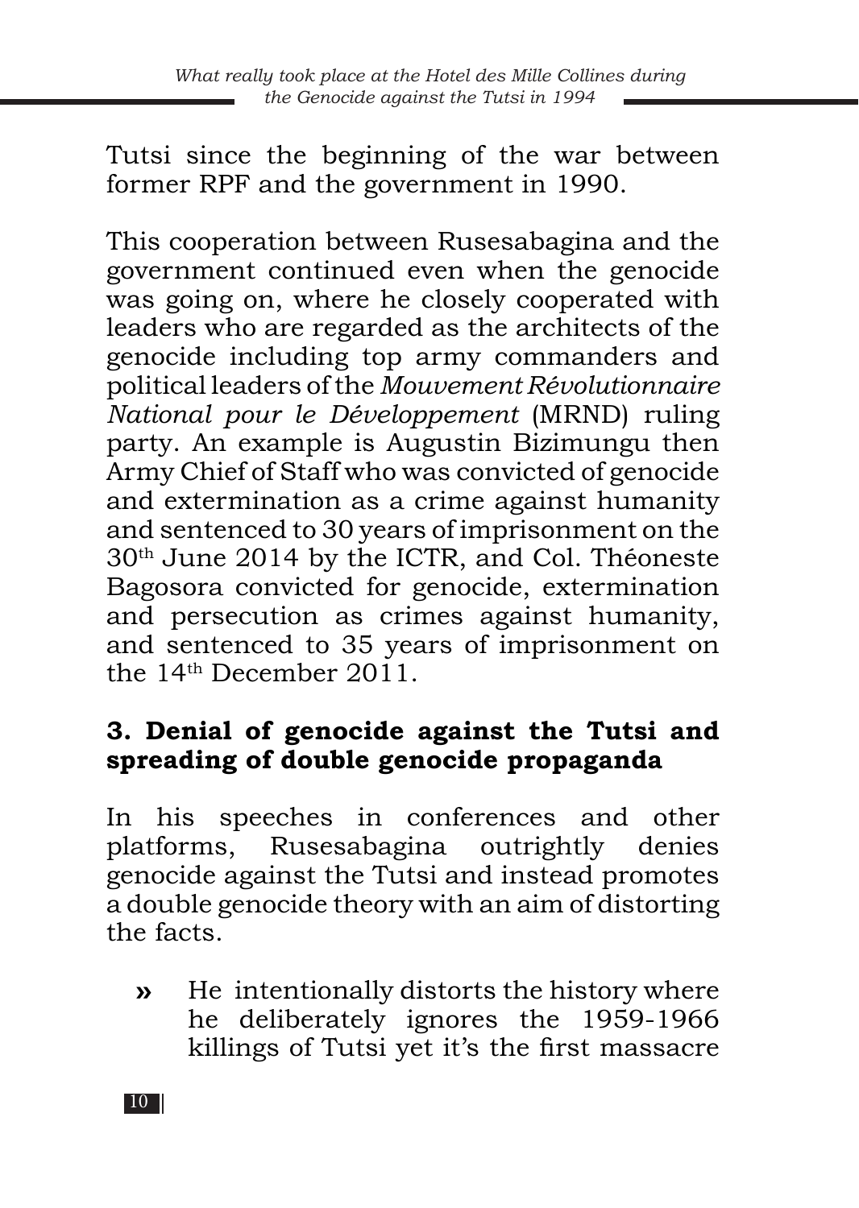Tutsi since the beginning of the war between former RPF and the government in 1990.

This cooperation between Rusesabagina and the government continued even when the genocide was going on, where he closely cooperated with leaders who are regarded as the architects of the genocide including top army commanders and political leaders of the *Mouvement Révolutionnaire National pour le Développement* (MRND) ruling party. An example is Augustin Bizimungu then Army Chief of Staff who was convicted of genocide and extermination as a crime against humanity and sentenced to 30 years of imprisonment on the 30th June 2014 by the ICTR, and Col. Théoneste Bagosora convicted for genocide, extermination and persecution as crimes against humanity, and sentenced to 35 years of imprisonment on the 14th December 2011.

### 3. Denial of genocide against the Tutsi and spreading of double genocide propaganda

In his speeches in conferences and other platforms, Rusesabagina outrightly denies genocide against the Tutsi and instead promotes a double genocide theory with an aim of distorting the facts.

- He intentionally distorts the history where he deliberately ignores the 1959-1966 killings of Tutsi yet it's the first massacre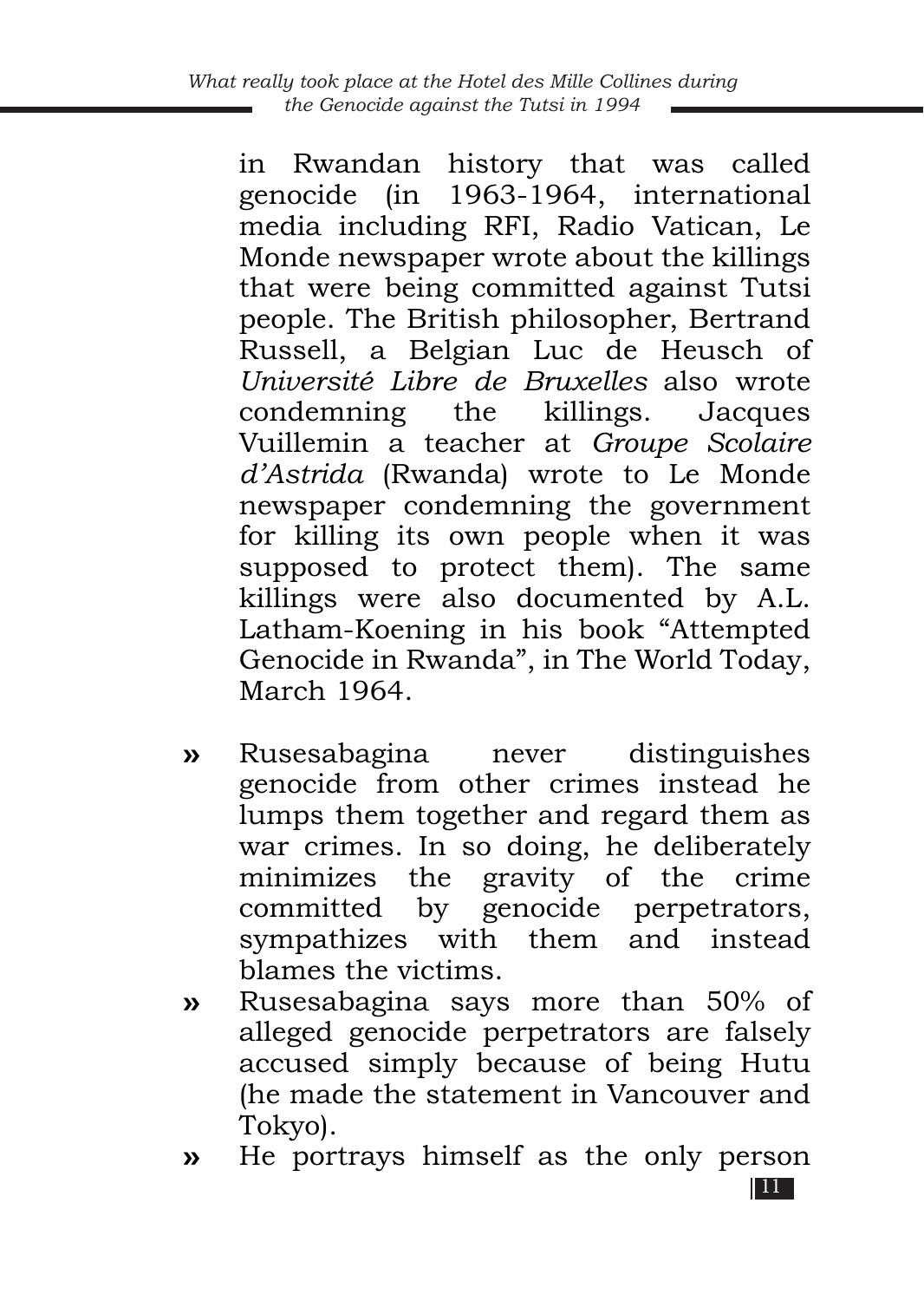in Rwandan history that was called genocide (in 1963-1964, international media including RFI, Radio Vatican, Le Monde newspaper wrote about the killings that were being committed against Tutsi people. The British philosopher, Bertrand Russell, a Belgian Luc de Heusch of *Université Libre de Bruxelles* also wrote condemning the killings. Jacques Vuillemin a teacher at *Groupe Scolaire d'Astrida* (Rwanda) wrote to Le Monde newspaper condemning the government for killing its own people when it was supposed to protect them). The same killings were also documented by A.L. Latham-Koening in his book "Attempted Genocide in Rwanda", in The World Today, March 1964.

» Rusesabagina never distinguishes genocide from other crimes instead he lumps them together and regard them as war crimes. In so doing, he deliberately minimizes the gravity of the crime committed by genocide perpetrators, sympathizes with them and instead blames the victims.

» Rusesabagina says more than 50% of alleged genocide perpetrators are falsely accused simply because of being Hutu (he made the statement in Vancouver and Tokyo).

» He portrays himself as the only person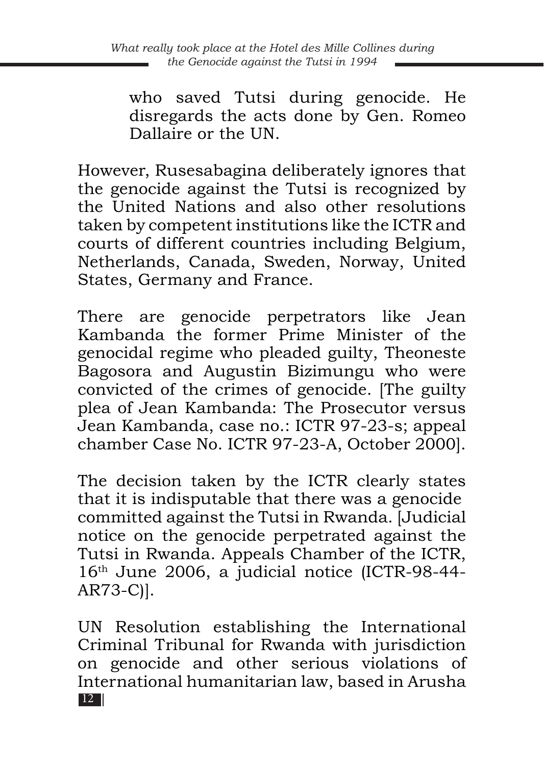who saved Tutsi during genocide. He disregards the acts done by Gen. Romeo Dallaire or the UN.

However, Rusesabagina deliberately ignores that the genocide against the Tutsi is recognized by the United Nations and also other resolutions taken by competent institutions like the ICTR and courts of different countries including Belgium, Netherlands, Canada, Sweden, Norway, United States, Germany and France.

There are genocide perpetrators like Jean Kambanda the former Prime Minister of the genocidal regime who pleaded guilty, Theoneste Bagosora and Augustin Bizimungu who were convicted of the crimes of genocide. [The guilty plea of Jean Kambanda: The Prosecutor versus Jean Kambanda, case no.: ICTR 97-23-s; appeal chamber Case No. ICTR 97-23-A, October 2000].

The decision taken by the ICTR clearly states that it is indisputable that there was a genocide committed against the Tutsi in Rwanda. [Judicial notice on the genocide perpetrated against the Tutsi in Rwanda. Appeals Chamber of the ICTR, 16th June 2006, a judicial notice (ICTR-98-44-AR73-C)].

UN Resolution establishing the International Criminal Tribunal for Rwanda with jurisdiction on genocide and other serious violations of International humanitarian law, based in Arusha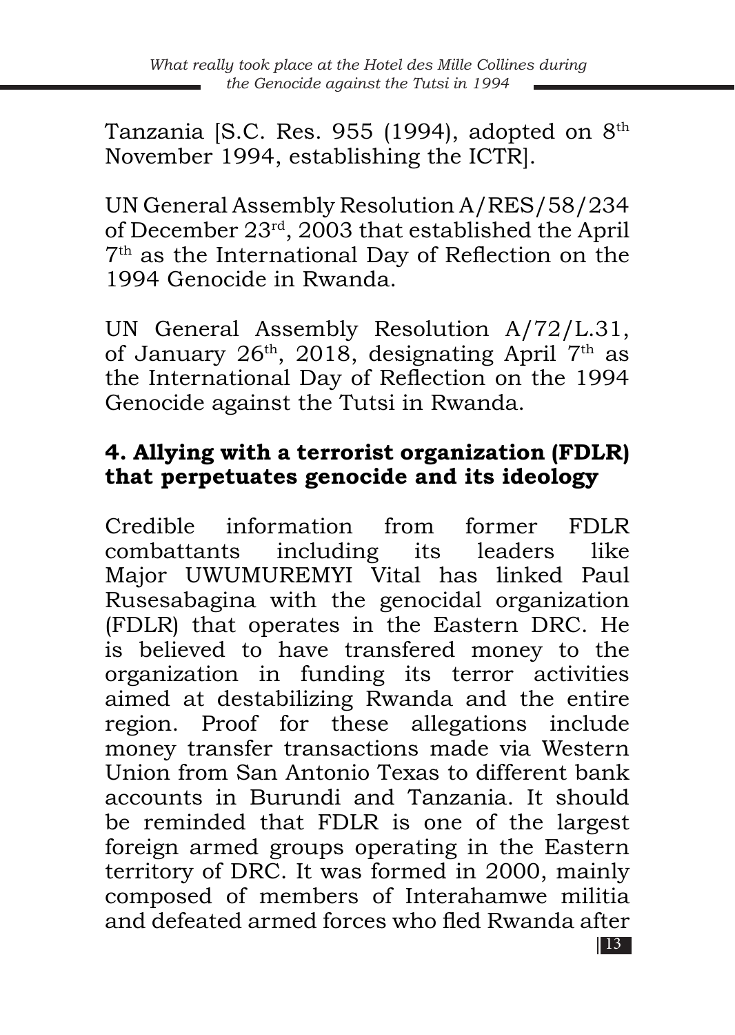Tanzania [S.C. Res. 955 (1994), adopted on 8th November 1994, establishing the ICTR].

UN General Assembly Resolution A/RES/58/234 of December 23rd, 2003 that established the April 7th as the International Day of Reflection on the 1994 Genocide in Rwanda.

UN General Assembly Resolution A/72/L.31, of January 26th, 2018, designating April 7th as the International Day of Reflection on the 1994 Genocide against the Tutsi in Rwanda.

## 4. Allying with a terrorist organization (FDLR) that perpetuates genocide and its ideology

Credible information from former FDLR combattants including its leaders like Major UWUMUREMYI Vital has linked Paul Rusesabagina with the genocidal organization (FDLR) that operates in the Eastern DRC. He is believed to have transfered money to the organization in funding its terror activities aimed at destabilizing Rwanda and the entire region. Proof for these allegations include money transfer transactions made via Western Union from San Antonio Texas to different bank accounts in Burundi and Tanzania. It should be reminded that FDLR is one of the largest foreign armed groups operating in the Eastern territory of DRC. It was formed in 2000, mainly composed of members of Interahamwe militia and defeated armed forces who fled Rwanda after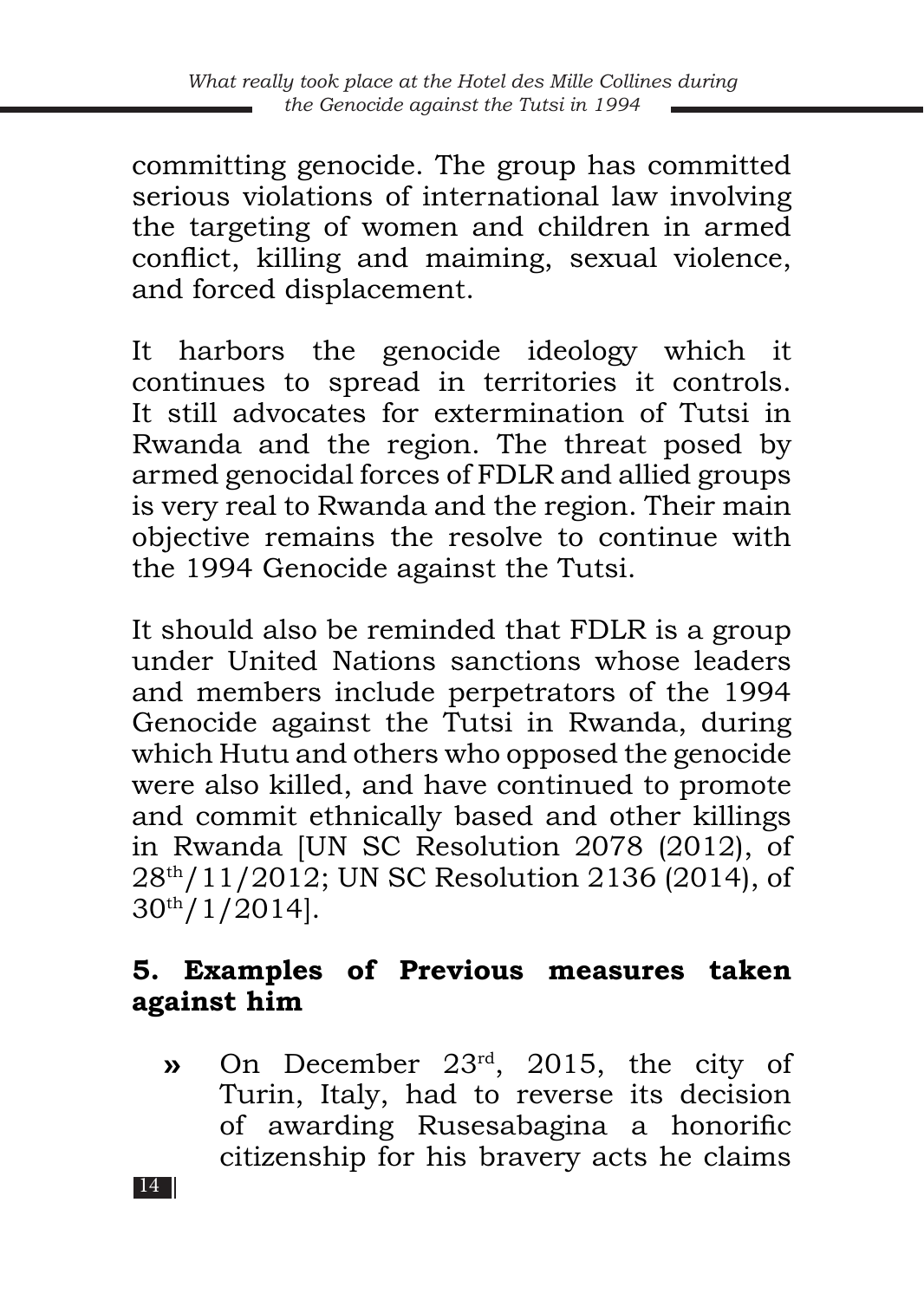committing genocide. The group has committed serious violations of international law involving the targeting of women and children in armed conflict, killing and maiming, sexual violence, and forced displacement.

It harbors the genocide ideology which it continues to spread in territories it controls. It still advocates for extermination of Tutsi in Rwanda and the region. The threat posed by armed genocidal forces of FDLR and allied groups is very real to Rwanda and the region. Their main objective remains the resolve to continue with the 1994 Genocide against the Tutsi.

It should also be reminded that FDLR is a group under United Nations sanctions whose leaders and members include perpetrators of the 1994 Genocide against the Tutsi in Rwanda, during which Hutu and others who opposed the genocide were also killed, and have continued to promote and commit ethnically based and other killings in Rwanda [UN SC Resolution 2078 (2012), of 28th/11/2012; UN SC Resolution 2136 (2014), of 30th/1/2014].

## 5. Examples of Previous measures taken against him

- On December 23rd, 2015, the city of Turin, Italy, had to reverse its decision of awarding Rusesabagina a honorific citizenship for his bravery acts he claims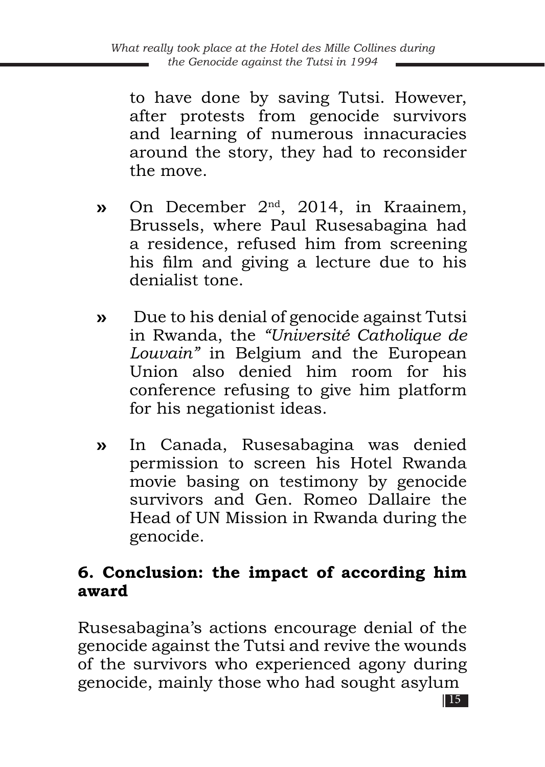to have done by saving Tutsi. However, after protests from genocide survivors and learning of numerous innacuracies around the story, they had to reconsider the move.

- On December 2nd, 2014, in Kraainem, Brussels, where Paul Rusesabagina had a residence, refused him from screening his film and giving a lecture due to his denialist tone.

- Due to his denial of genocide against Tutsi in Rwanda, the *"Université Catholique de Louvain"* in Belgium and the European Union also denied him room for his conference refusing to give him platform for his negationist ideas.

- In Canada, Rusesabagina was denied permission to screen his Hotel Rwanda movie basing on testimony by genocide survivors and Gen. Romeo Dallaire the Head of UN Mission in Rwanda during the genocide.

## 6. Conclusion: the impact of according him award

Rusesabagina's actions encourage denial of the genocide against the Tutsi and revive the wounds of the survivors who experienced agony during genocide, mainly those who had sought asylum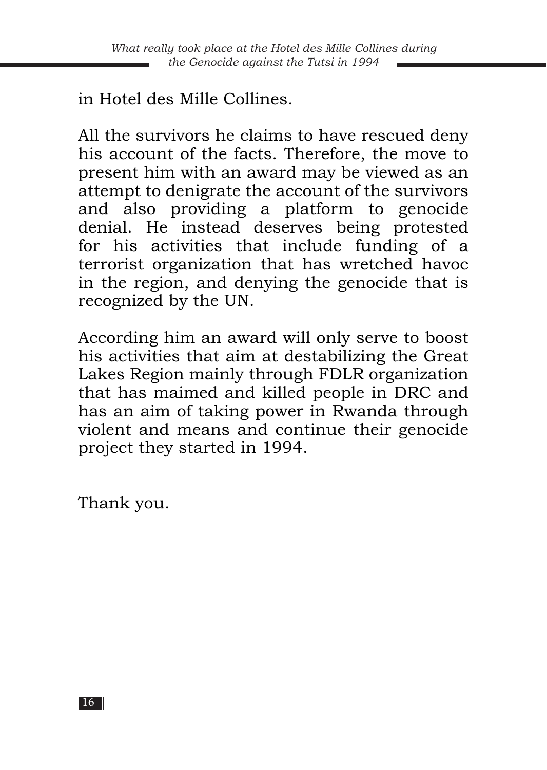in Hotel des Mille Collines.

All the survivors he claims to have rescued deny his account of the facts. Therefore, the move to present him with an award may be viewed as an attempt to denigrate the account of the survivors and also providing a platform to genocide denial. He instead deserves being protested for his activities that include funding of a terrorist organization that has wretched havoc in the region, and denying the genocide that is recognized by the UN.

According him an award will only serve to boost his activities that aim at destabilizing the Great Lakes Region mainly through FDLR organization that has maimed and killed people in DRC and has an aim of taking power in Rwanda through violent and means and continue their genocide project they started in 1994.

Thank you.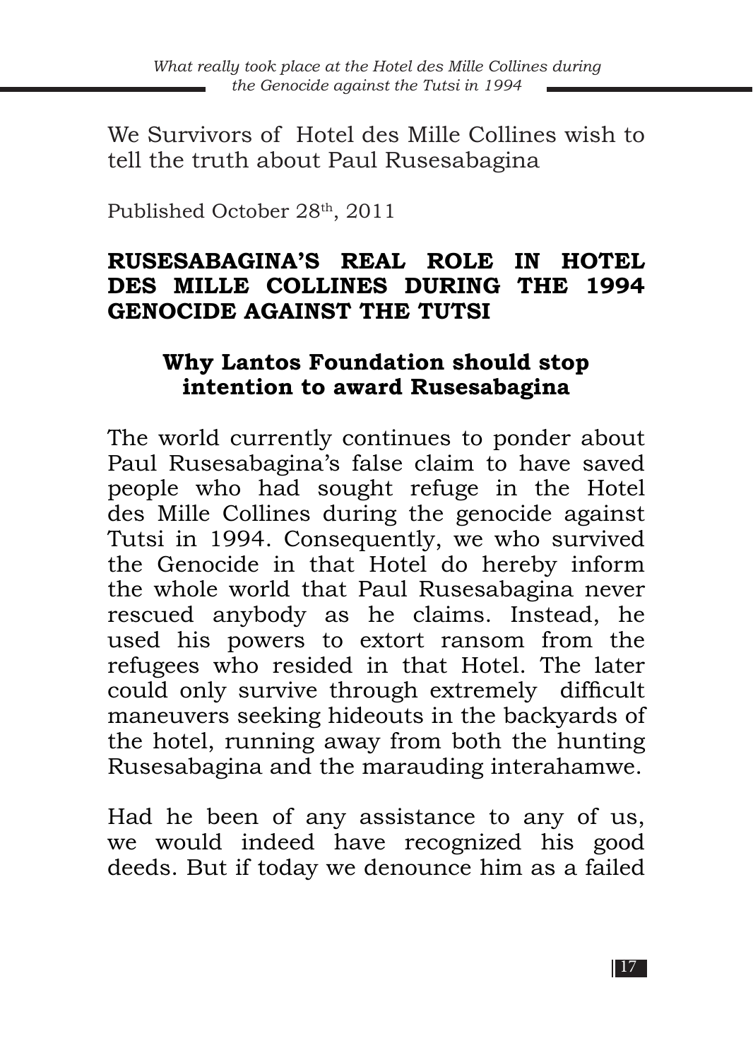We Survivors of Hotel des Mille Collines wish to tell the truth about Paul Rusesabagina

Published October 28th, 2011

## RUSESABAGINA'S REAL ROLE IN HOTEL DES MILLE COLLINES DURING THE 1994 GENOCIDE AGAINST THE TUTSI

### Why Lantos Foundation should stop intention to award Rusesabagina

The world currently continues to ponder about Paul Rusesabagina's false claim to have saved people who had sought refuge in the Hotel des Mille Collines during the genocide against Tutsi in 1994. Consequently, we who survived the Genocide in that Hotel do hereby inform the whole world that Paul Rusesabagina never rescued anybody as he claims. Instead, he used his powers to extort ransom from the refugees who resided in that Hotel. The later could only survive through extremely difficult maneuvers seeking hideouts in the backyards of the hotel, running away from both the hunting Rusesabagina and the marauding interahamwe.

Had he been of any assistance to any of us, we would indeed have recognized his good deeds. But if today we denounce him as a failed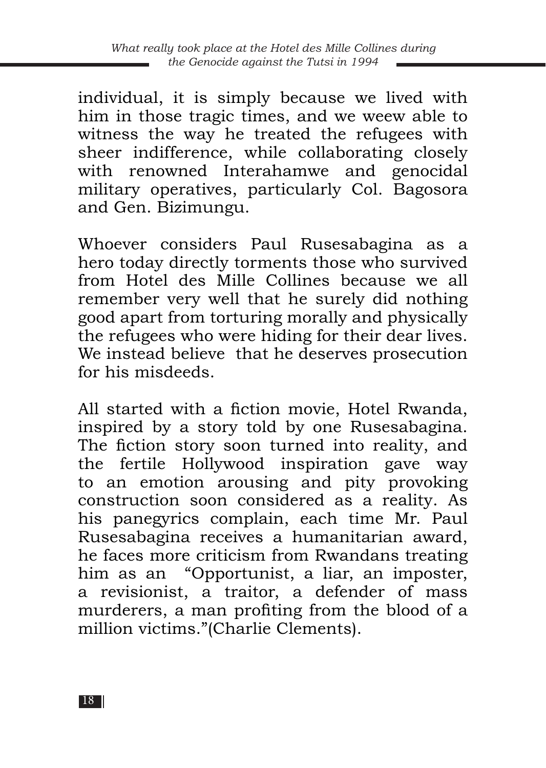individual, it is simply because we lived with him in those tragic times, and we weew able to witness the way he treated the refugees with sheer indifference, while collaborating closely with renowned Interahamwe and genocidal military operatives, particularly Col. Bagosora and Gen. Bizimungu.

Whoever considers Paul Rusesabagina as a hero today directly torments those who survived from Hotel des Mille Collines because we all remember very well that he surely did nothing good apart from torturing morally and physically the refugees who were hiding for their dear lives. We instead believe that he deserves prosecution for his misdeeds.

All started with a fiction movie, Hotel Rwanda, inspired by a story told by one Rusesabagina. The fiction story soon turned into reality, and the fertile Hollywood inspiration gave way to an emotion arousing and pity provoking construction soon considered as a reality. As his panegyrics complain, each time Mr. Paul Rusesabagina receives a humanitarian award, he faces more criticism from Rwandans treating him as an "Opportunist, a liar, an imposter, a revisionist, a traitor, a defender of mass murderers, a man profiting from the blood of a million victims."(Charlie Clements).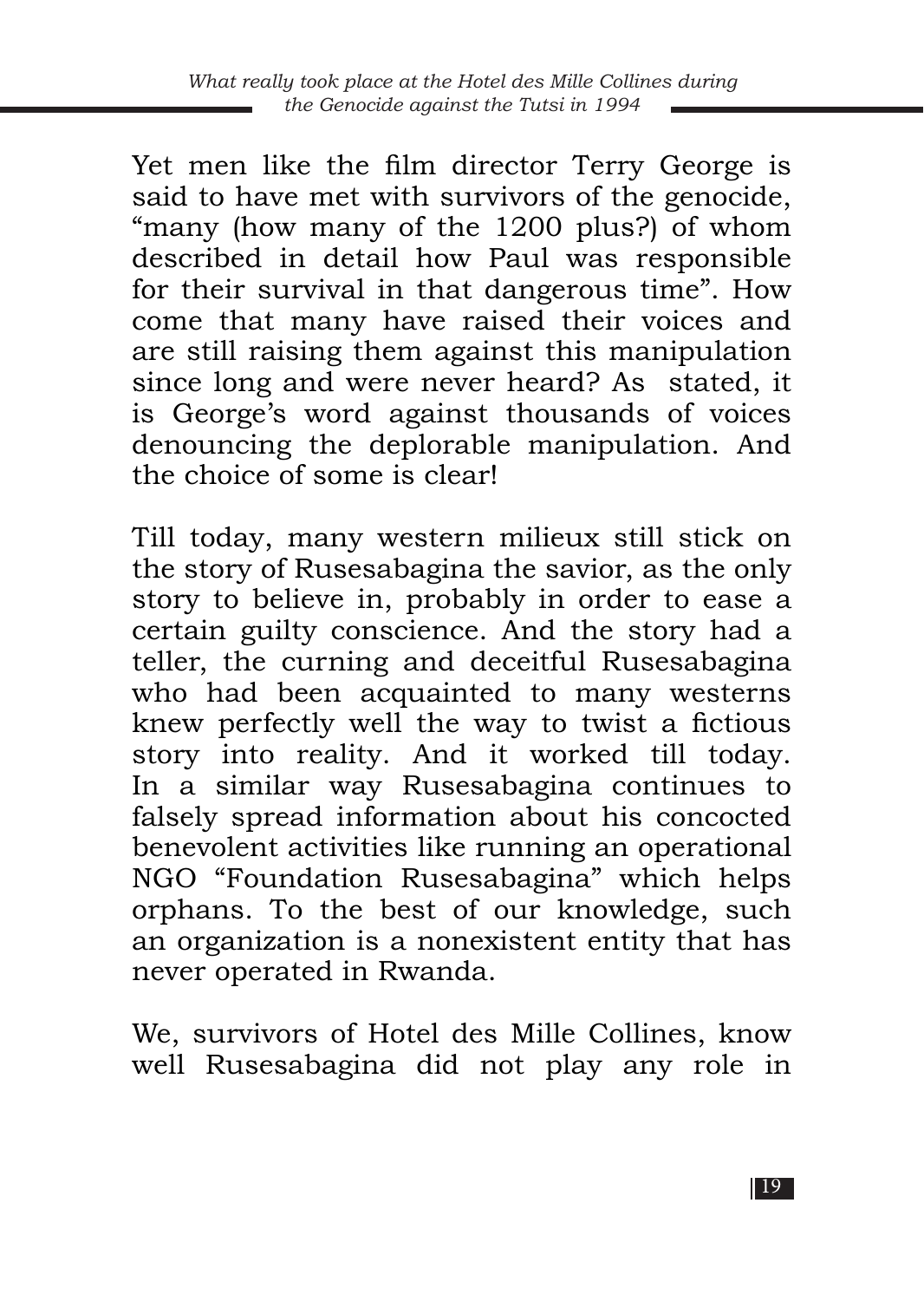Yet men like the film director Terry George is said to have met with survivors of the genocide, "many (how many of the 1200 plus?) of whom described in detail how Paul was responsible for their survival in that dangerous time". How come that many have raised their voices and are still raising them against this manipulation since long and were never heard? As stated, it is George's word against thousands of voices denouncing the deplorable manipulation. And the choice of some is clear!

Till today, many western milieux still stick on the story of Rusesabagina the savior, as the only story to believe in, probably in order to ease a certain guilty conscience. And the story had a teller, the curning and deceitful Rusesabagina who had been acquainted to many westerns knew perfectly well the way to twist a fictious story into reality. And it worked till today. In a similar way Rusesabagina continues to falsely spread information about his concocted benevolent activities like running an operational NGO "Foundation Rusesabagina" which helps orphans. To the best of our knowledge, such an organization is a nonexistent entity that has never operated in Rwanda.

We, survivors of Hotel des Mille Collines, know well Rusesabagina did not play any role in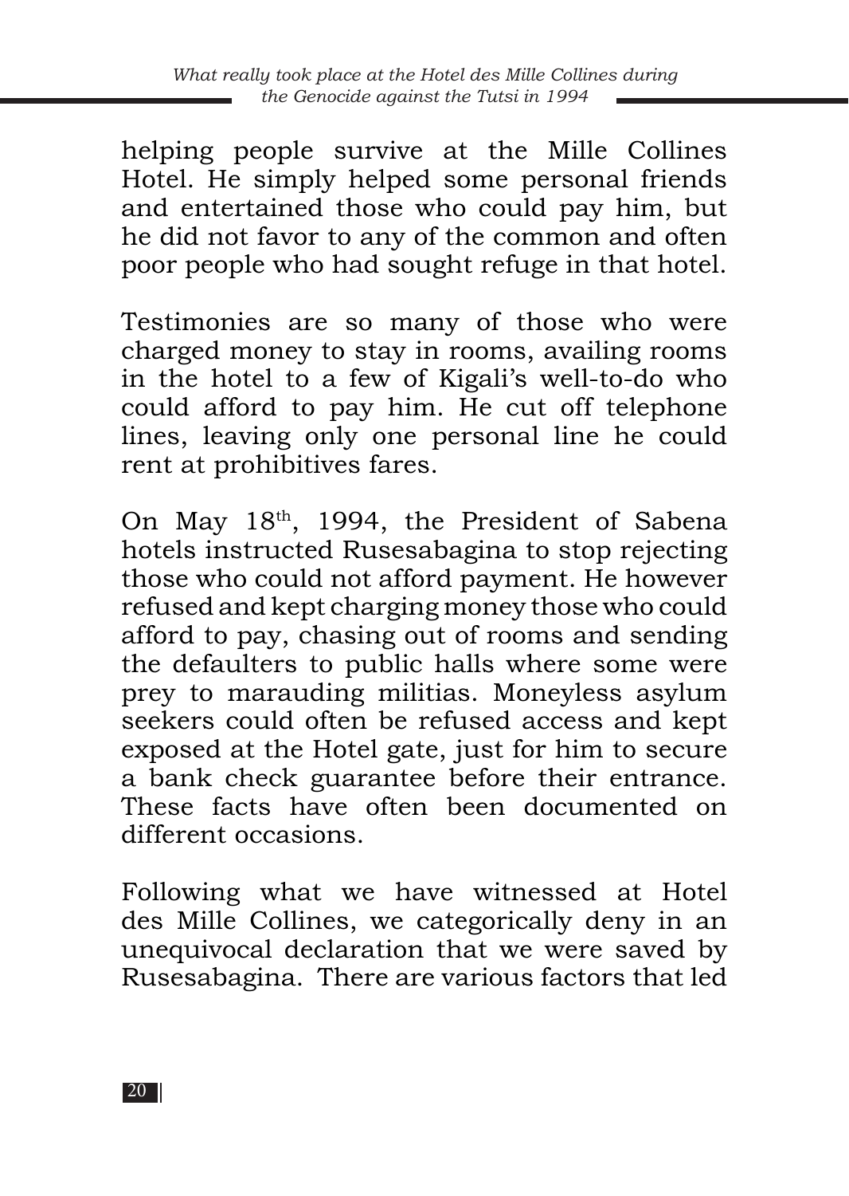helping people survive at the Mille Collines Hotel. He simply helped some personal friends and entertained those who could pay him, but he did not favor to any of the common and often poor people who had sought refuge in that hotel.

Testimonies are so many of those who were charged money to stay in rooms, availing rooms in the hotel to a few of Kigali's well-to-do who could afford to pay him. He cut off telephone lines, leaving only one personal line he could rent at prohibitives fares.

On May 18th, 1994, the President of Sabena hotels instructed Rusesabagina to stop rejecting those who could not afford payment. He however refused and kept charging money those who could afford to pay, chasing out of rooms and sending the defaulters to public halls where some were prey to marauding militias. Moneyless asylum seekers could often be refused access and kept exposed at the Hotel gate, just for him to secure a bank check guarantee before their entrance. These facts have often been documented on different occasions.

Following what we have witnessed at Hotel des Mille Collines, we categorically deny in an unequivocal declaration that we were saved by Rusesabagina. There are various factors that led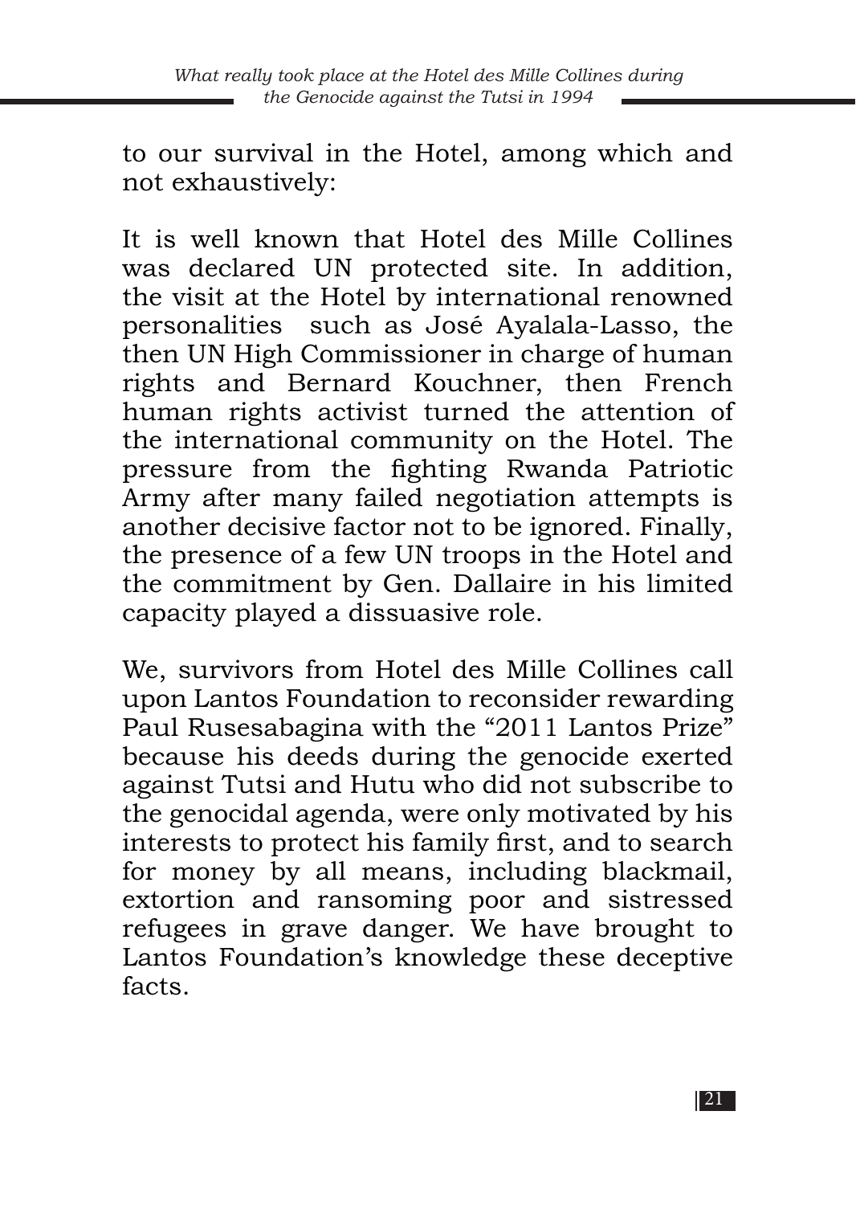to our survival in the Hotel, among which and not exhaustively:

It is well known that Hotel des Mille Collines was declared UN protected site. In addition, the visit at the Hotel by international renowned personalities  such as José Ayalala-Lasso, the then UN High Commissioner in charge of human rights and Bernard Kouchner, then French human rights activist turned the attention of the international community on the Hotel. The pressure from the fighting Rwanda Patriotic Army after many failed negotiation attempts is another decisive factor not to be ignored. Finally, the presence of a few UN troops in the Hotel and the commitment by Gen. Dallaire in his limited capacity played a dissuasive role.

We, survivors from Hotel des Mille Collines call upon Lantos Foundation to reconsider rewarding Paul Rusesabagina with the “2011 Lantos Prize” because his deeds during the genocide exerted against Tutsi and Hutu who did not subscribe to the genocidal agenda, were only motivated by his interests to protect his family first, and to search for money by all means, including blackmail, extortion and ransoming poor and sistressed refugees in grave danger. We have brought to Lantos Foundation’s knowledge these deceptive facts.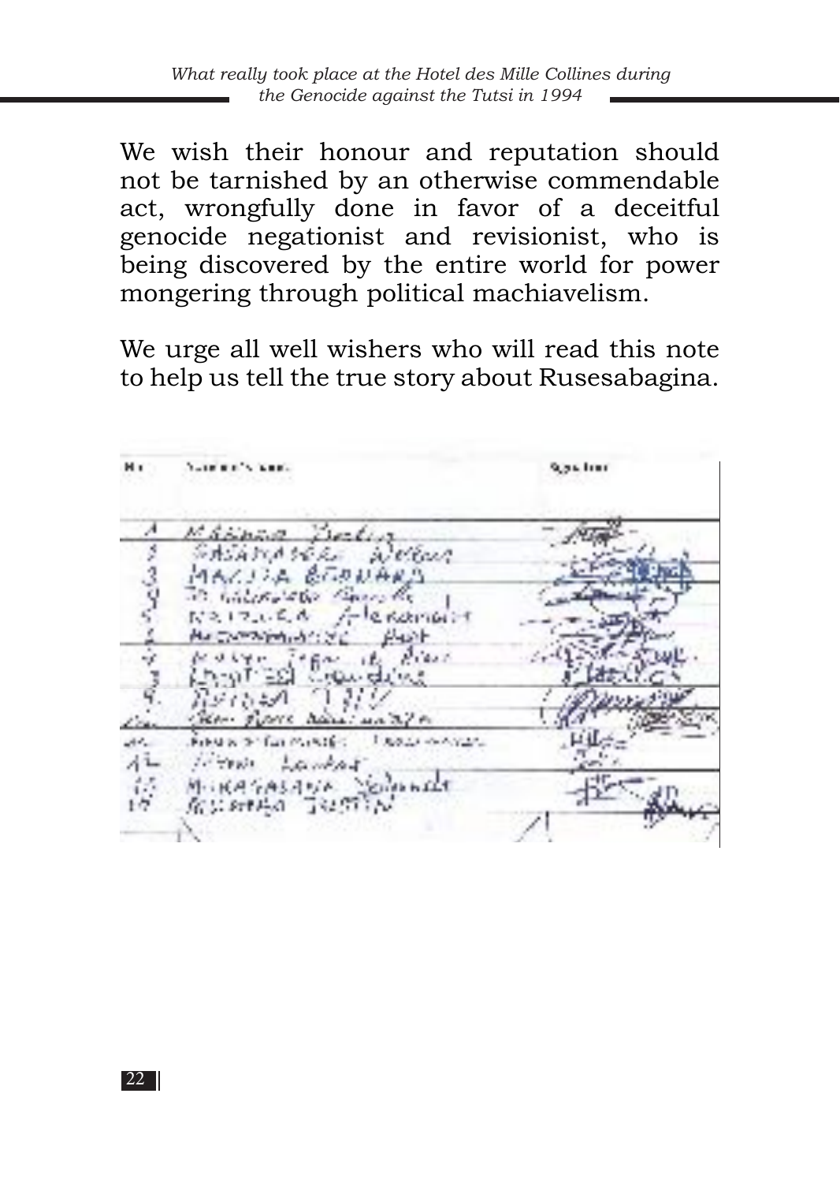We wish their honour and reputation should not be tarnished by an otherwise commendable act, wrongfully done in favor of a deceitful genocide negationist and revisionist, who is being discovered by the entire world for power mongering through political machiavelism.

We urge all well wishers who will read this note to help us tell the true story about Rusesabagina.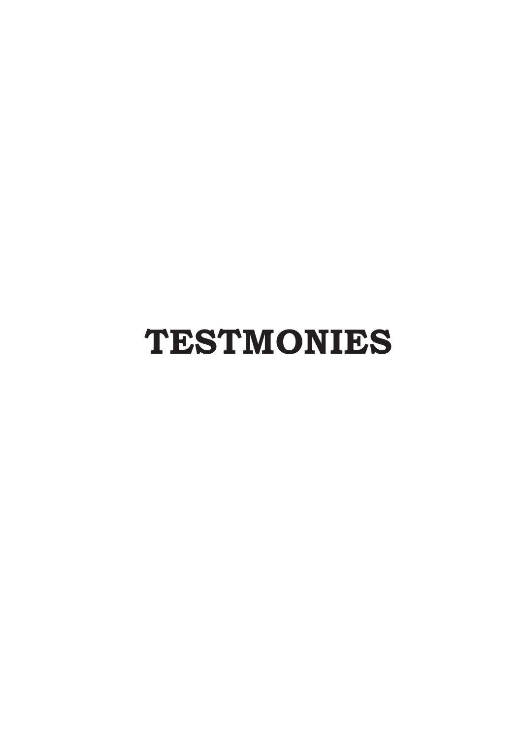# TESTMONIES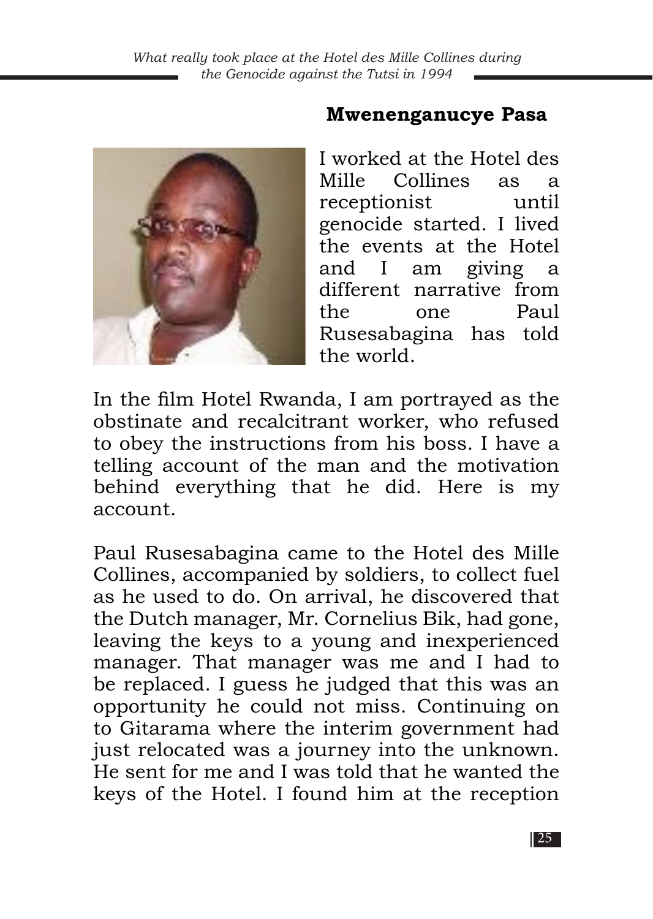## Mwenenganucye Pasa

I worked at the Hotel des Mille Collines as a receptionist until genocide started. I lived the events at the Hotel and I am giving a different narrative from the one Paul Rusesabagina has told the world.

In the film Hotel Rwanda, I am portrayed as the obstinate and recalcitrant worker, who refused to obey the instructions from his boss. I have a telling account of the man and the motivation behind everything that he did. Here is my account.

Paul Rusesabagina came to the Hotel des Mille Collines, accompanied by soldiers, to collect fuel as he used to do. On arrival, he discovered that the Dutch manager, Mr. Cornelius Bik, had gone, leaving the keys to a young and inexperienced manager. That manager was me and I had to be replaced. I guess he judged that this was an opportunity he could not miss. Continuing on to Gitarama where the interim government had just relocated was a journey into the unknown. He sent for me and I was told that he wanted the keys of the Hotel. I found him at the reception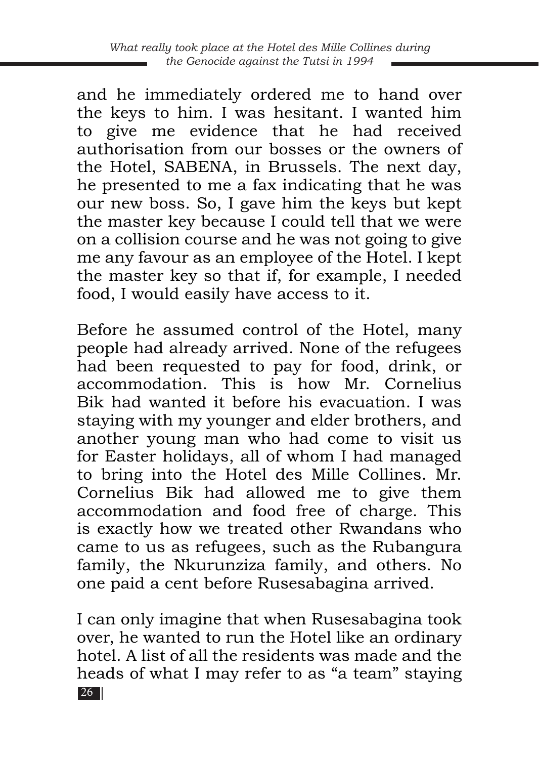and he immediately ordered me to hand over the keys to him. I was hesitant. I wanted him to give me evidence that he had received authorisation from our bosses or the owners of the Hotel, SABENA, in Brussels. The next day, he presented to me a fax indicating that he was our new boss. So, I gave him the keys but kept the master key because I could tell that we were on a collision course and he was not going to give me any favour as an employee of the Hotel. I kept the master key so that if, for example, I needed food, I would easily have access to it.

Before he assumed control of the Hotel, many people had already arrived. None of the refugees had been requested to pay for food, drink, or accommodation. This is how Mr. Cornelius Bik had wanted it before his evacuation. I was staying with my younger and elder brothers, and another young man who had come to visit us for Easter holidays, all of whom I had managed to bring into the Hotel des Mille Collines. Mr. Cornelius Bik had allowed me to give them accommodation and food free of charge. This is exactly how we treated other Rwandans who came to us as refugees, such as the Rubangura family, the Nkurunziza family, and others. No one paid a cent before Rusesabagina arrived.

I can only imagine that when Rusesabagina took over, he wanted to run the Hotel like an ordinary hotel. A list of all the residents was made and the heads of what I may refer to as "a team" staying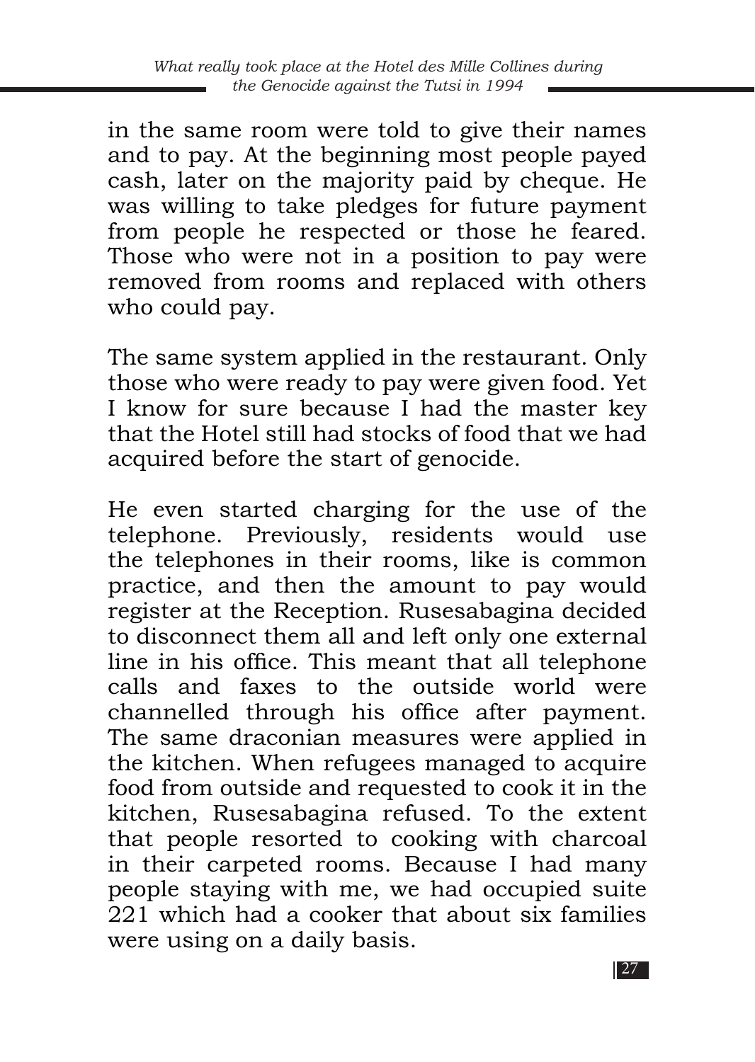in the same room were told to give their names and to pay. At the beginning most people payed cash, later on the majority paid by cheque. He was willing to take pledges for future payment from people he respected or those he feared. Those who were not in a position to pay were removed from rooms and replaced with others who could pay.

The same system applied in the restaurant. Only those who were ready to pay were given food. Yet I know for sure because I had the master key that the Hotel still had stocks of food that we had acquired before the start of genocide.

He even started charging for the use of the telephone. Previously, residents would use the telephones in their rooms, like is common practice, and then the amount to pay would register at the Reception. Rusesabagina decided to disconnect them all and left only one external line in his office. This meant that all telephone calls and faxes to the outside world were channelled through his office after payment. The same draconian measures were applied in the kitchen. When refugees managed to acquire food from outside and requested to cook it in the kitchen, Rusesabagina refused. To the extent that people resorted to cooking with charcoal in their carpeted rooms. Because I had many people staying with me, we had occupied suite 221 which had a cooker that about six families were using on a daily basis.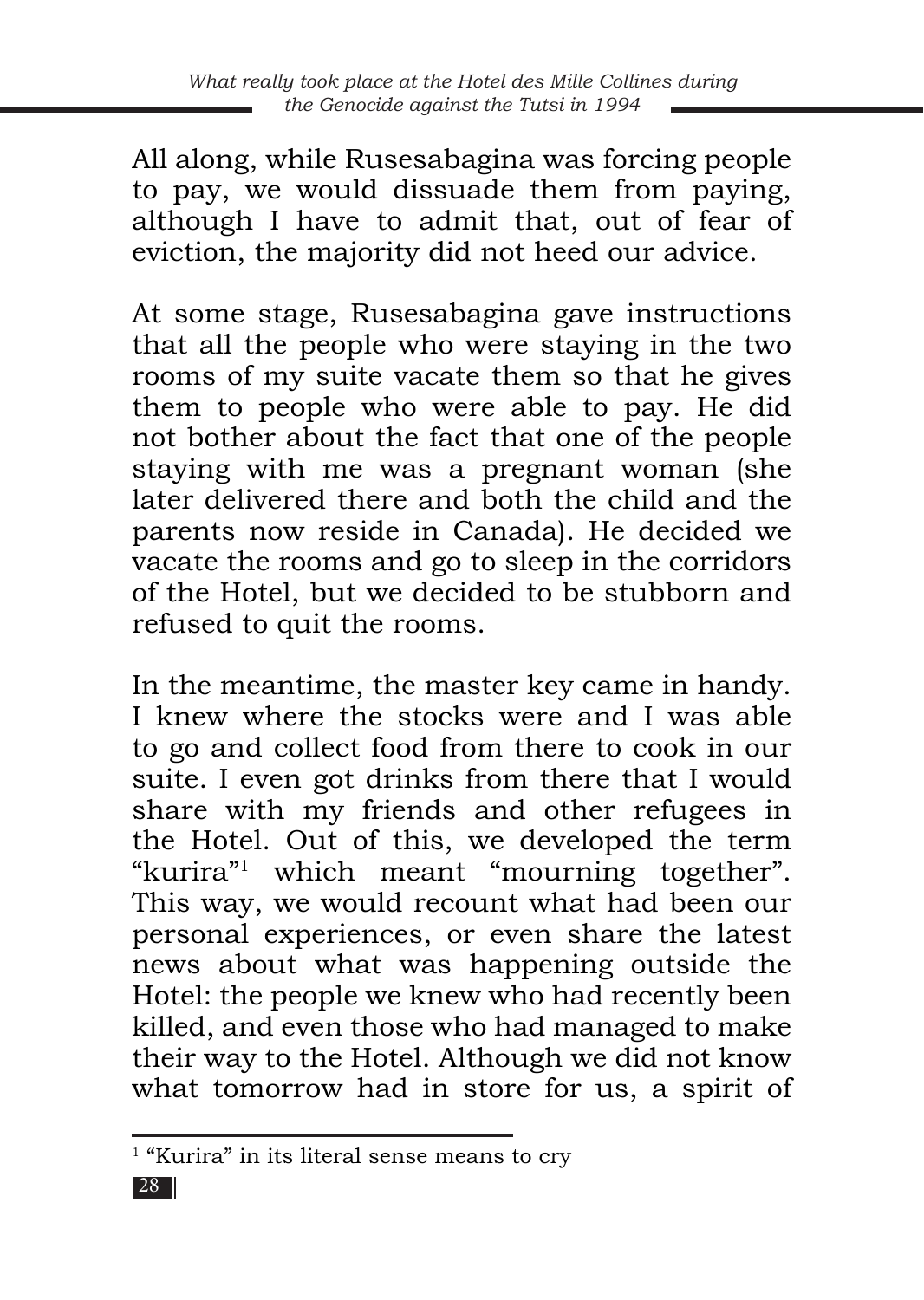All along, while Rusesabagina was forcing people to pay, we would dissuade them from paying, although I have to admit that, out of fear of eviction, the majority did not heed our advice.

At some stage, Rusesabagina gave instructions that all the people who were staying in the two rooms of my suite vacate them so that he gives them to people who were able to pay. He did not bother about the fact that one of the people staying with me was a pregnant woman (she later delivered there and both the child and the parents now reside in Canada). He decided we vacate the rooms and go to sleep in the corridors of the Hotel, but we decided to be stubborn and refused to quit the rooms.

In the meantime, the master key came in handy. I knew where the stocks were and I was able to go and collect food from there to cook in our suite. I even got drinks from there that I would share with my friends and other refugees in the Hotel. Out of this, we developed the term "kurira"[1] which meant "mourning together". This way, we would recount what had been our personal experiences, or even share the latest news about what was happening outside the Hotel: the people we knew who had recently been killed, and even those who had managed to make their way to the Hotel. Although we did not know what tomorrow had in store for us, a spirit of

---

[1] "Kurira" in its literal sense means to cry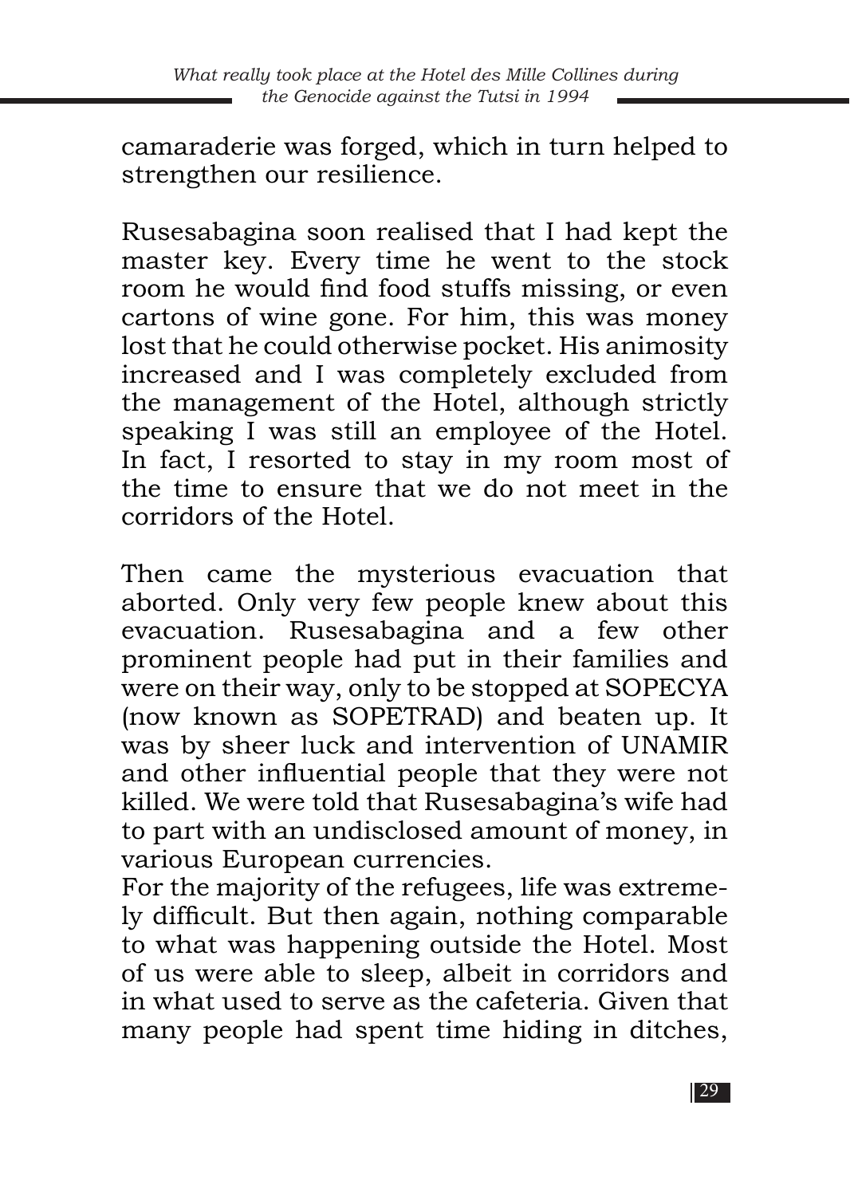camaraderie was forged, which in turn helped to strengthen our resilience.

Rusesabagina soon realised that I had kept the master key. Every time he went to the stock room he would find food stuffs missing, or even cartons of wine gone. For him, this was money lost that he could otherwise pocket. His animosity increased and I was completely excluded from the management of the Hotel, although strictly speaking I was still an employee of the Hotel. In fact, I resorted to stay in my room most of the time to ensure that we do not meet in the corridors of the Hotel.

Then came the mysterious evacuation that aborted. Only very few people knew about this evacuation. Rusesabagina and a few other prominent people had put in their families and were on their way, only to be stopped at SOPECYA (now known as SOPETRAD) and beaten up. It was by sheer luck and intervention of UNAMIR and other influential people that they were not killed. We were told that Rusesabagina's wife had to part with an undisclosed amount of money, in various European currencies.

For the majority of the refugees, life was extremely difficult. But then again, nothing comparable to what was happening outside the Hotel. Most of us were able to sleep, albeit in corridors and in what used to serve as the cafeteria. Given that many people had spent time hiding in ditches,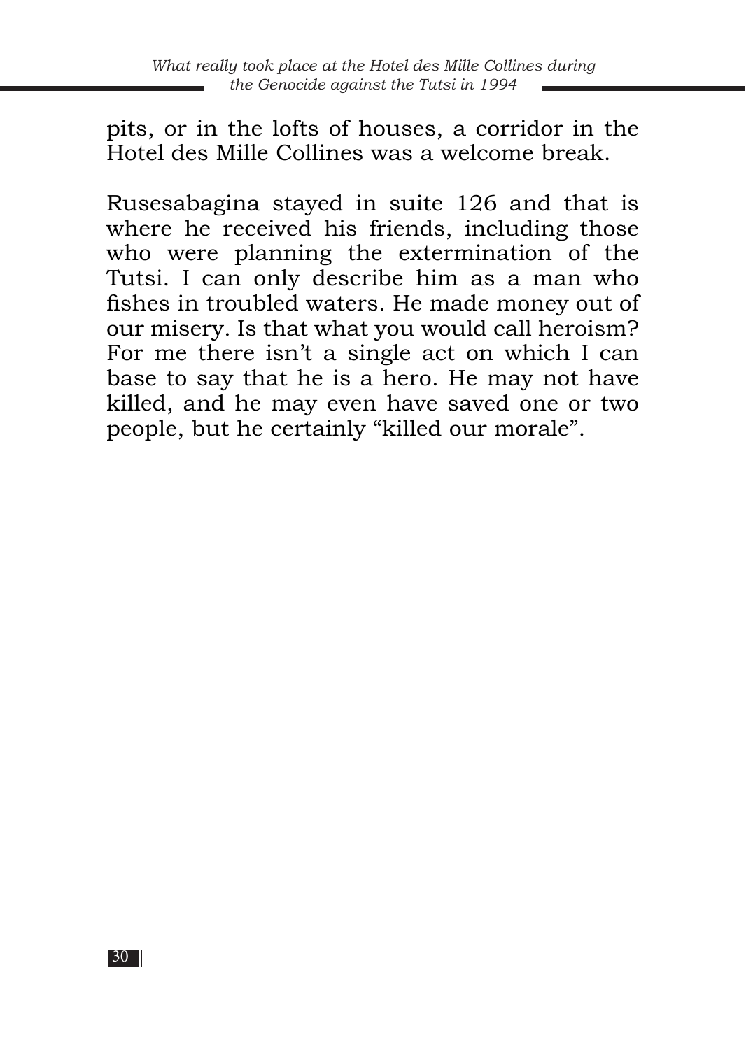pits, or in the lofts of houses, a corridor in the Hotel des Mille Collines was a welcome break.

Rusesabagina stayed in suite 126 and that is where he received his friends, including those who were planning the extermination of the Tutsi. I can only describe him as a man who fishes in troubled waters. He made money out of our misery. Is that what you would call heroism? For me there isn't a single act on which I can base to say that he is a hero. He may not have killed, and he may even have saved one or two people, but he certainly "killed our morale".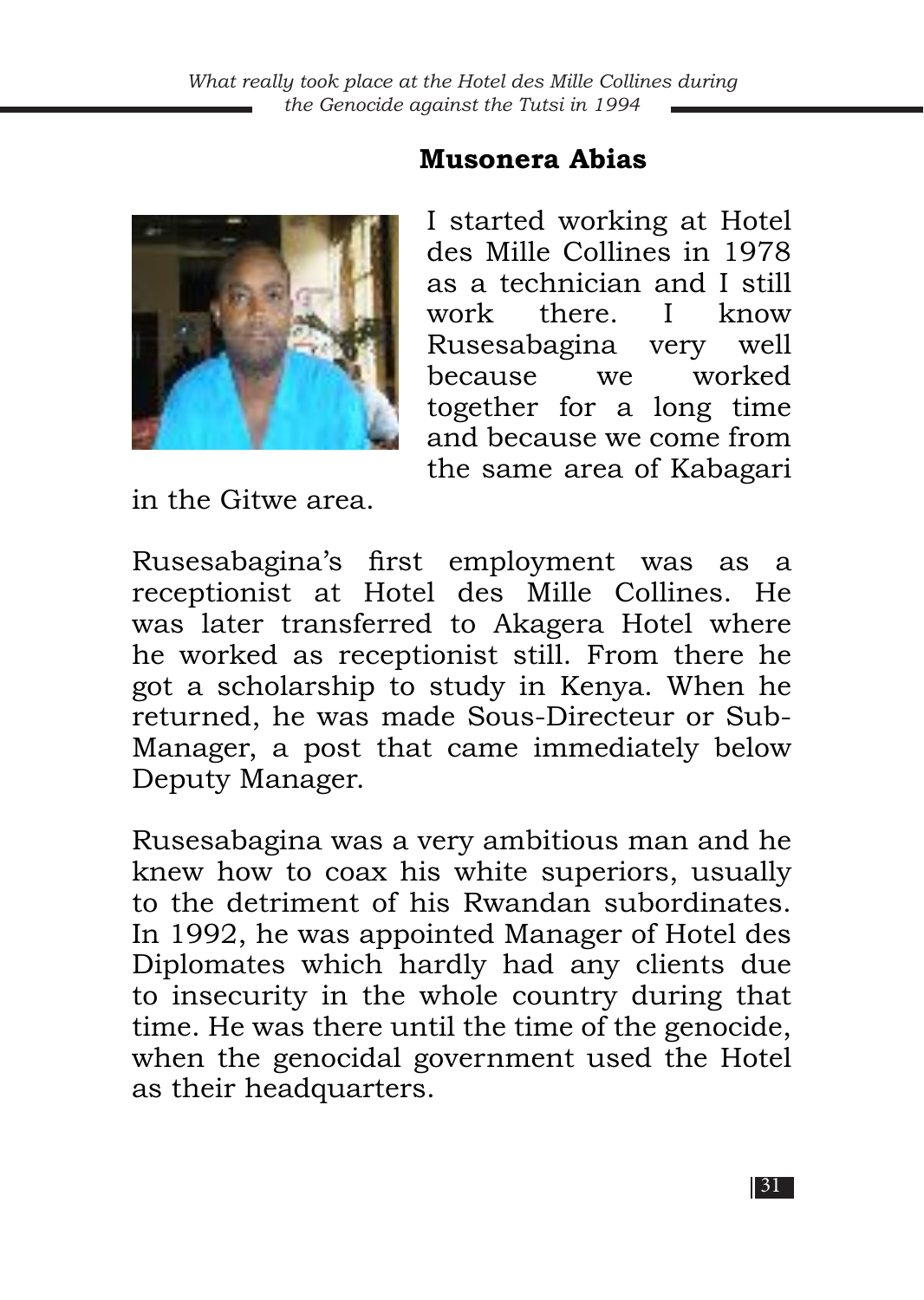## Musonera Abias

I started working at Hotel des Mille Collines in 1978 as a technician and I still work there. I know Rusesabagina very well because we worked together for a long time and because we come from the same area of Kabagari in the Gitwe area.

Rusesabagina's first employment was as a receptionist at Hotel des Mille Collines. He was later transferred to Akagera Hotel where he worked as receptionist still. From there he got a scholarship to study in Kenya. When he returned, he was made Sous-Directeur or Sub-Manager, a post that came immediately below Deputy Manager.

Rusesabagina was a very ambitious man and he knew how to coax his white superiors, usually to the detriment of his Rwandan subordinates. In 1992, he was appointed Manager of Hotel des Diplomates which hardly had any clients due to insecurity in the whole country during that time. He was there until the time of the genocide, when the genocidal government used the Hotel as their headquarters.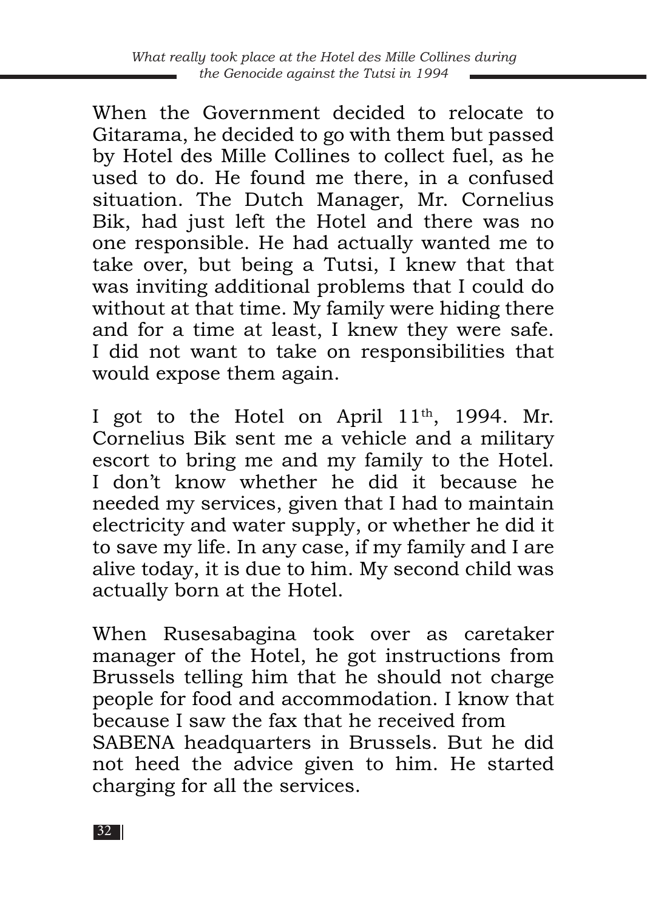When the Government decided to relocate to Gitarama, he decided to go with them but passed by Hotel des Mille Collines to collect fuel, as he used to do. He found me there, in a confused situation. The Dutch Manager, Mr. Cornelius Bik, had just left the Hotel and there was no one responsible. He had actually wanted me to take over, but being a Tutsi, I knew that that was inviting additional problems that I could do without at that time. My family were hiding there and for a time at least, I knew they were safe. I did not want to take on responsibilities that would expose them again.

I got to the Hotel on April 11th, 1994. Mr. Cornelius Bik sent me a vehicle and a military escort to bring me and my family to the Hotel. I don't know whether he did it because he needed my services, given that I had to maintain electricity and water supply, or whether he did it to save my life. In any case, if my family and I are alive today, it is due to him. My second child was actually born at the Hotel.

When Rusesabagina took over as caretaker manager of the Hotel, he got instructions from Brussels telling him that he should not charge people for food and accommodation. I know that because I saw the fax that he received from SABENA headquarters in Brussels. But he did not heed the advice given to him. He started charging for all the services.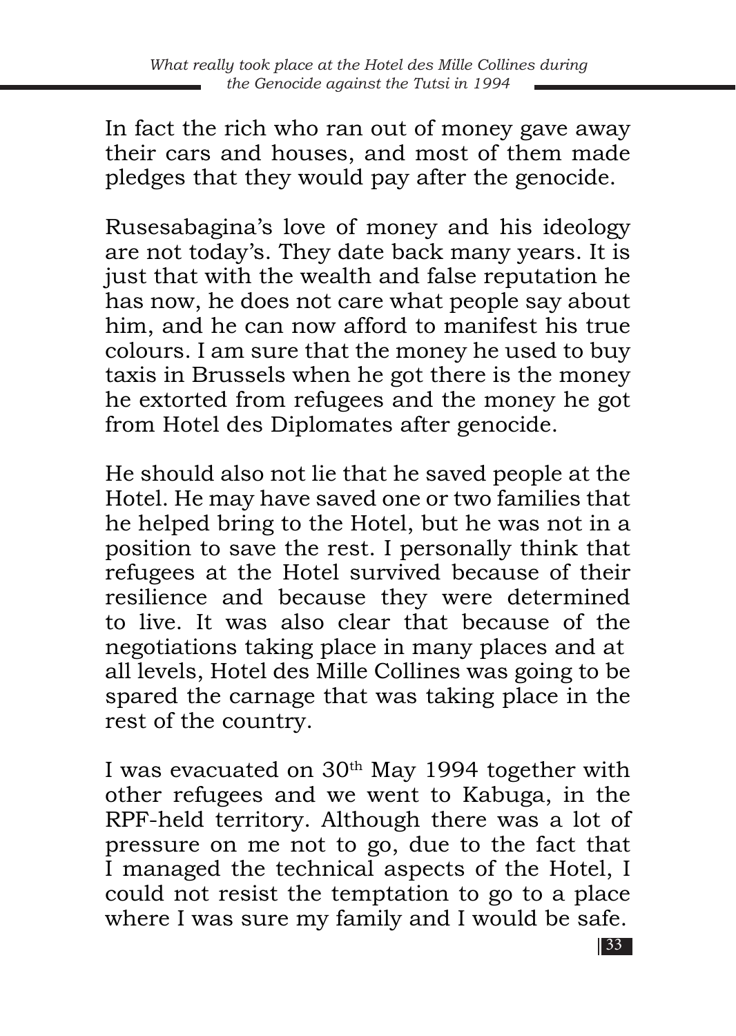In fact the rich who ran out of money gave away their cars and houses, and most of them made pledges that they would pay after the genocide.

Rusesabagina's love of money and his ideology are not today's. They date back many years. It is just that with the wealth and false reputation he has now, he does not care what people say about him, and he can now afford to manifest his true colours. I am sure that the money he used to buy taxis in Brussels when he got there is the money he extorted from refugees and the money he got from Hotel des Diplomates after genocide.

He should also not lie that he saved people at the Hotel. He may have saved one or two families that he helped bring to the Hotel, but he was not in a position to save the rest. I personally think that refugees at the Hotel survived because of their resilience and because they were determined to live. It was also clear that because of the negotiations taking place in many places and at all levels, Hotel des Mille Collines was going to be spared the carnage that was taking place in the rest of the country.

I was evacuated on 30th May 1994 together with other refugees and we went to Kabuga, in the RPF-held territory. Although there was a lot of pressure on me not to go, due to the fact that I managed the technical aspects of the Hotel, I could not resist the temptation to go to a place where I was sure my family and I would be safe.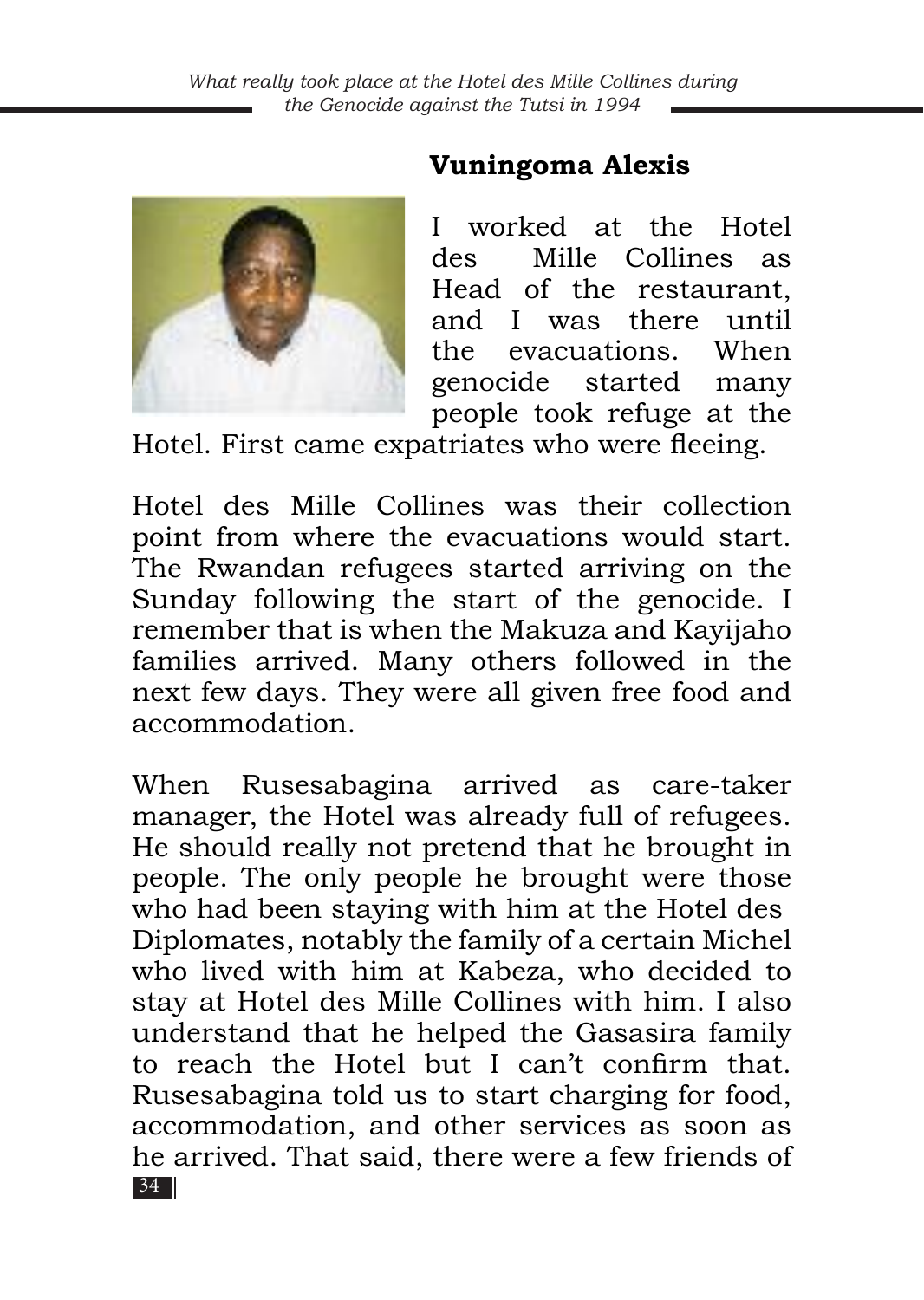## Vuningoma Alexis

I worked at the Hotel des Mille Collines as Head of the restaurant, and I was there until the evacuations. When genocide started many people took refuge at the Hotel. First came expatriates who were fleeing.

Hotel des Mille Collines was their collection point from where the evacuations would start. The Rwandan refugees started arriving on the Sunday following the start of the genocide. I remember that is when the Makuza and Kayijaho families arrived. Many others followed in the next few days. They were all given free food and accommodation.

When Rusesabagina arrived as care-taker manager, the Hotel was already full of refugees. He should really not pretend that he brought in people. The only people he brought were those who had been staying with him at the Hotel des Diplomates, notably the family of a certain Michel who lived with him at Kabeza, who decided to stay at Hotel des Mille Collines with him. I also understand that he helped the Gasasira family to reach the Hotel but I can't confirm that. Rusesabagina told us to start charging for food, accommodation, and other services as soon as he arrived. That said, there were a few friends of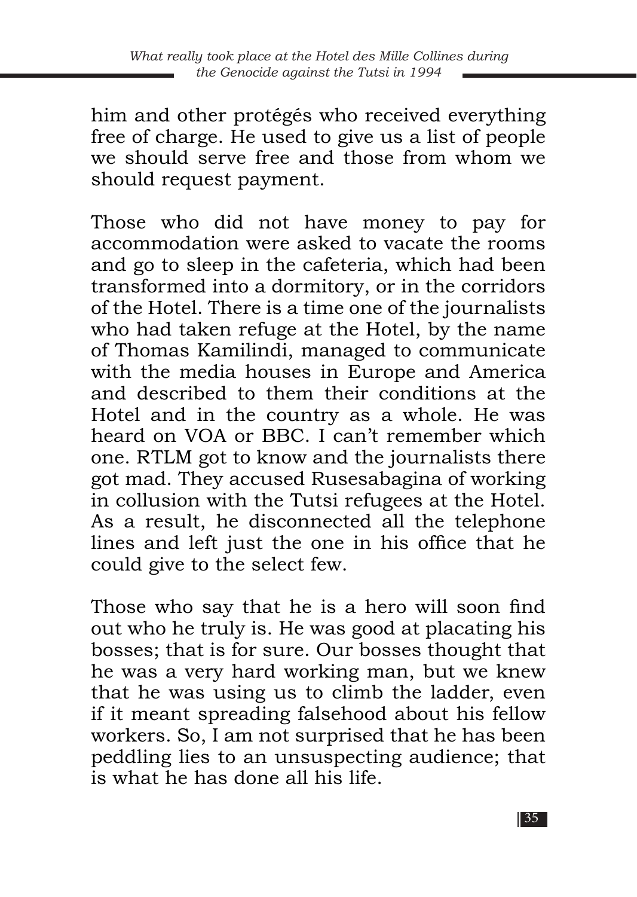him and other protégés who received everything free of charge. He used to give us a list of people we should serve free and those from whom we should request payment.

Those who did not have money to pay for accommodation were asked to vacate the rooms and go to sleep in the cafeteria, which had been transformed into a dormitory, or in the corridors of the Hotel. There is a time one of the journalists who had taken refuge at the Hotel, by the name of Thomas Kamilindi, managed to communicate with the media houses in Europe and America and described to them their conditions at the Hotel and in the country as a whole. He was heard on VOA or BBC. I can't remember which one. RTLM got to know and the journalists there got mad. They accused Rusesabagina of working in collusion with the Tutsi refugees at the Hotel. As a result, he disconnected all the telephone lines and left just the one in his office that he could give to the select few.

Those who say that he is a hero will soon find out who he truly is. He was good at placating his bosses; that is for sure. Our bosses thought that he was a very hard working man, but we knew that he was using us to climb the ladder, even if it meant spreading falsehood about his fellow workers. So, I am not surprised that he has been peddling lies to an unsuspecting audience; that is what he has done all his life.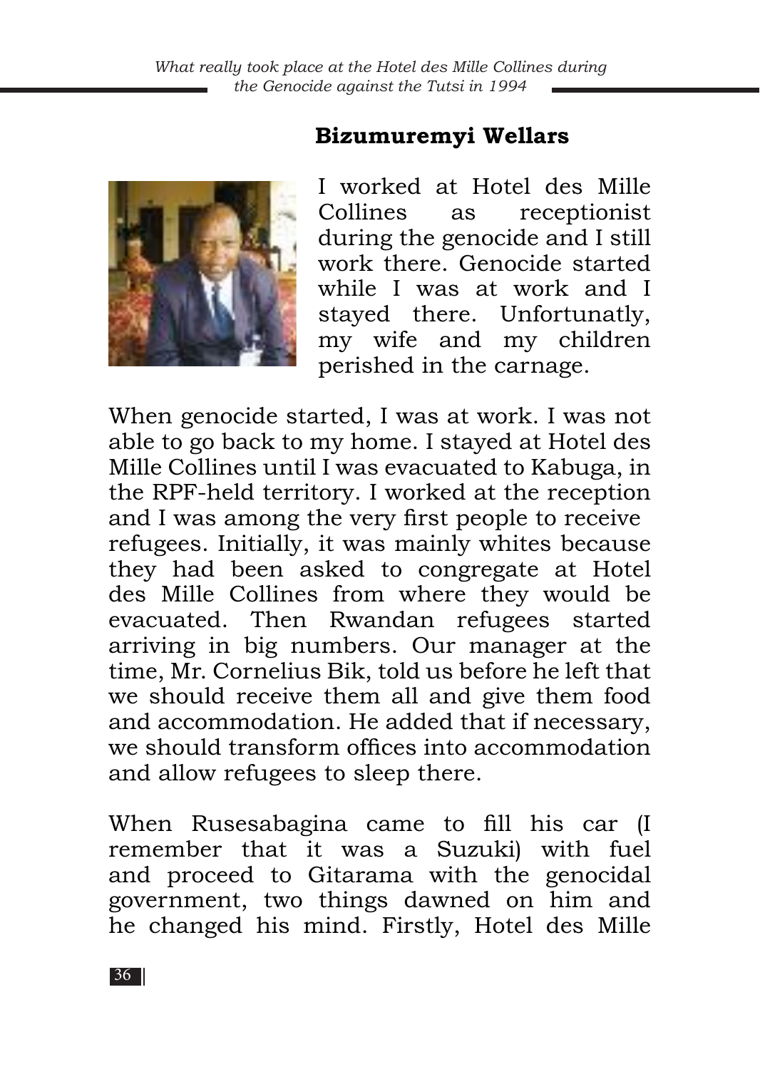## Bizumuremyi Wellars

I worked at Hotel des Mille Collines as receptionist during the genocide and I still work there. Genocide started while I was at work and I stayed there. Unfortunatly, my wife and my children perished in the carnage.

When genocide started, I was at work. I was not able to go back to my home. I stayed at Hotel des Mille Collines until I was evacuated to Kabuga, in the RPF-held territory. I worked at the reception and I was among the very first people to receive refugees. Initially, it was mainly whites because they had been asked to congregate at Hotel des Mille Collines from where they would be evacuated. Then Rwandan refugees started arriving in big numbers. Our manager at the time, Mr. Cornelius Bik, told us before he left that we should receive them all and give them food and accommodation. He added that if necessary, we should transform offices into accommodation and allow refugees to sleep there.

When Rusesabagina came to fill his car (I remember that it was a Suzuki) with fuel and proceed to Gitarama with the genocidal government, two things dawned on him and he changed his mind. Firstly, Hotel des Mille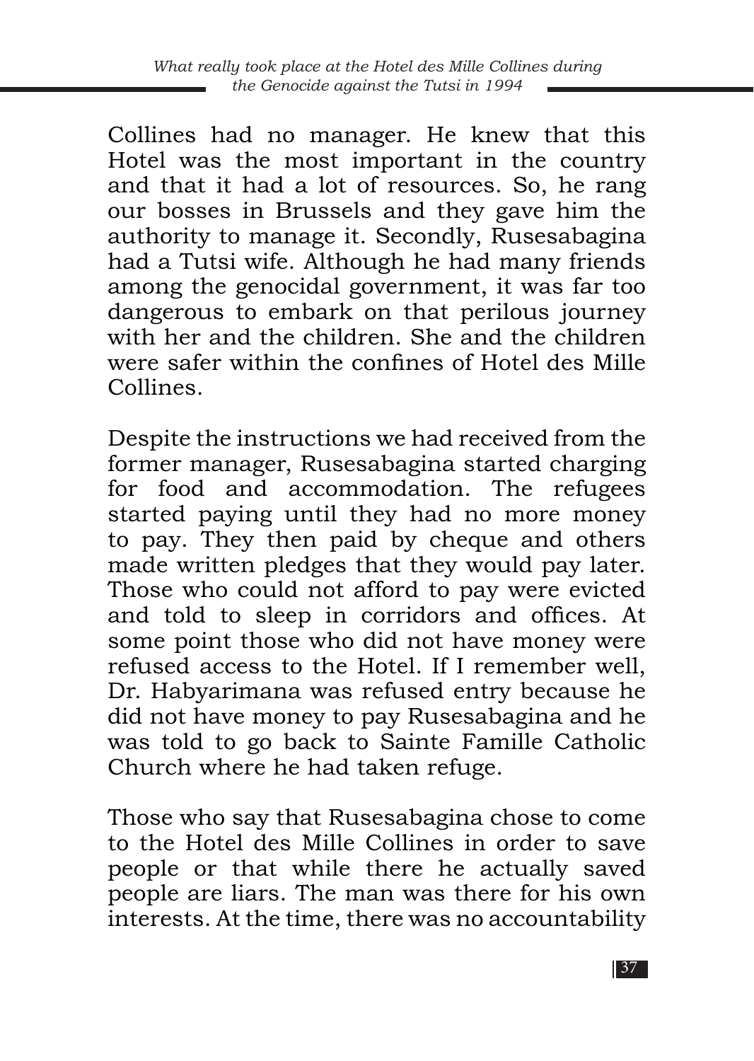Collines had no manager. He knew that this Hotel was the most important in the country and that it had a lot of resources. So, he rang our bosses in Brussels and they gave him the authority to manage it. Secondly, Rusesabagina had a Tutsi wife. Although he had many friends among the genocidal government, it was far too dangerous to embark on that perilous journey with her and the children. She and the children were safer within the confines of Hotel des Mille Collines.

Despite the instructions we had received from the former manager, Rusesabagina started charging for food and accommodation. The refugees started paying until they had no more money to pay. They then paid by cheque and others made written pledges that they would pay later. Those who could not afford to pay were evicted and told to sleep in corridors and offices. At some point those who did not have money were refused access to the Hotel. If I remember well, Dr. Habyarimana was refused entry because he did not have money to pay Rusesabagina and he was told to go back to Sainte Famille Catholic Church where he had taken refuge.

Those who say that Rusesabagina chose to come to the Hotel des Mille Collines in order to save people or that while there he actually saved people are liars. The man was there for his own interests. At the time, there was no accountability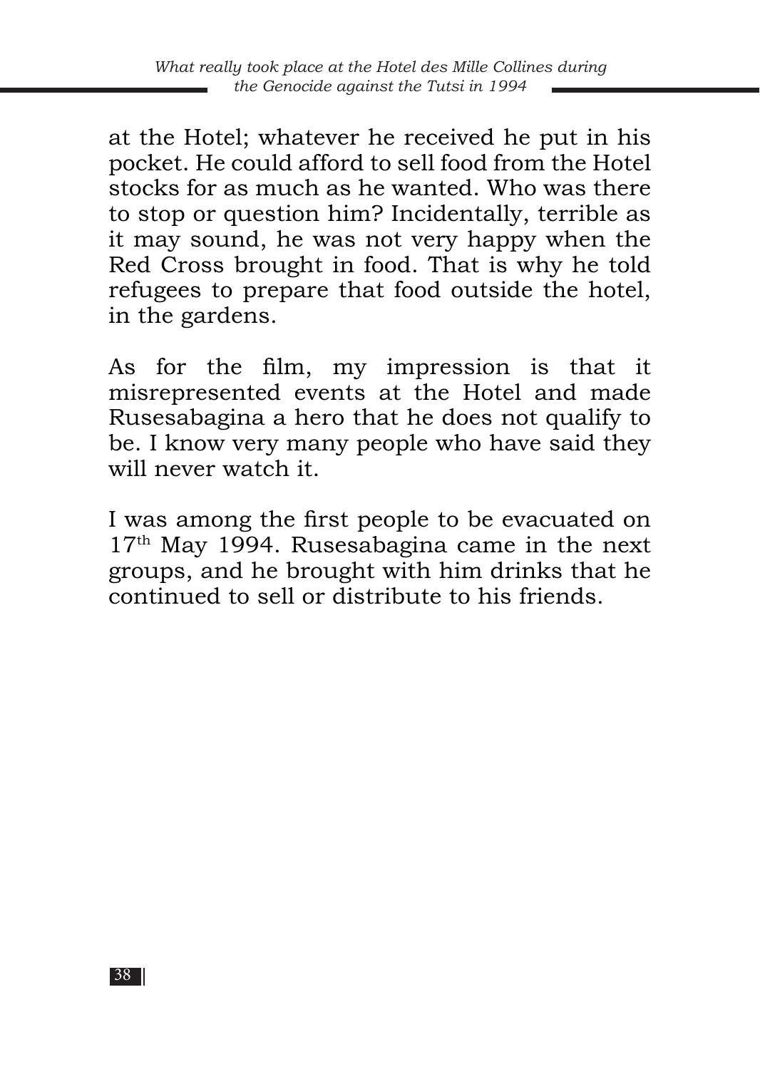at the Hotel; whatever he received he put in his pocket. He could afford to sell food from the Hotel stocks for as much as he wanted. Who was there to stop or question him? Incidentally, terrible as it may sound, he was not very happy when the Red Cross brought in food. That is why he told refugees to prepare that food outside the hotel, in the gardens.

As for the film, my impression is that it misrepresented events at the Hotel and made Rusesabagina a hero that he does not qualify to be. I know very many people who have said they will never watch it.

I was among the first people to be evacuated on 17th May 1994. Rusesabagina came in the next groups, and he brought with him drinks that he continued to sell or distribute to his friends.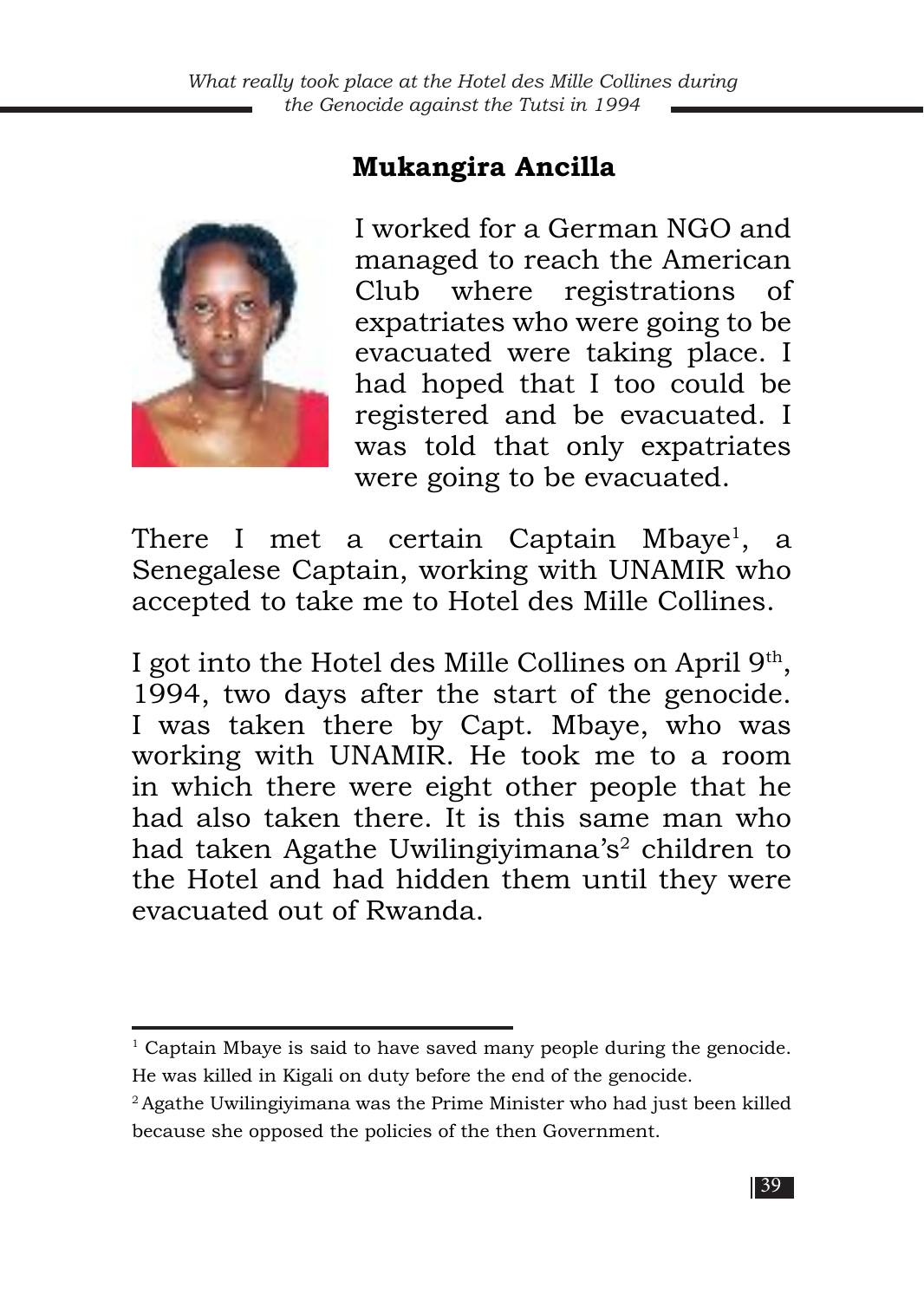## Mukangira Ancilla

I worked for a German NGO and managed to reach the American Club where registrations of expatriates who were going to be evacuated were taking place. I had hoped that I too could be registered and be evacuated. I was told that only expatriates were going to be evacuated.

There I met a certain Captain Mbaye[1], a Senegalese Captain, working with UNAMIR who accepted to take me to Hotel des Mille Collines.

I got into the Hotel des Mille Collines on April 9th, 1994, two days after the start of the genocide. I was taken there by Capt. Mbaye, who was working with UNAMIR. He took me to a room in which there were eight other people that he had also taken there. It is this same man who had taken Agathe Uwilingiyimana's[2] children to the Hotel and had hidden them until they were evacuated out of Rwanda.

---

[1] Captain Mbaye is said to have saved many people during the genocide. He was killed in Kigali on duty before the end of the genocide.

[2] Agathe Uwilingiyimana was the Prime Minister who had just been killed because she opposed the policies of the then Government.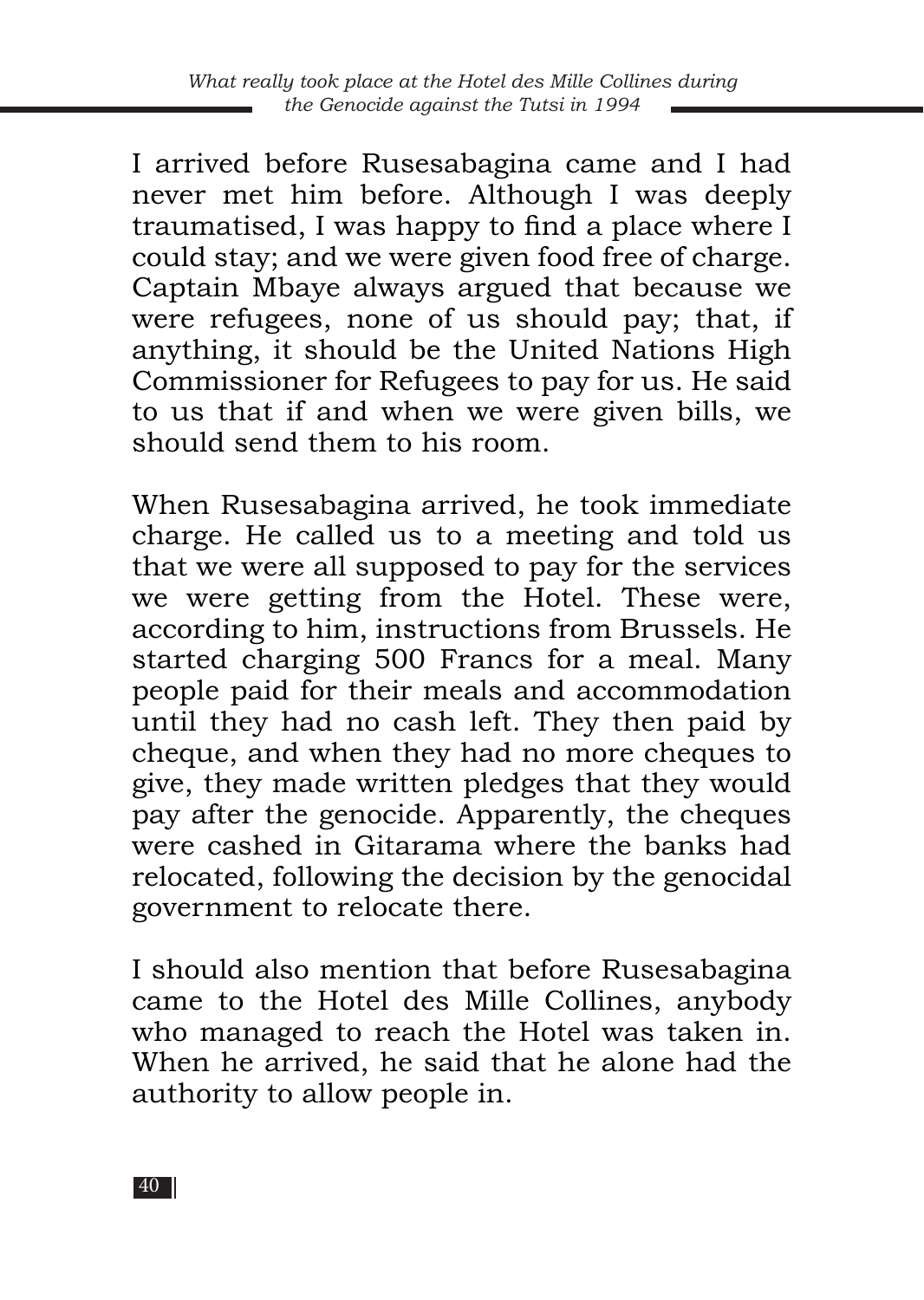I arrived before Rusesabagina came and I had never met him before. Although I was deeply traumatised, I was happy to find a place where I could stay; and we were given food free of charge. Captain Mbaye always argued that because we were refugees, none of us should pay; that, if anything, it should be the United Nations High Commissioner for Refugees to pay for us. He said to us that if and when we were given bills, we should send them to his room.

When Rusesabagina arrived, he took immediate charge. He called us to a meeting and told us that we were all supposed to pay for the services we were getting from the Hotel. These were, according to him, instructions from Brussels. He started charging 500 Francs for a meal. Many people paid for their meals and accommodation until they had no cash left. They then paid by cheque, and when they had no more cheques to give, they made written pledges that they would pay after the genocide. Apparently, the cheques were cashed in Gitarama where the banks had relocated, following the decision by the genocidal government to relocate there.

I should also mention that before Rusesabagina came to the Hotel des Mille Collines, anybody who managed to reach the Hotel was taken in. When he arrived, he said that he alone had the authority to allow people in.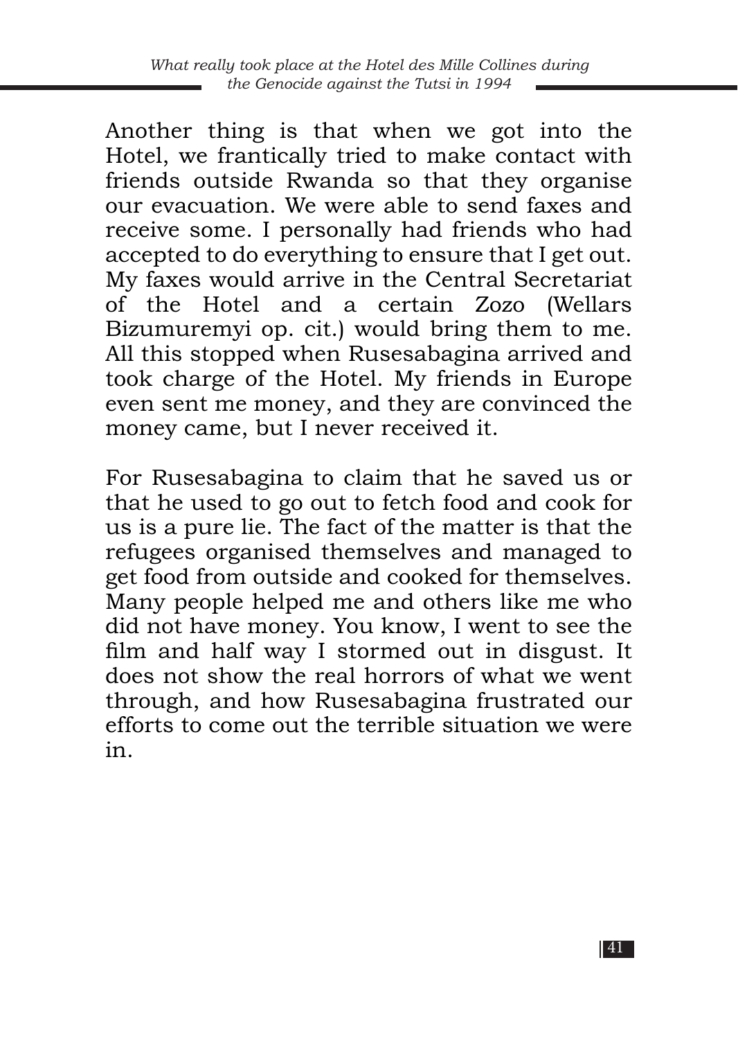Another thing is that when we got into the Hotel, we frantically tried to make contact with friends outside Rwanda so that they organise our evacuation. We were able to send faxes and receive some. I personally had friends who had accepted to do everything to ensure that I get out. My faxes would arrive in the Central Secretariat of the Hotel and a certain Zozo (Wellars Bizumuremyi op. cit.) would bring them to me. All this stopped when Rusesabagina arrived and took charge of the Hotel. My friends in Europe even sent me money, and they are convinced the money came, but I never received it.

For Rusesabagina to claim that he saved us or that he used to go out to fetch food and cook for us is a pure lie. The fact of the matter is that the refugees organised themselves and managed to get food from outside and cooked for themselves. Many people helped me and others like me who did not have money. You know, I went to see the film and half way I stormed out in disgust. It does not show the real horrors of what we went through, and how Rusesabagina frustrated our efforts to come out the terrible situation we were in.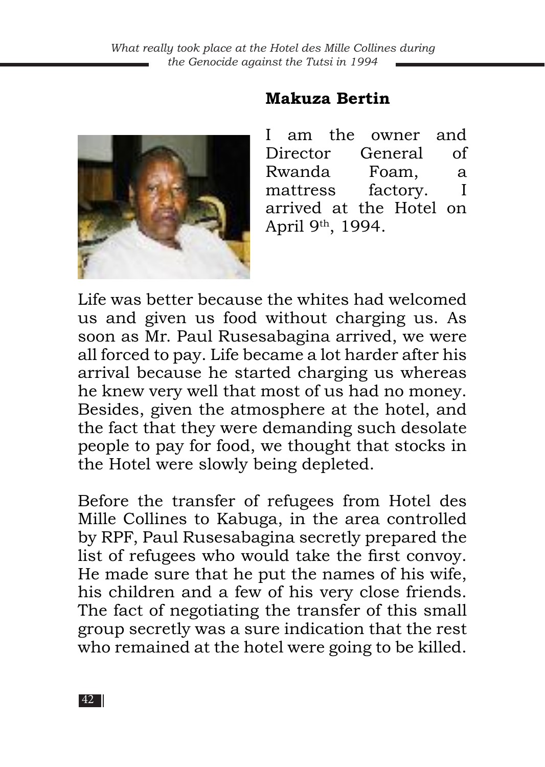## Makuza Bertin

I am the owner and Director General of Rwanda Foam, a mattress factory. I arrived at the Hotel on April 9th, 1994.

Life was better because the whites had welcomed us and given us food without charging us. As soon as Mr. Paul Rusesabagina arrived, we were all forced to pay. Life became a lot harder after his arrival because he started charging us whereas he knew very well that most of us had no money. Besides, given the atmosphere at the hotel, and the fact that they were demanding such desolate people to pay for food, we thought that stocks in the Hotel were slowly being depleted.

Before the transfer of refugees from Hotel des Mille Collines to Kabuga, in the area controlled by RPF, Paul Rusesabagina secretly prepared the list of refugees who would take the first convoy. He made sure that he put the names of his wife, his children and a few of his very close friends. The fact of negotiating the transfer of this small group secretly was a sure indication that the rest who remained at the hotel were going to be killed.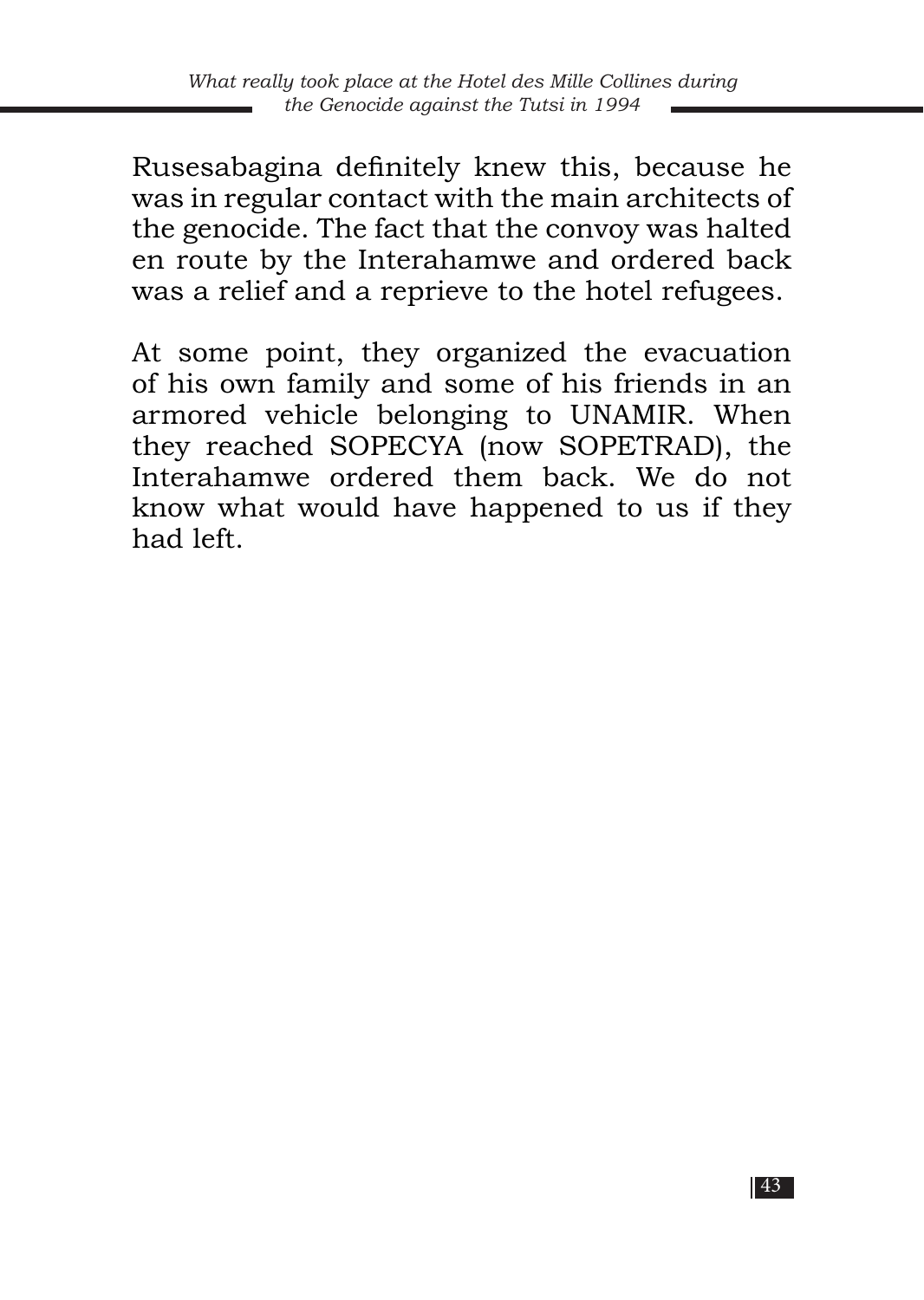Rusesabagina definitely knew this, because he was in regular contact with the main architects of the genocide. The fact that the convoy was halted en route by the Interahamwe and ordered back was a relief and a reprieve to the hotel refugees.

At some point, they organized the evacuation of his own family and some of his friends in an armored vehicle belonging to UNAMIR. When they reached SOPECYA (now SOPETRAD), the Interahamwe ordered them back. We do not know what would have happened to us if they had left.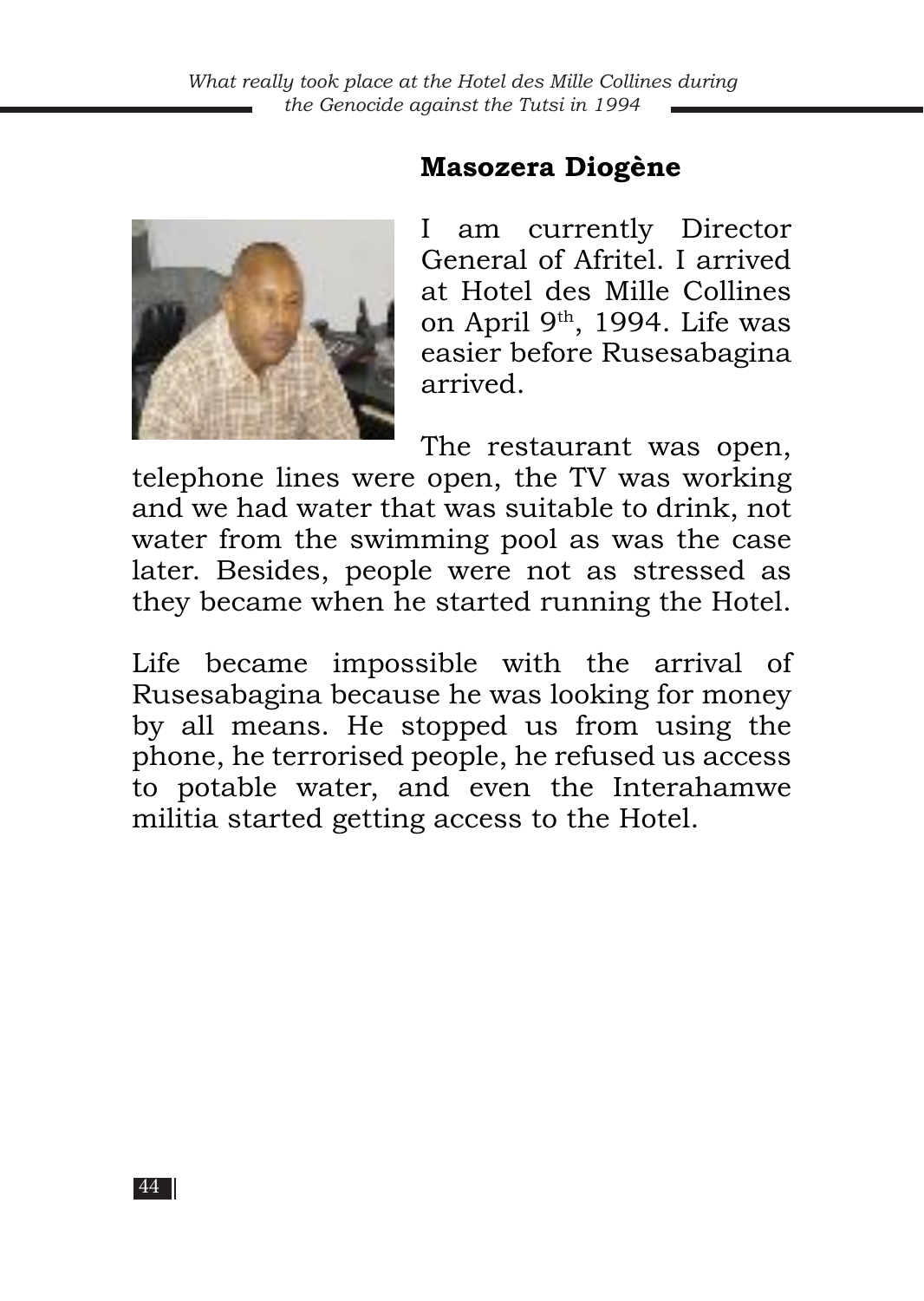## Masozera Diogène

I am currently Director General of Afritel. I arrived at Hotel des Mille Collines on April 9th, 1994. Life was easier before Rusesabagina arrived.

The restaurant was open, telephone lines were open, the TV was working and we had water that was suitable to drink, not water from the swimming pool as was the case later. Besides, people were not as stressed as they became when he started running the Hotel.

Life became impossible with the arrival of Rusesabagina because he was looking for money by all means. He stopped us from using the phone, he terrorised people, he refused us access to potable water, and even the Interahamwe militia started getting access to the Hotel.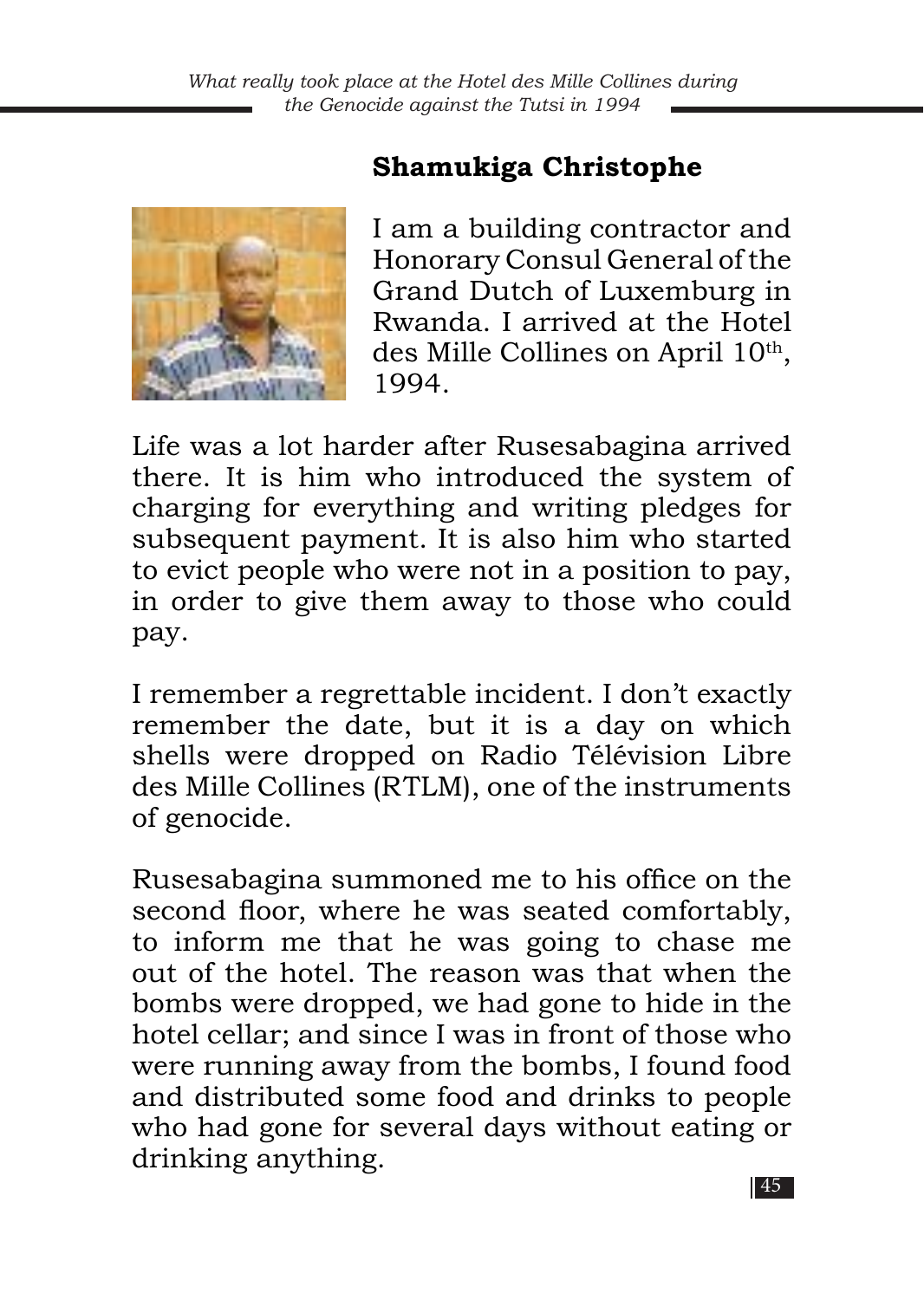## Shamukiga Christophe

I am a building contractor and Honorary Consul General of the Grand Dutch of Luxemburg in Rwanda. I arrived at the Hotel des Mille Collines on April 10th, 1994.

Life was a lot harder after Rusesabagina arrived there. It is him who introduced the system of charging for everything and writing pledges for subsequent payment. It is also him who started to evict people who were not in a position to pay, in order to give them away to those who could pay.

I remember a regrettable incident. I don't exactly remember the date, but it is a day on which shells were dropped on Radio Télévision Libre des Mille Collines (RTLM), one of the instruments of genocide.

Rusesabagina summoned me to his office on the second floor, where he was seated comfortably, to inform me that he was going to chase me out of the hotel. The reason was that when the bombs were dropped, we had gone to hide in the hotel cellar; and since I was in front of those who were running away from the bombs, I found food and distributed some food and drinks to people who had gone for several days without eating or drinking anything.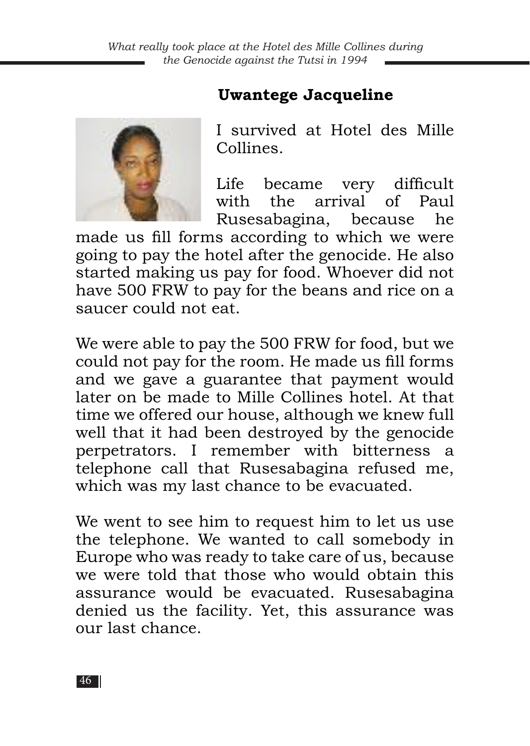## Uwantege Jacqueline

I survived at Hotel des Mille Collines.

Life became very difficult with the arrival of Paul Rusesabagina, because he made us fill forms according to which we were going to pay the hotel after the genocide. He also started making us pay for food. Whoever did not have 500 FRW to pay for the beans and rice on a saucer could not eat.

We were able to pay the 500 FRW for food, but we could not pay for the room. He made us fill forms and we gave a guarantee that payment would later on be made to Mille Collines hotel. At that time we offered our house, although we knew full well that it had been destroyed by the genocide perpetrators. I remember with bitterness a telephone call that Rusesabagina refused me, which was my last chance to be evacuated.

We went to see him to request him to let us use the telephone. We wanted to call somebody in Europe who was ready to take care of us, because we were told that those who would obtain this assurance would be evacuated. Rusesabagina denied us the facility. Yet, this assurance was our last chance.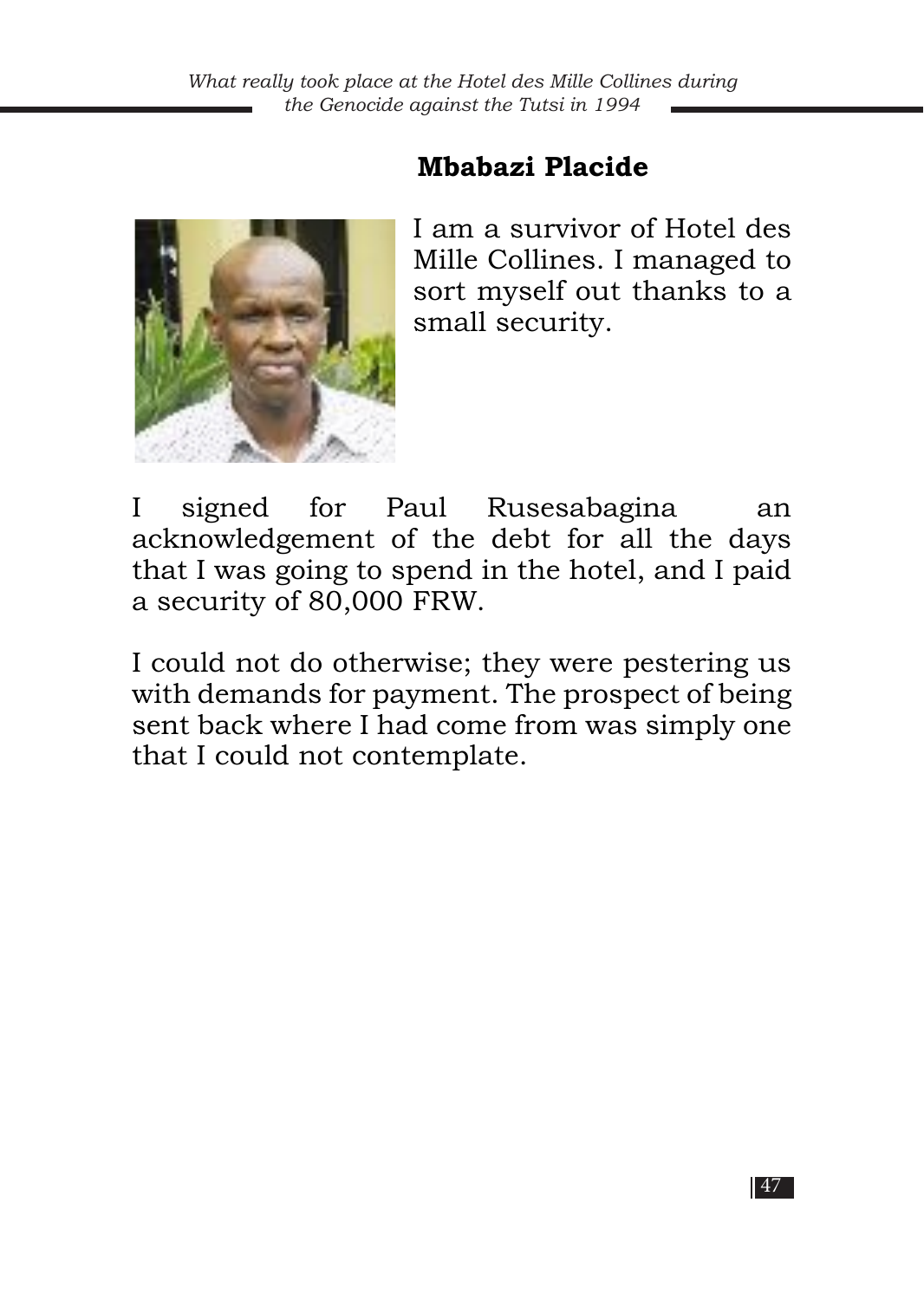## Mbababzi Placide

I am a survivor of Hotel des Mille Collines. I managed to sort myself out thanks to a small security.

I signed for Paul Rusesabagina an acknowledgement of the debt for all the days that I was going to spend in the hotel, and I paid a security of 80,000 FRW.

I could not do otherwise; they were pestering us with demands for payment. The prospect of being sent back where I had come from was simply one that I could not contemplate.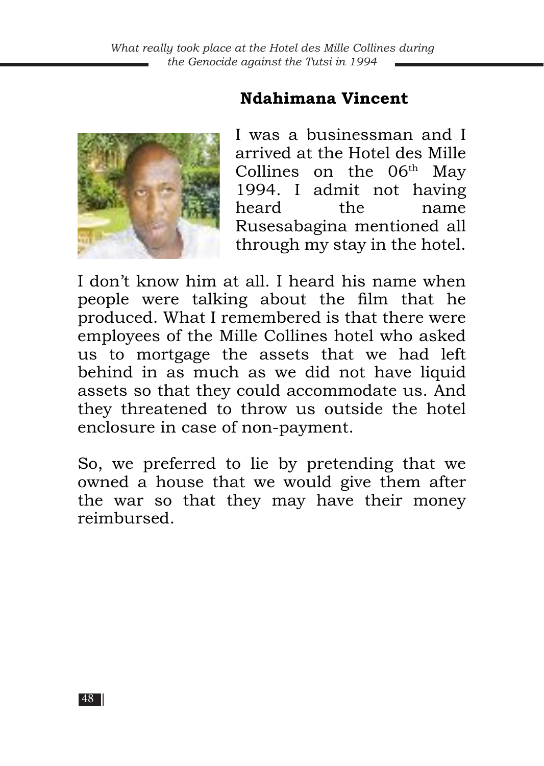## Ndahimana Vincent

I was a businessman and I arrived at the Hotel des Mille Collines on the 06th May 1994. I admit not having heard the name Rusesabagina mentioned all through my stay in the hotel.

I don't know him at all. I heard his name when people were talking about the film that he produced. What I remembered is that there were employees of the Mille Collines hotel who asked us to mortgage the assets that we had left behind in as much as we did not have liquid assets so that they could accommodate us. And they threatened to throw us outside the hotel enclosure in case of non-payment.

So, we preferred to lie by pretending that we owned a house that we would give them after the war so that they may have their money reimbursed.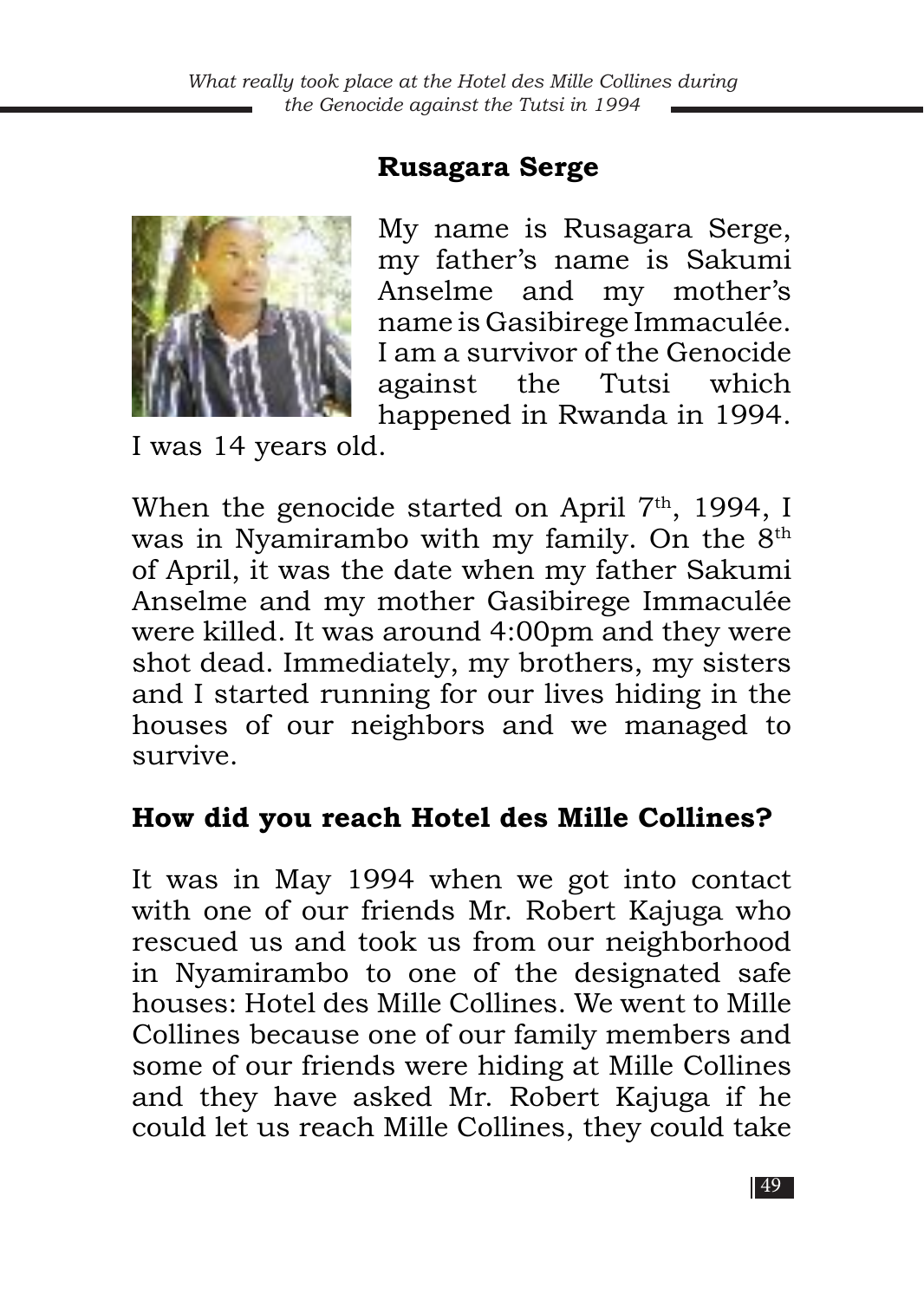## Rusagara Serge

My name is Rusagara Serge, my father's name is Sakumi Anselme and my mother's name is Gasibirege Immaculée. I am a survivor of the Genocide against the Tutsi which happened in Rwanda in 1994. I was 14 years old.

When the genocide started on April 7th, 1994, I was in Nyamirambo with my family. On the 8th of April, it was the date when my father Sakumi Anselme and my mother Gasibirege Immaculée were killed. It was around 4:00pm and they were shot dead. Immediately, my brothers, my sisters and I started running for our lives hiding in the houses of our neighbors and we managed to survive.

### How did you reach Hotel des Mille Collines?

It was in May 1994 when we got into contact with one of our friends Mr. Robert Kajuga who rescued us and took us from our neighborhood in Nyamirambo to one of the designated safe houses: Hotel des Mille Collines. We went to Mille Collines because one of our family members and some of our friends were hiding at Mille Collines and they have asked Mr. Robert Kajuga if he could let us reach Mille Collines, they could take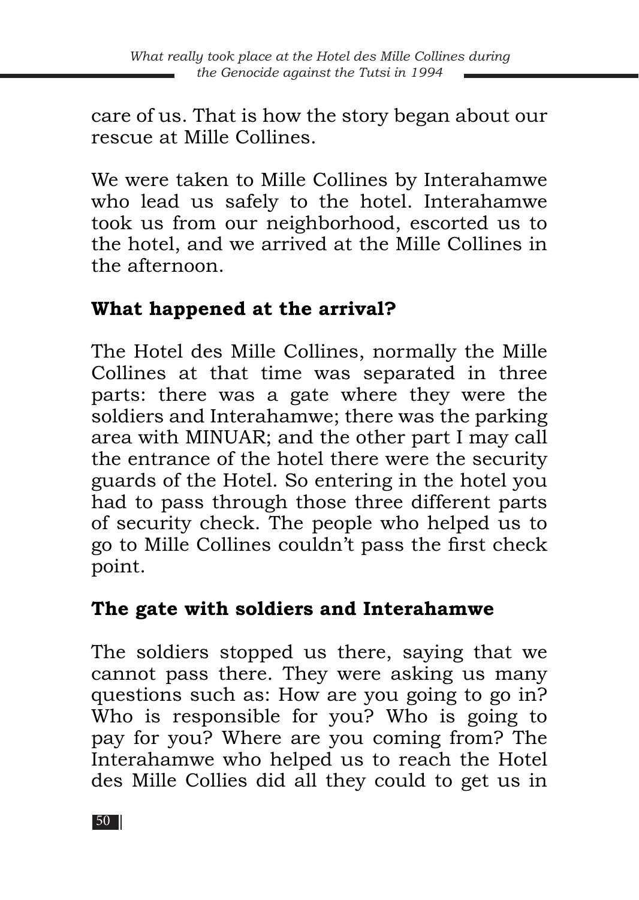care of us. That is how the story began about our rescue at Mille Collines.

We were taken to Mille Collines by Interahamwe who lead us safely to the hotel. Interahamwe took us from our neighborhood, escorted us to the hotel, and we arrived at the Mille Collines in the afternoon.

## What happened at the arrival?

The Hotel des Mille Collines, normally the Mille Collines at that time was separated in three parts: there was a gate where they were the soldiers and Interahamwe; there was the parking area with MINUAR; and the other part I may call the entrance of the hotel there were the security guards of the Hotel. So entering in the hotel you had to pass through those three different parts of security check. The people who helped us to go to Mille Collines couldn't pass the first check point.

## The gate with soldiers and Interahamwe

The soldiers stopped us there, saying that we cannot pass there. They were asking us many questions such as: How are you going to go in? Who is responsible for you? Who is going to pay for you? Where are you coming from? The Interahamwe who helped us to reach the Hotel des Mille Collies did all they could to get us in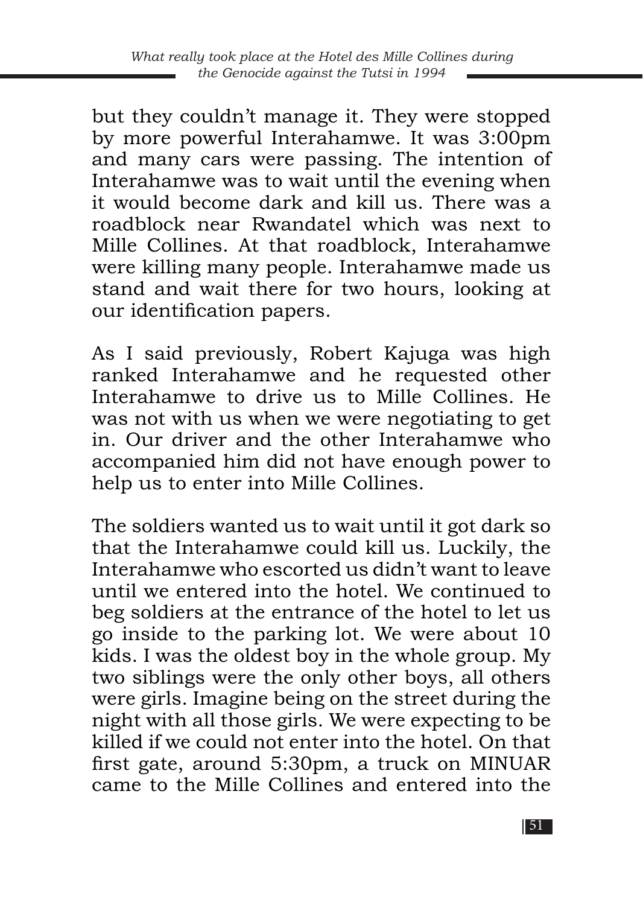but they couldn't manage it. They were stopped by more powerful Interahamwe. It was 3:00pm and many cars were passing. The intention of Interahamwe was to wait until the evening when it would become dark and kill us. There was a roadblock near Rwandatel which was next to Mille Collines. At that roadblock, Interahamwe were killing many people. Interahamwe made us stand and wait there for two hours, looking at our identification papers.

As I said previously, Robert Kajuga was high ranked Interahamwe and he requested other Interahamwe to drive us to Mille Collines. He was not with us when we were negotiating to get in. Our driver and the other Interahamwe who accompanied him did not have enough power to help us to enter into Mille Collines.

The soldiers wanted us to wait until it got dark so that the Interahamwe could kill us. Luckily, the Interahamwe who escorted us didn't want to leave until we entered into the hotel. We continued to beg soldiers at the entrance of the hotel to let us go inside to the parking lot. We were about 10 kids. I was the oldest boy in the whole group. My two siblings were the only other boys, all others were girls. Imagine being on the street during the night with all those girls. We were expecting to be killed if we could not enter into the hotel. On that first gate, around 5:30pm, a truck on MINUAR came to the Mille Collines and entered into the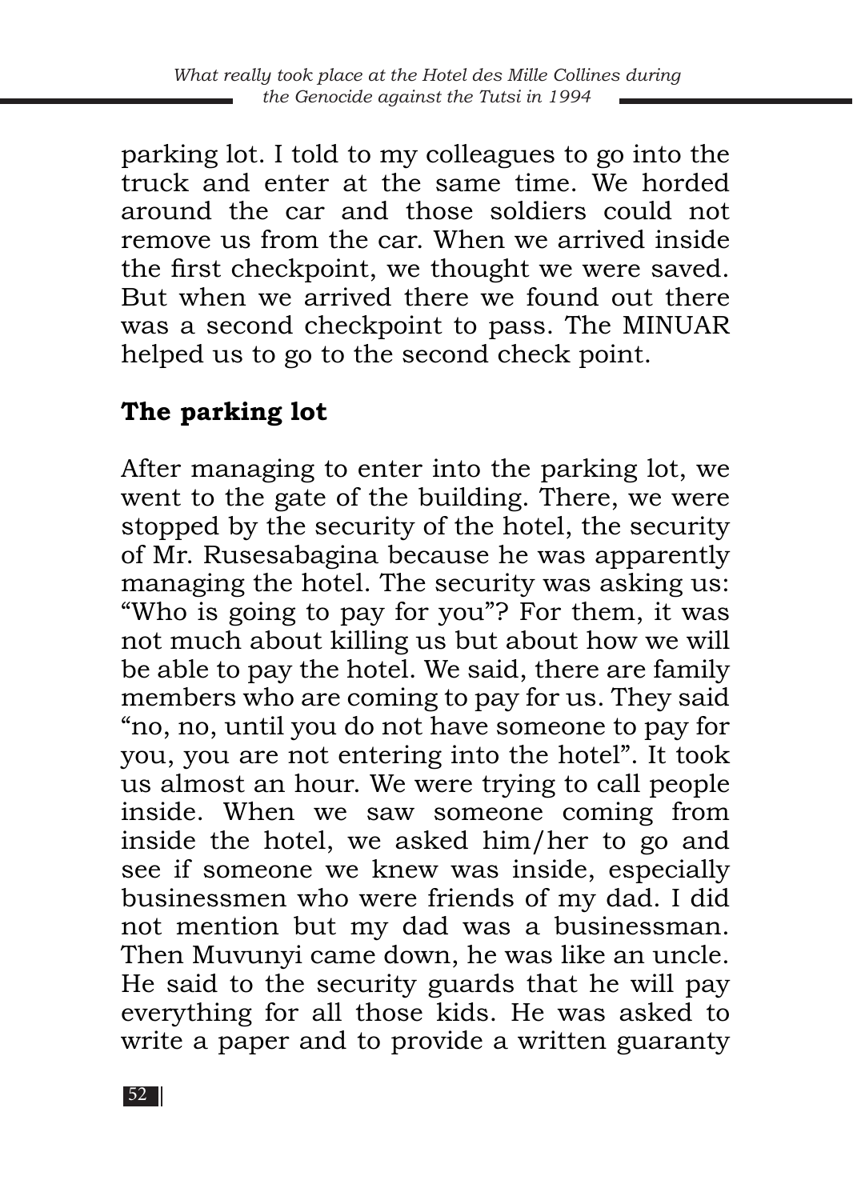parking lot. I told to my colleagues to go into the truck and enter at the same time. We horded around the car and those soldiers could not remove us from the car. When we arrived inside the first checkpoint, we thought we were saved. But when we arrived there we found out there was a second checkpoint to pass. The MINUAR helped us to go to the second check point.

## The parking lot

After managing to enter into the parking lot, we went to the gate of the building. There, we were stopped by the security of the hotel, the security of Mr. Rusesabagina because he was apparently managing the hotel. The security was asking us: "Who is going to pay for you"? For them, it was not much about killing us but about how we will be able to pay the hotel. We said, there are family members who are coming to pay for us. They said "no, no, until you do not have someone to pay for you, you are not entering into the hotel". It took us almost an hour. We were trying to call people inside. When we saw someone coming from inside the hotel, we asked him/her to go and see if someone we knew was inside, especially businessmen who were friends of my dad. I did not mention but my dad was a businessman. Then Muvunyi came down, he was like an uncle. He said to the security guards that he will pay everything for all those kids. He was asked to write a paper and to provide a written guaranty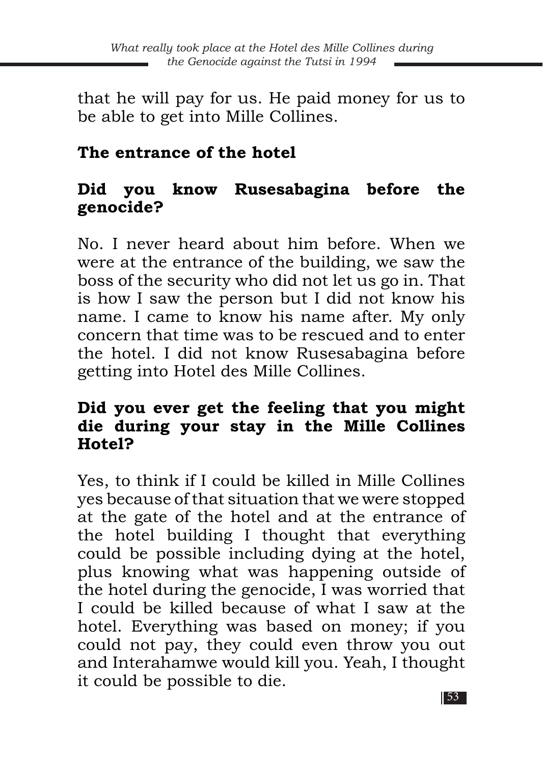that he will pay for us. He paid money for us to be able to get into Mille Collines.

## The entrance of the hotel

### Did you know Rusesabagina before the genocide?

No. I never heard about him before. When we were at the entrance of the building, we saw the boss of the security who did not let us go in. That is how I saw the person but I did not know his name. I came to know his name after. My only concern that time was to be rescued and to enter the hotel. I did not know Rusesabagina before getting into Hotel des Mille Collines.

### Did you ever get the feeling that you might die during your stay in the Mille Collines Hotel?

Yes, to think if I could be killed in Mille Collines yes because of that situation that we were stopped at the gate of the hotel and at the entrance of the hotel building I thought that everything could be possible including dying at the hotel, plus knowing what was happening outside of the hotel during the genocide, I was worried that I could be killed because of what I saw at the hotel. Everything was based on money; if you could not pay, they could even throw you out and Interahamwe would kill you. Yeah, I thought it could be possible to die.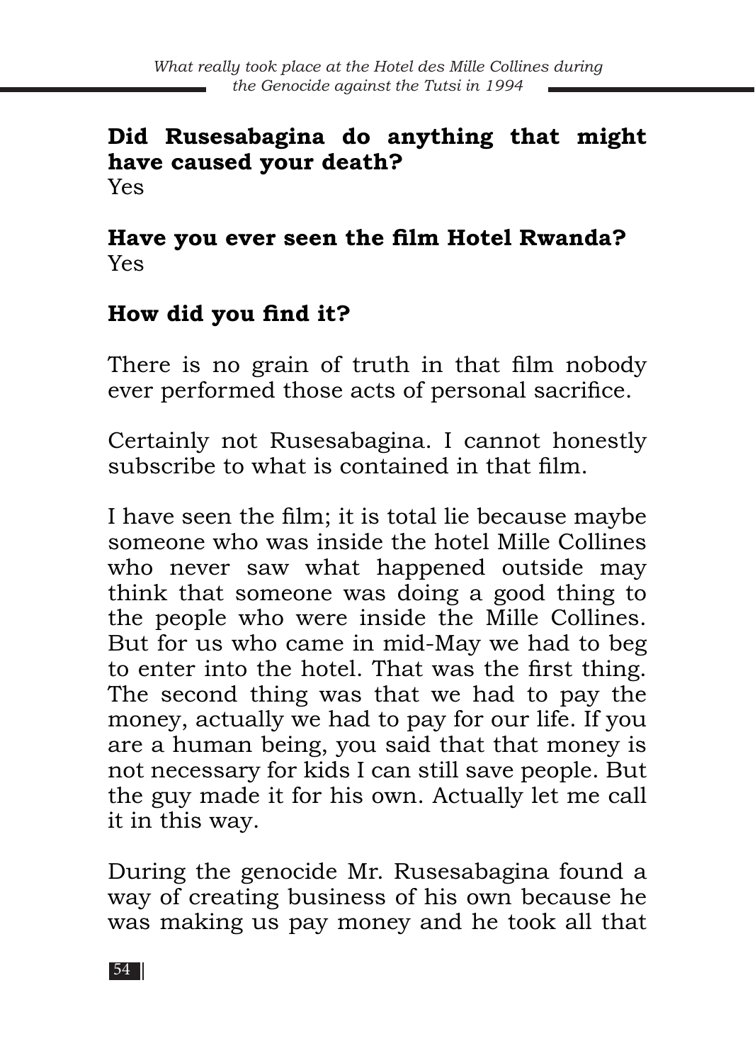**Did Rusesabagina do anything that might have caused your death?**
Yes

**Have you ever seen the film Hotel Rwanda?**
Yes

**How did you find it?**

There is no grain of truth in that film nobody ever performed those acts of personal sacrifice.

Certainly not Rusesabagina. I cannot honestly subscribe to what is contained in that film.

I have seen the film; it is total lie because maybe someone who was inside the hotel Mille Collines who never saw what happened outside may think that someone was doing a good thing to the people who were inside the Mille Collines. But for us who came in mid-May we had to beg to enter into the hotel. That was the first thing. The second thing was that we had to pay the money, actually we had to pay for our life. If you are a human being, you said that that money is not necessary for kids I can still save people. But the guy made it for his own. Actually let me call it in this way.

During the genocide Mr. Rusesabagina found a way of creating business of his own because he was making us pay money and he took all that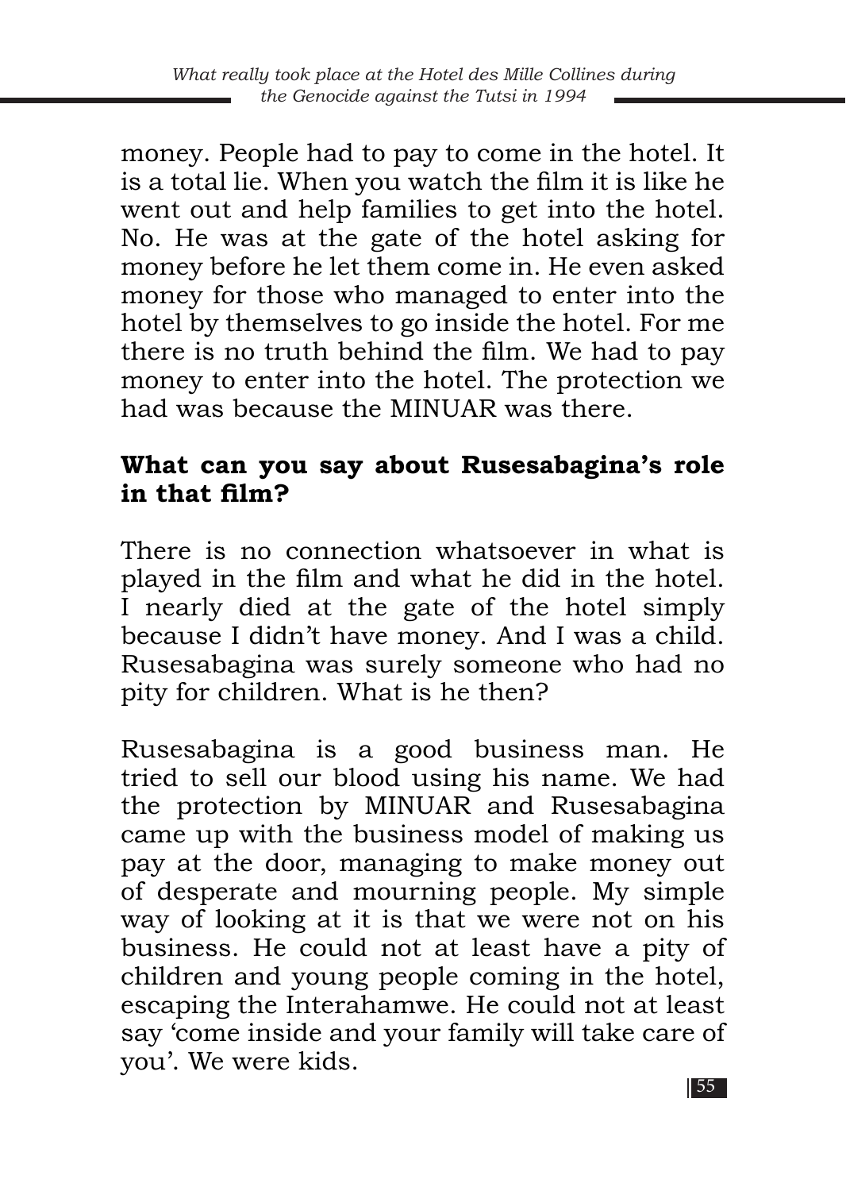money. People had to pay to come in the hotel. It is a total lie. When you watch the film it is like he went out and help families to get into the hotel. No. He was at the gate of the hotel asking for money before he let them come in. He even asked money for those who managed to enter into the hotel by themselves to go inside the hotel. For me there is no truth behind the film. We had to pay money to enter into the hotel. The protection we had was because the MINUAR was there.

**What can you say about Rusesabagina's role in that film?**

There is no connection whatsoever in what is played in the film and what he did in the hotel. I nearly died at the gate of the hotel simply because I didn't have money. And I was a child. Rusesabagina was surely someone who had no pity for children. What is he then?

Rusesabagina is a good business man. He tried to sell our blood using his name. We had the protection by MINUAR and Rusesabagina came up with the business model of making us pay at the door, managing to make money out of desperate and mourning people. My simple way of looking at it is that we were not on his business. He could not at least have a pity of children and young people coming in the hotel, escaping the Interahamwe. He could not at least say 'come inside and your family will take care of you'. We were kids.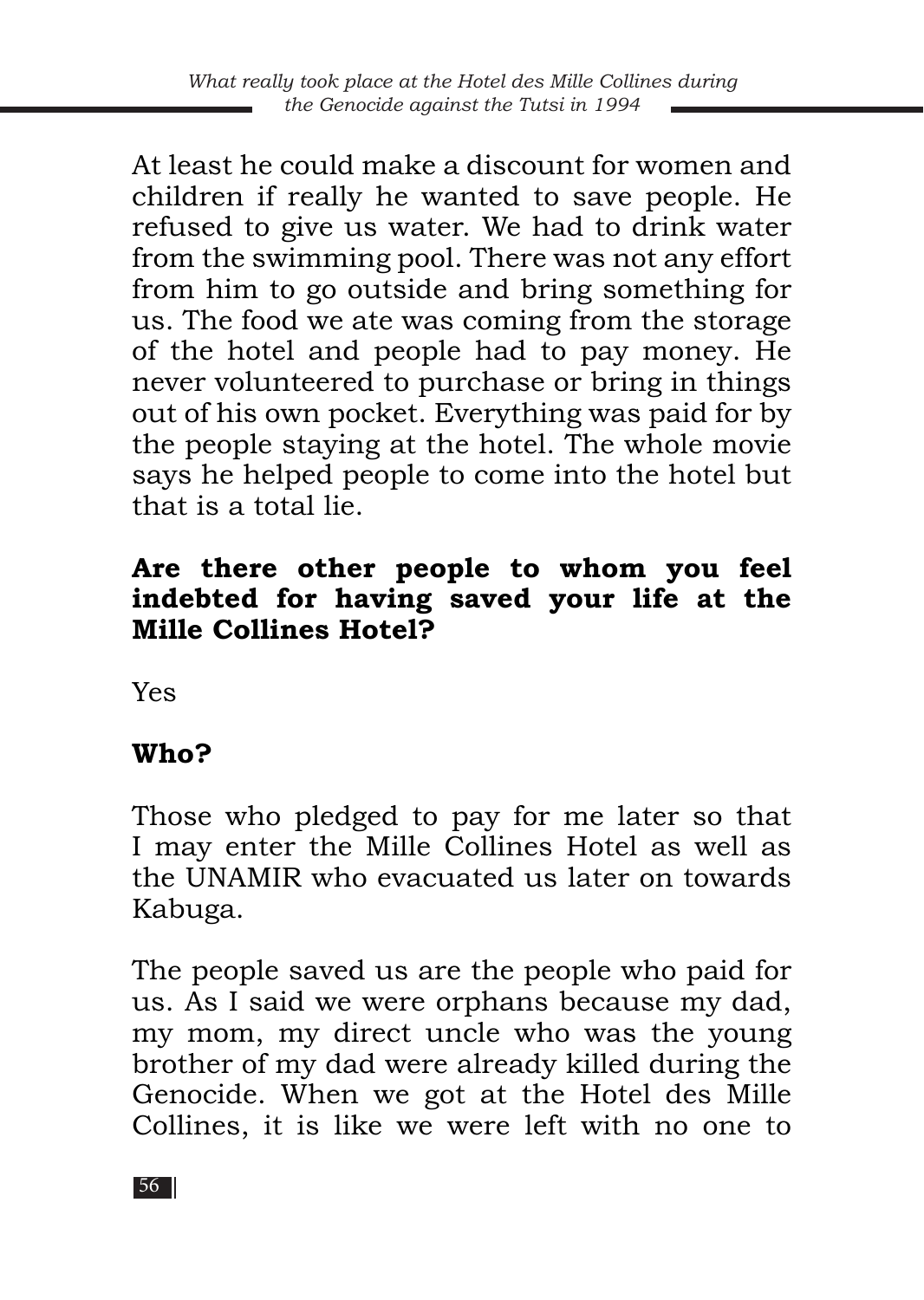At least he could make a discount for women and children if really he wanted to save people. He refused to give us water. We had to drink water from the swimming pool. There was not any effort from him to go outside and bring something for us. The food we ate was coming from the storage of the hotel and people had to pay money. He never volunteered to purchase or bring in things out of his own pocket. Everything was paid for by the people staying at the hotel. The whole movie says he helped people to come into the hotel but that is a total lie.

**Are there other people to whom you feel indebted for having saved your life at the Mille Collines Hotel?**

Yes

**Who?**

Those who pledged to pay for me later so that I may enter the Mille Collines Hotel as well as the UNAMIR who evacuated us later on towards Kabuga.

The people saved us are the people who paid for us. As I said we were orphans because my dad, my mom, my direct uncle who was the young brother of my dad were already killed during the Genocide. When we got at the Hotel des Mille Collines, it is like we were left with no one to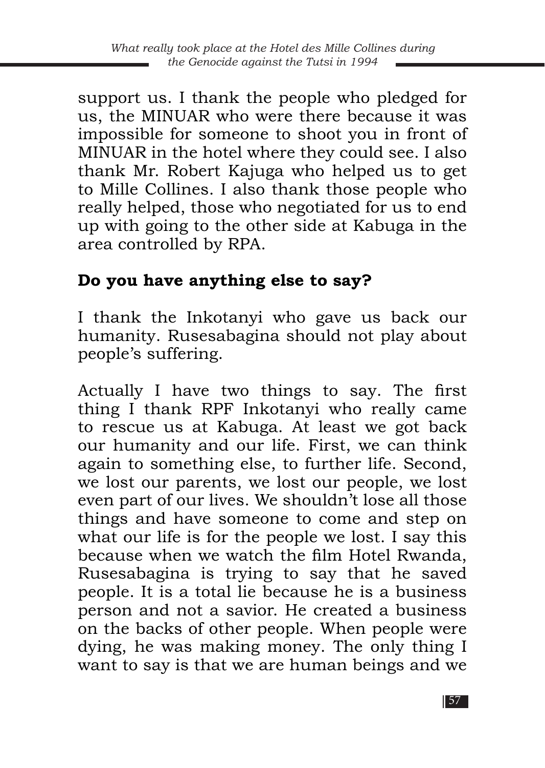support us. I thank the people who pledged for us, the MINUAR who were there because it was impossible for someone to shoot you in front of MINUAR in the hotel where they could see. I also thank Mr. Robert Kajuga who helped us to get to Mille Collines. I also thank those people who really helped, those who negotiated for us to end up with going to the other side at Kabuga in the area controlled by RPA.

**Do you have anything else to say?**

I thank the Inkotanyi who gave us back our humanity. Rusesabagina should not play about people's suffering.

Actually I have two things to say. The first thing I thank RPF Inkotanyi who really came to rescue us at Kabuga. At least we got back our humanity and our life. First, we can think again to something else, to further life. Second, we lost our parents, we lost our people, we lost even part of our lives. We shouldn't lose all those things and have someone to come and step on what our life is for the people we lost. I say this because when we watch the film Hotel Rwanda, Rusesabagina is trying to say that he saved people. It is a total lie because he is a business person and not a savior. He created a business on the backs of other people. When people were dying, he was making money. The only thing I want to say is that we are human beings and we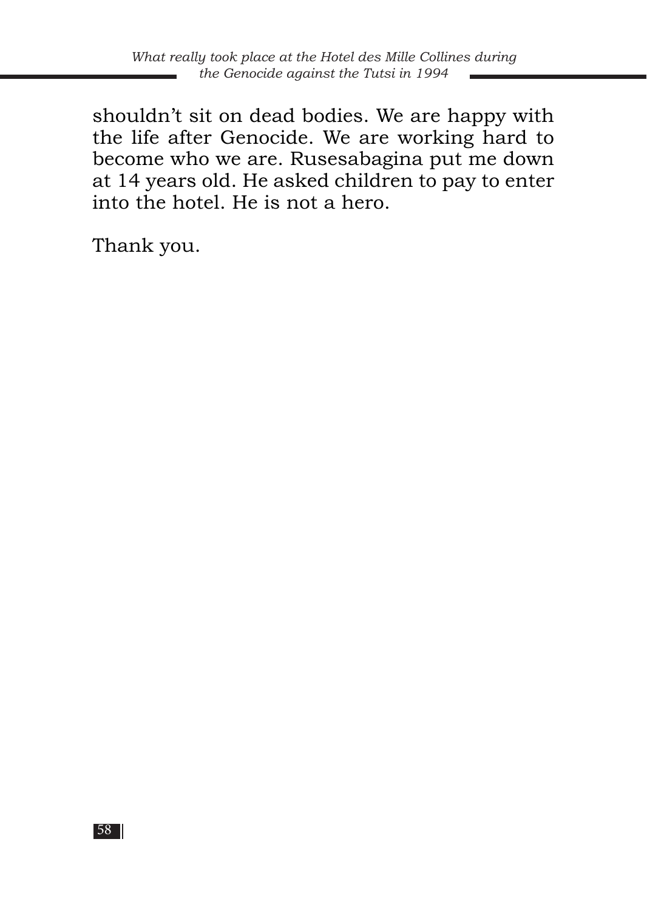shouldn't sit on dead bodies. We are happy with the life after Genocide. We are working hard to become who we are. Rusesabagina put me down at 14 years old. He asked children to pay to enter into the hotel. He is not a hero.

Thank you.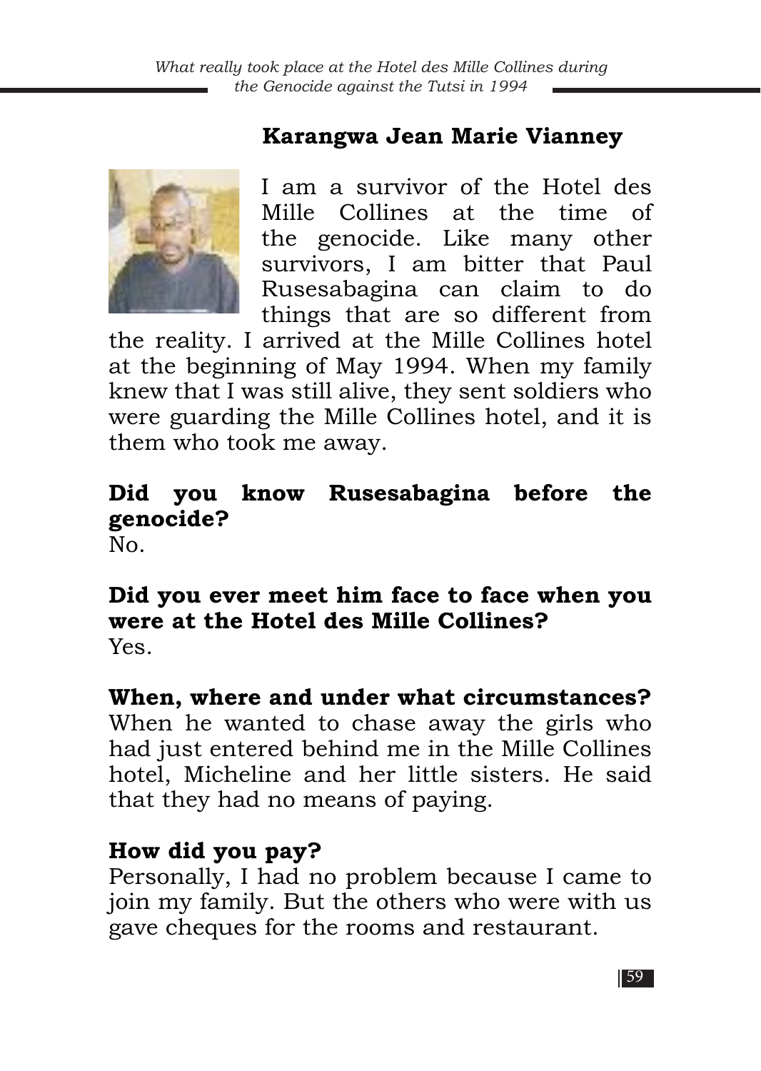## Karangwa Jean Marie Vianney

I am a survivor of the Hotel des Mille Collines at the time of the genocide. Like many other survivors, I am bitter that Paul Rusesabagina can claim to do things that are so different from the reality. I arrived at the Mille Collines hotel at the beginning of May 1994. When my family knew that I was still alive, they sent soldiers who were guarding the Mille Collines hotel, and it is them who took me away.

**Did you know Rusesabagina before the genocide?**
No.

**Did you ever meet him face to face when you were at the Hotel des Mille Collines?**
Yes.

**When, where and under what circumstances?**
When he wanted to chase away the girls who had just entered behind me in the Mille Collines hotel, Micheline and her little sisters. He said that they had no means of paying.

**How did you pay?**
Personally, I had no problem because I came to join my family. But the others who were with us gave cheques for the rooms and restaurant.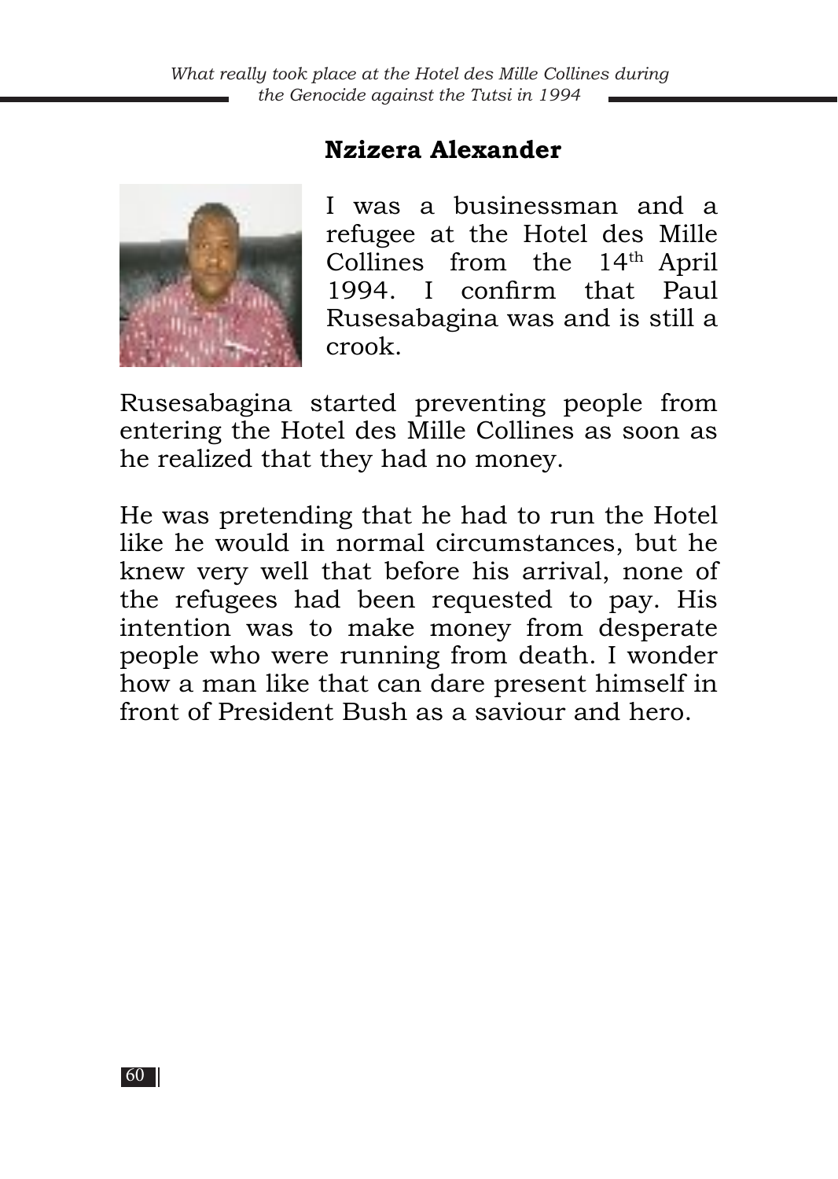## Nzizera Alexander

I was a businessman and a refugee at the Hotel des Mille Collines from the 14th April 1994. I confirm that Paul Rusesabagina was and is still a crook.

Rusesabagina started preventing people from entering the Hotel des Mille Collines as soon as he realized that they had no money.

He was pretending that he had to run the Hotel like he would in normal circumstances, but he knew very well that before his arrival, none of the refugees had been requested to pay. His intention was to make money from desperate people who were running from death. I wonder how a man like that can dare present himself in front of President Bush as a saviour and hero.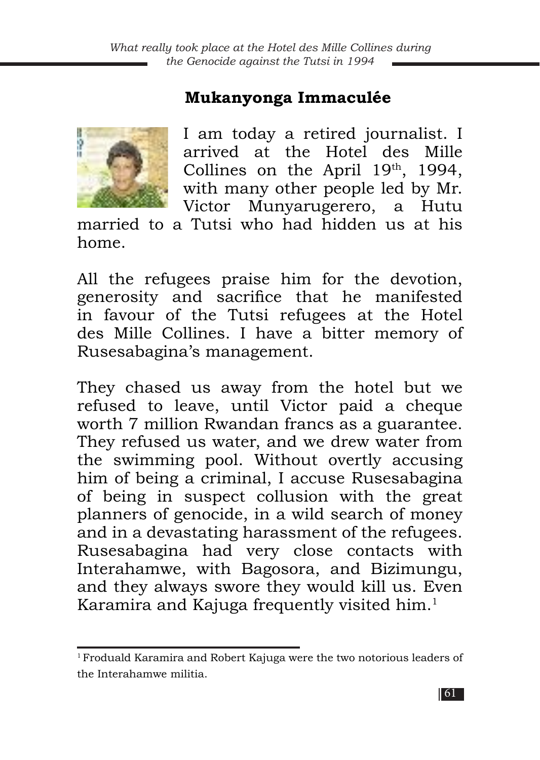## Mukanyonga Immaculée

I am today a retired journalist. I arrived at the Hotel des Mille Collines on the April 19th, 1994, with many other people led by Mr. Victor Munyarugerero, a Hutu married to a Tutsi who had hidden us at his home.

All the refugees praise him for the devotion, generosity and sacrifice that he manifested in favour of the Tutsi refugees at the Hotel des Mille Collines. I have a bitter memory of Rusesabagina's management.

They chased us away from the hotel but we refused to leave, until Victor paid a cheque worth 7 million Rwandan francs as a guarantee. They refused us water, and we drew water from the swimming pool. Without overtly accusing him of being a criminal, I accuse Rusesabagina of being in suspect collusion with the great planners of genocide, in a wild search of money and in a devastating harassment of the refugees. Rusesabagina had very close contacts with Interahamwe, with Bagosora, and Bizimungu, and they always swore they would kill us. Even Karamira and Kajuga frequently visited him.[1]

---

[1] Froduald Karamira and Robert Kajuga were the two notorious leaders of the Interahamwe militia.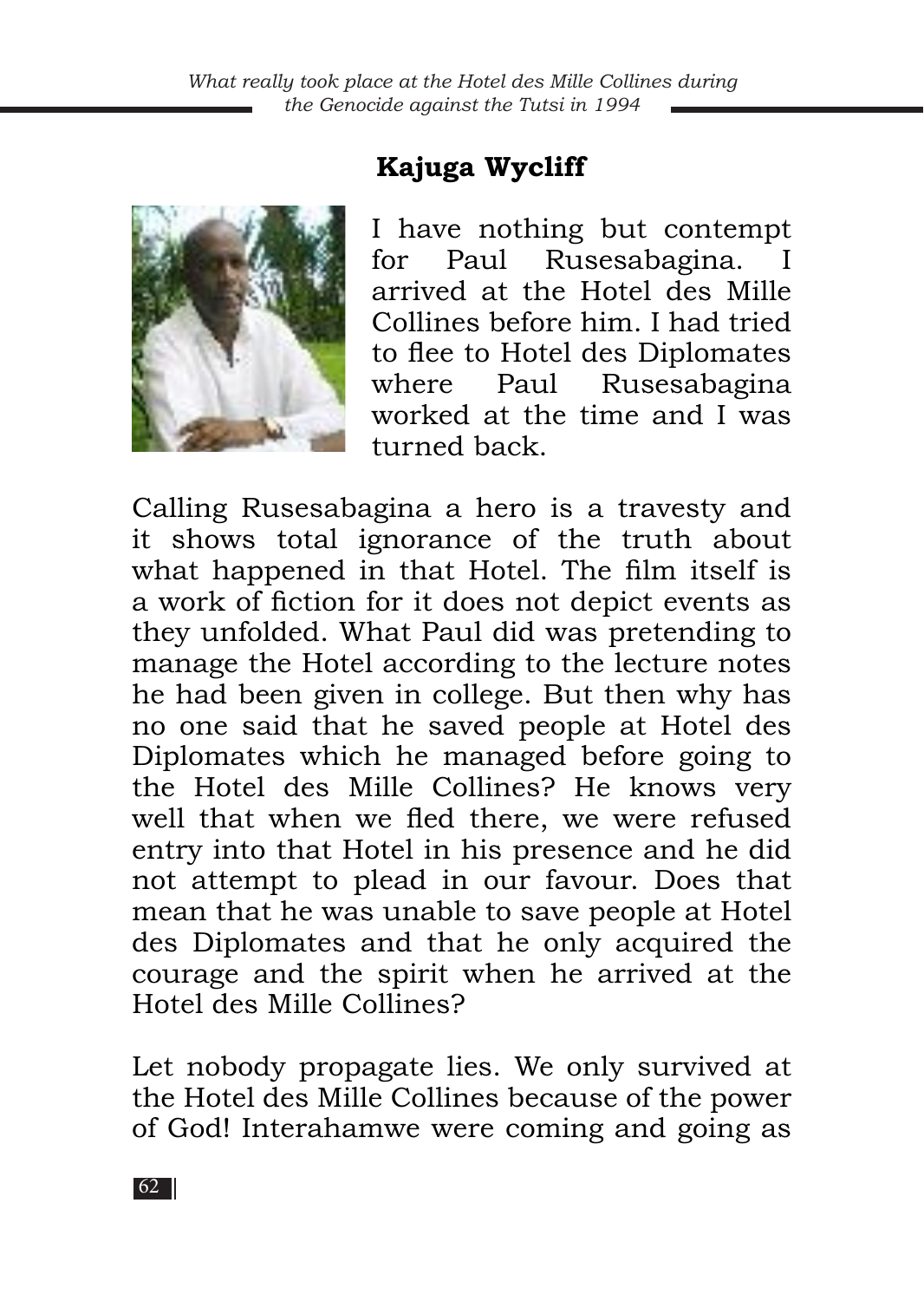## Kajuga Wycliff

I have nothing but contempt for Paul Rusesabagina. I arrived at the Hotel des Mille Collines before him. I had tried to flee to Hotel des Diplomates where Paul Rusesabagina worked at the time and I was turned back.

Calling Rusesabagina a hero is a travesty and it shows total ignorance of the truth about what happened in that Hotel. The film itself is a work of fiction for it does not depict events as they unfolded. What Paul did was pretending to manage the Hotel according to the lecture notes he had been given in college. But then why has no one said that he saved people at Hotel des Diplomates which he managed before going to the Hotel des Mille Collines? He knows very well that when we fled there, we were refused entry into that Hotel in his presence and he did not attempt to plead in our favour. Does that mean that he was unable to save people at Hotel des Diplomates and that he only acquired the courage and the spirit when he arrived at the Hotel des Mille Collines?

Let nobody propagate lies. We only survived at the Hotel des Mille Collines because of the power of God! Interahamwe were coming and going as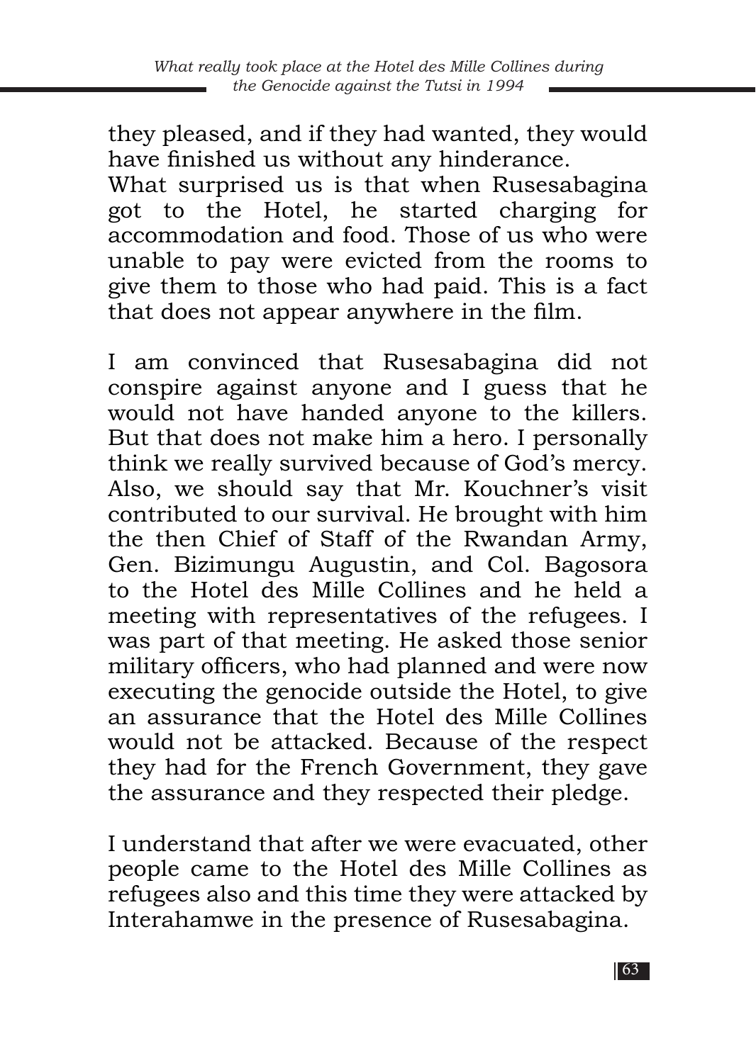they pleased, and if they had wanted, they would have finished us without any hinderance.
What surprised us is that when Rusesabagina got to the Hotel, he started charging for accommodation and food. Those of us who were unable to pay were evicted from the rooms to give them to those who had paid. This is a fact that does not appear anywhere in the film.

I am convinced that Rusesabagina did not conspire against anyone and I guess that he would not have handed anyone to the killers. But that does not make him a hero. I personally think we really survived because of God's mercy. Also, we should say that Mr. Kouchner's visit contributed to our survival. He brought with him the then Chief of Staff of the Rwandan Army, Gen. Bizimungu Augustin, and Col. Bagosora to the Hotel des Mille Collines and he held a meeting with representatives of the refugees. I was part of that meeting. He asked those senior military officers, who had planned and were now executing the genocide outside the Hotel, to give an assurance that the Hotel des Mille Collines would not be attacked. Because of the respect they had for the French Government, they gave the assurance and they respected their pledge.

I understand that after we were evacuated, other people came to the Hotel des Mille Collines as refugees also and this time they were attacked by Interahamwe in the presence of Rusesabagina.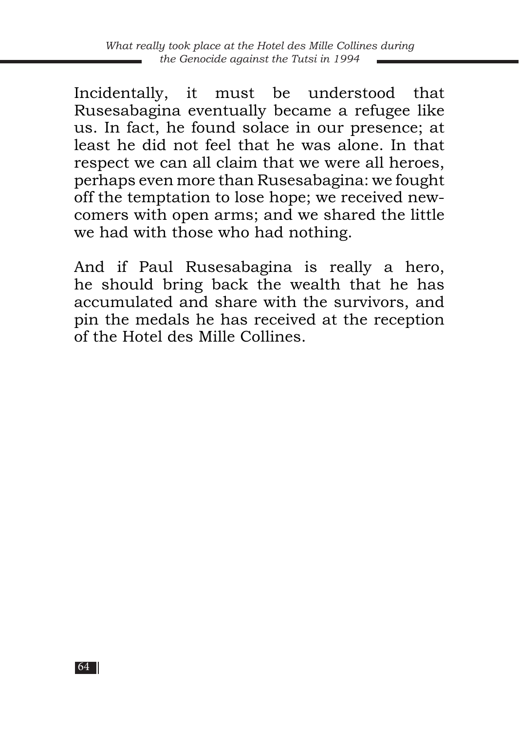Incidentally, it must be understood that Rusesabagina eventually became a refugee like us. In fact, he found solace in our presence; at least he did not feel that he was alone. In that respect we can all claim that we were all heroes, perhaps even more than Rusesabagina: we fought off the temptation to lose hope; we received newcomers with open arms; and we shared the little we had with those who had nothing.

And if Paul Rusesabagina is really a hero, he should bring back the wealth that he has accumulated and share with the survivors, and pin the medals he has received at the reception of the Hotel des Mille Collines.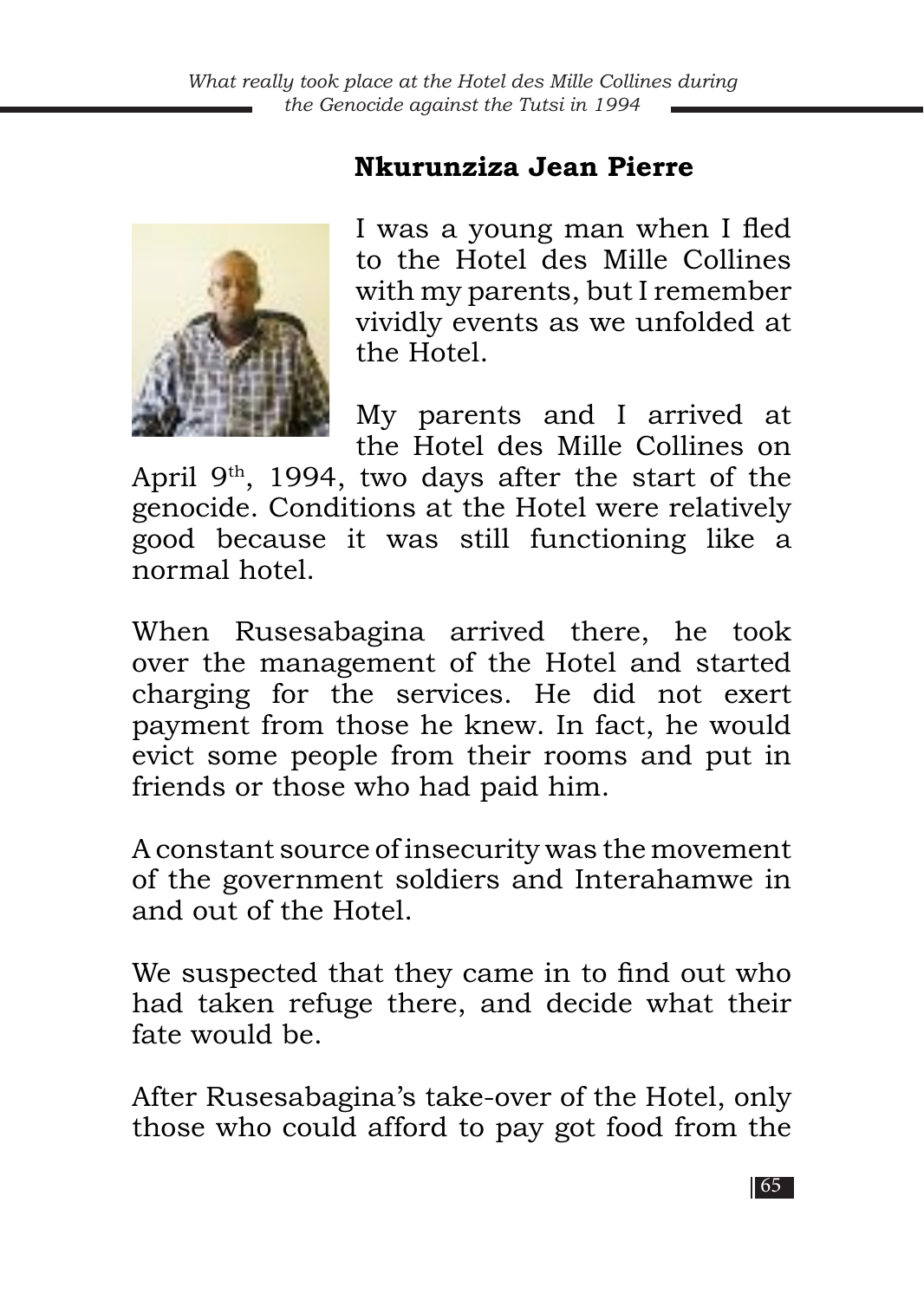## Nkurunziza Jean Pierre

I was a young man when I fled to the Hotel des Mille Collines with my parents, but I remember vividly events as we unfolded at the Hotel.

My parents and I arrived at the Hotel des Mille Collines on April 9th, 1994, two days after the start of the genocide. Conditions at the Hotel were relatively good because it was still functioning like a normal hotel.

When Rusesabagina arrived there, he took over the management of the Hotel and started charging for the services. He did not exert payment from those he knew. In fact, he would evict some people from their rooms and put in friends or those who had paid him.

A constant source of insecurity was the movement of the government soldiers and Interahamwe in and out of the Hotel.

We suspected that they came in to find out who had taken refuge there, and decide what their fate would be.

After Rusesabagina's take-over of the Hotel, only those who could afford to pay got food from the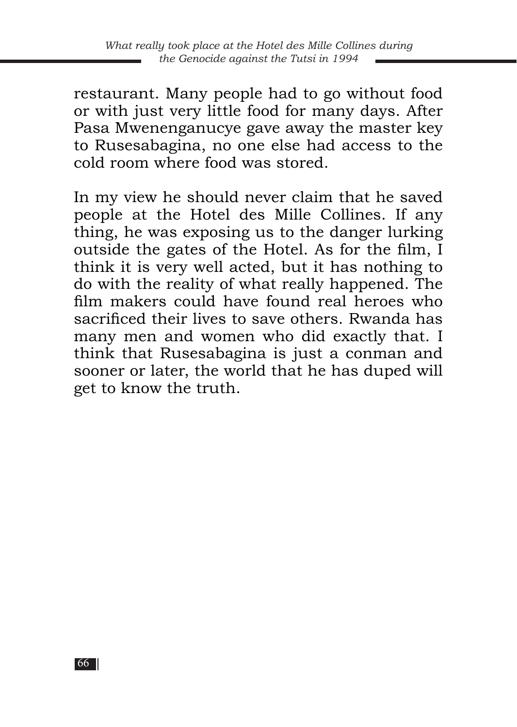restaurant. Many people had to go without food or with just very little food for many days. After Pasa Mwenenganucye gave away the master key to Rusesabagina, no one else had access to the cold room where food was stored.

In my view he should never claim that he saved people at the Hotel des Mille Collines. If any thing, he was exposing us to the danger lurking outside the gates of the Hotel. As for the film, I think it is very well acted, but it has nothing to do with the reality of what really happened. The film makers could have found real heroes who sacrificed their lives to save others. Rwanda has many men and women who did exactly that. I think that Rusesabagina is just a conman and sooner or later, the world that he has duped will get to know the truth.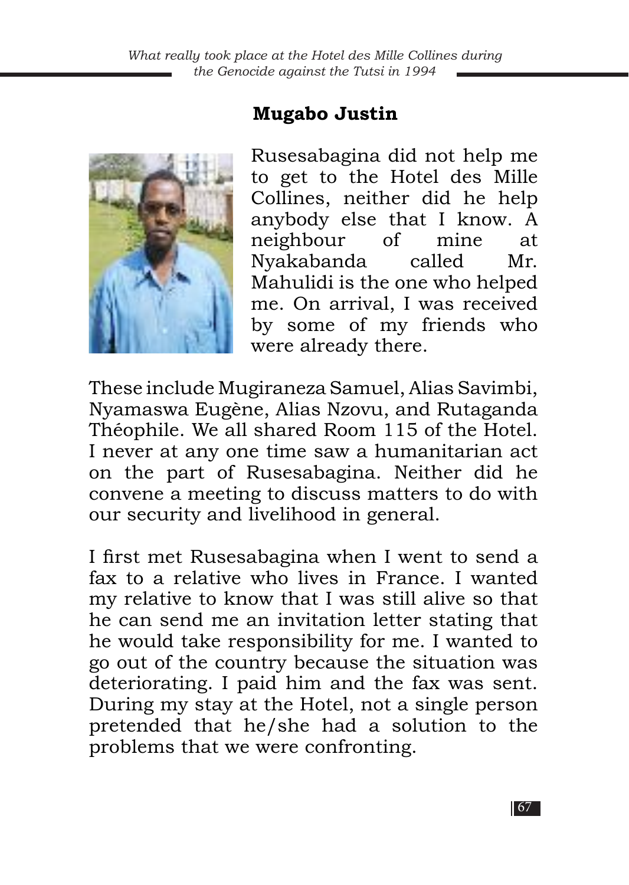## Mugabo Justin

Rusesabagina did not help me to get to the Hotel des Mille Collines, neither did he help anybody else that I know. A neighbour of mine at Nyakabanda called Mr. Mahulidi is the one who helped me. On arrival, I was received by some of my friends who were already there.

These include Mugiraneza Samuel, Alias Savimbi, Nyamaswa Eugène, Alias Nzovu, and Rutaganda Théophile. We all shared Room 115 of the Hotel. I never at any one time saw a humanitarian act on the part of Rusesabagina. Neither did he convene a meeting to discuss matters to do with our security and livelihood in general.

I first met Rusesabagina when I went to send a fax to a relative who lives in France. I wanted my relative to know that I was still alive so that he can send me an invitation letter stating that he would take responsibility for me. I wanted to go out of the country because the situation was deteriorating. I paid him and the fax was sent. During my stay at the Hotel, not a single person pretended that he/she had a solution to the problems that we were confronting.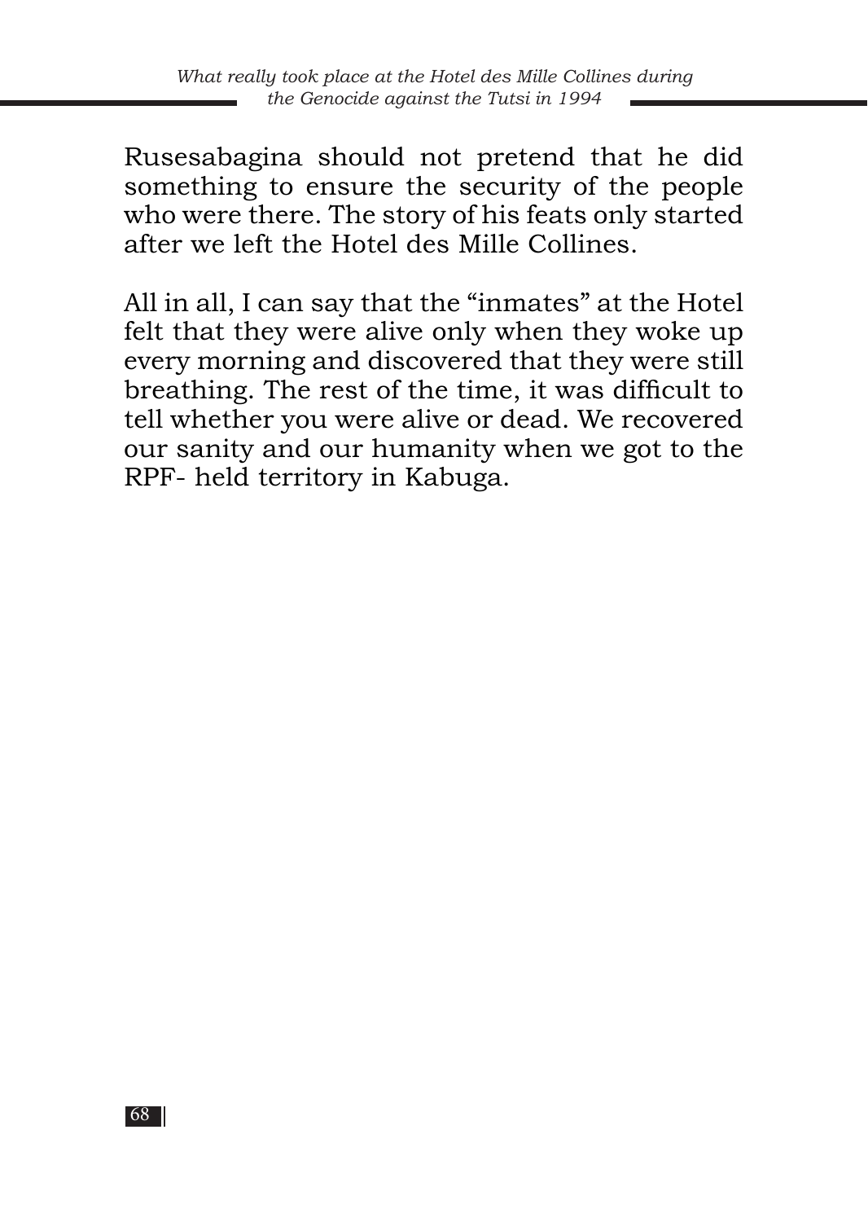Rusesabagina should not pretend that he did something to ensure the security of the people who were there. The story of his feats only started after we left the Hotel des Mille Collines.

All in all, I can say that the "inmates" at the Hotel felt that they were alive only when they woke up every morning and discovered that they were still breathing. The rest of the time, it was difficult to tell whether you were alive or dead. We recovered our sanity and our humanity when we got to the RPF- held territory in Kabuga.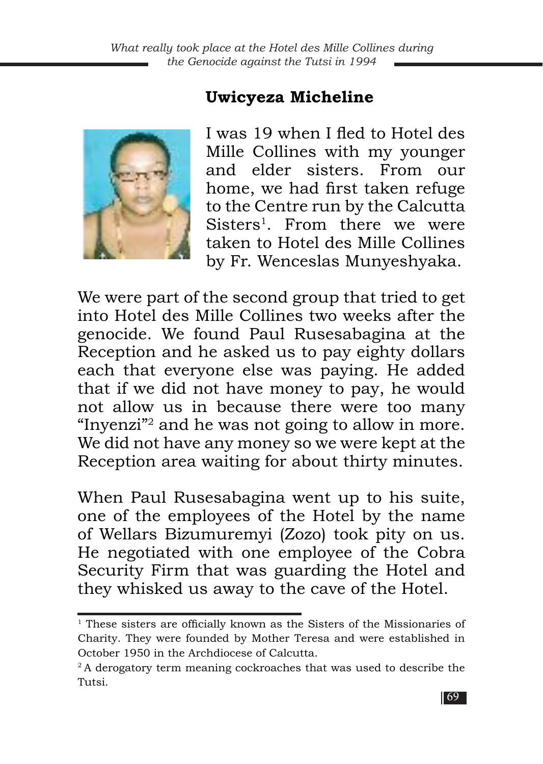## Uwicyeza Micheline

I was 19 when I fled to Hotel des Mille Collines with my younger and elder sisters. From our home, we had first taken refuge to the Centre run by the Calcutta Sisters[1]. From there we were taken to Hotel des Mille Collines by Fr. Wenceslas Munyeshyaka.

We were part of the second group that tried to get into Hotel des Mille Collines two weeks after the genocide. We found Paul Rusesabagina at the Reception and he asked us to pay eighty dollars each that everyone else was paying. He added that if we did not have money to pay, he would not allow us in because there were too many "Inyenzi"[2] and he was not going to allow in more. We did not have any money so we were kept at the Reception area waiting for about thirty minutes.

When Paul Rusesabagina went up to his suite, one of the employees of the Hotel by the name of Wellars Bizumuremyi (Zozo) took pity on us. He negotiated with one employee of the Cobra Security Firm that was guarding the Hotel and they whisked us away to the cave of the Hotel.

---

[1] These sisters are officially known as the Sisters of the Missionaries of Charity. They were founded by Mother Teresa and were established in October 1950 in the Archdiocese of Calcutta.

[2] A derogatory term meaning cockroaches that was used to describe the Tutsi.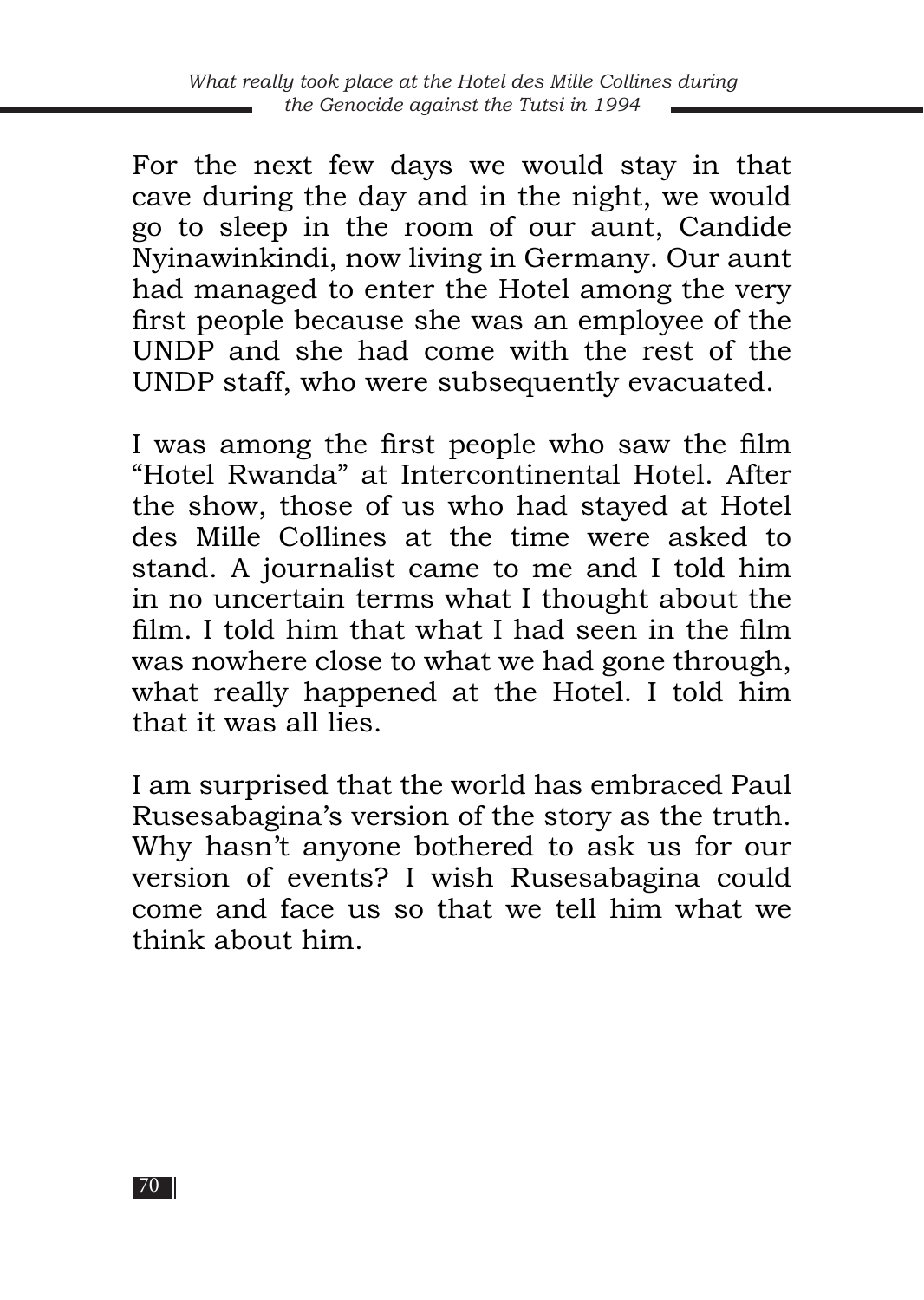For the next few days we would stay in that cave during the day and in the night, we would go to sleep in the room of our aunt, Candide Nyinawinkindi, now living in Germany. Our aunt had managed to enter the Hotel among the very first people because she was an employee of the UNDP and she had come with the rest of the UNDP staff, who were subsequently evacuated.

I was among the first people who saw the film "Hotel Rwanda" at Intercontinental Hotel. After the show, those of us who had stayed at Hotel des Mille Collines at the time were asked to stand. A journalist came to me and I told him in no uncertain terms what I thought about the film. I told him that what I had seen in the film was nowhere close to what we had gone through, what really happened at the Hotel. I told him that it was all lies.

I am surprised that the world has embraced Paul Rusesabagina's version of the story as the truth. Why hasn't anyone bothered to ask us for our version of events? I wish Rusesabagina could come and face us so that we tell him what we think about him.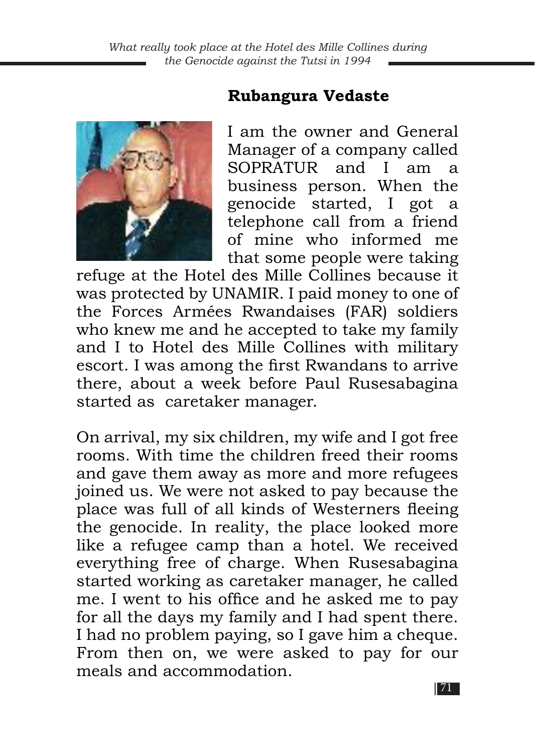## Rubangura Vedaste

I am the owner and General Manager of a company called SOPRATUR and I am a business person. When the genocide started, I got a telephone call from a friend of mine who informed me that some people were taking refuge at the Hotel des Mille Collines because it was protected by UNAMIR. I paid money to one of the Forces Armées Rwandaises (FAR) soldiers who knew me and he accepted to take my family and I to Hotel des Mille Collines with military escort. I was among the first Rwandans to arrive there, about a week before Paul Rusesabagina started as caretaker manager.

On arrival, my six children, my wife and I got free rooms. With time the children freed their rooms and gave them away as more and more refugees joined us. We were not asked to pay because the place was full of all kinds of Westerners fleeing the genocide. In reality, the place looked more like a refugee camp than a hotel. We received everything free of charge. When Rusesabagina started working as caretaker manager, he called me. I went to his office and he asked me to pay for all the days my family and I had spent there. I had no problem paying, so I gave him a cheque. From then on, we were asked to pay for our meals and accommodation.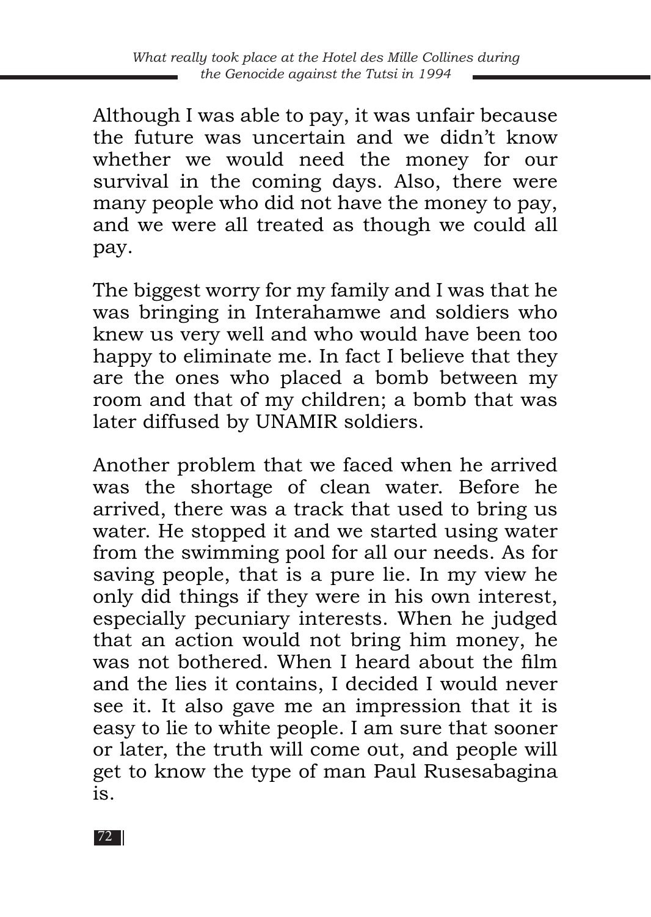Although I was able to pay, it was unfair because the future was uncertain and we didn't know whether we would need the money for our survival in the coming days. Also, there were many people who did not have the money to pay, and we were all treated as though we could all pay.

The biggest worry for my family and I was that he was bringing in Interahamwe and soldiers who knew us very well and who would have been too happy to eliminate me. In fact I believe that they are the ones who placed a bomb between my room and that of my children; a bomb that was later diffused by UNAMIR soldiers.

Another problem that we faced when he arrived was the shortage of clean water. Before he arrived, there was a track that used to bring us water. He stopped it and we started using water from the swimming pool for all our needs. As for saving people, that is a pure lie. In my view he only did things if they were in his own interest, especially pecuniary interests. When he judged that an action would not bring him money, he was not bothered. When I heard about the film and the lies it contains, I decided I would never see it. It also gave me an impression that it is easy to lie to white people. I am sure that sooner or later, the truth will come out, and people will get to know the type of man Paul Rusesabagina is.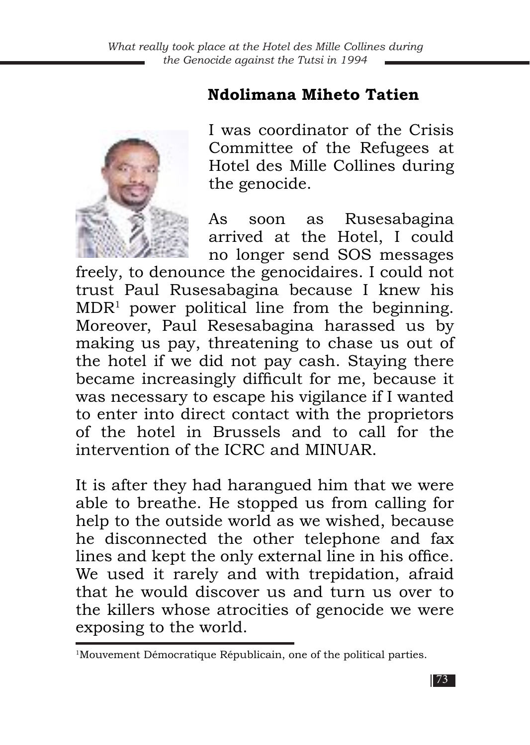## Ndolimana Miheto Tatien

I was coordinator of the Crisis Committee of the Refugees at Hotel des Mille Collines during the genocide.

As soon as Rusesabagina arrived at the Hotel, I could no longer send SOS messages freely, to denounce the genocidaires. I could not trust Paul Rusesabagina because I knew his MDR[1] power political line from the beginning. Moreover, Paul Resesabagina harassed us by making us pay, threatening to chase us out of the hotel if we did not pay cash. Staying there became increasingly difficult for me, because it was necessary to escape his vigilance if I wanted to enter into direct contact with the proprietors of the hotel in Brussels and to call for the intervention of the ICRC and MINUAR.

It is after they had harangued him that we were able to breathe. He stopped us from calling for help to the outside world as we wished, because he disconnected the other telephone and fax lines and kept the only external line in his office. We used it rarely and with trepidation, afraid that he would discover us and turn us over to the killers whose atrocities of genocide we were exposing to the world.

---

[1]Mouvement Démocratique Républicain, one of the political parties.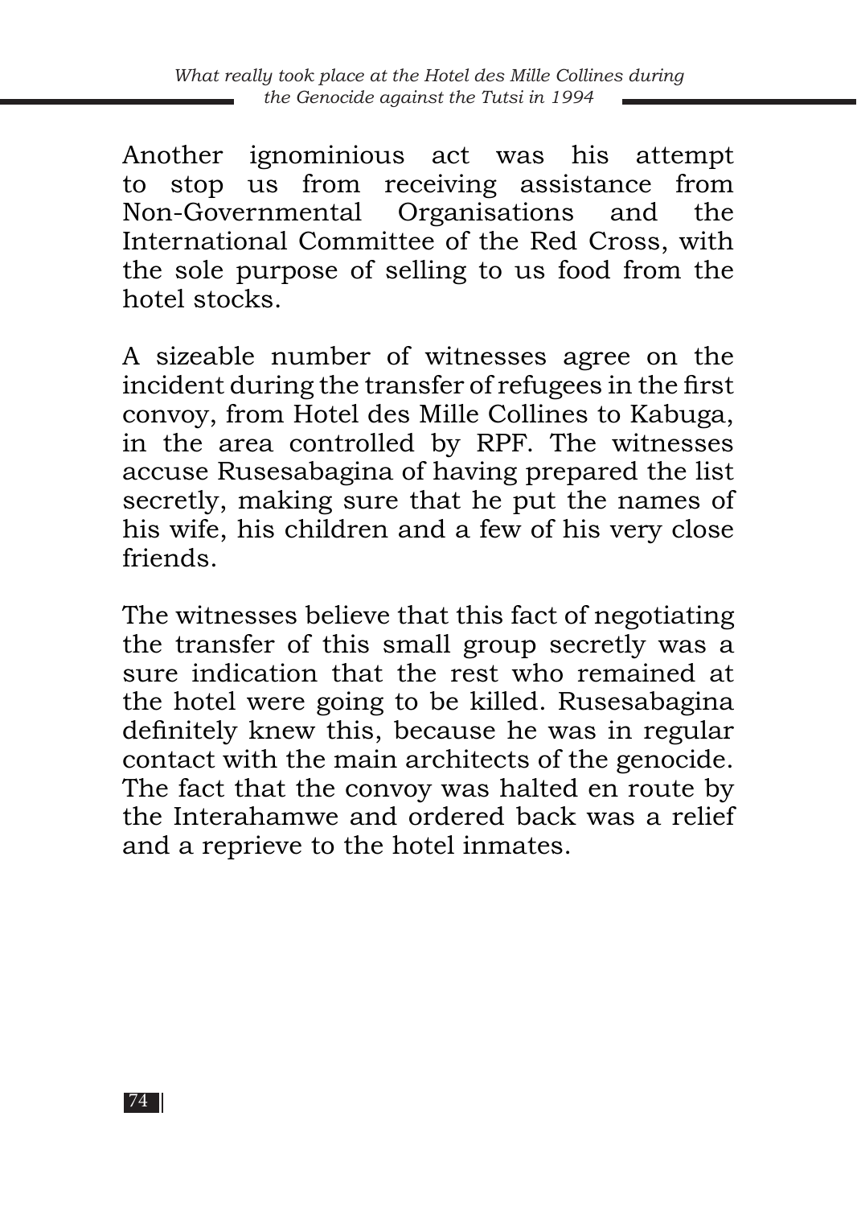Another ignominious act was his attempt to stop us from receiving assistance from Non-Governmental Organisations and the International Committee of the Red Cross, with the sole purpose of selling to us food from the hotel stocks.

A sizeable number of witnesses agree on the incident during the transfer of refugees in the first convoy, from Hotel des Mille Collines to Kabuga, in the area controlled by RPF. The witnesses accuse Rusesabagina of having prepared the list secretly, making sure that he put the names of his wife, his children and a few of his very close friends.

The witnesses believe that this fact of negotiating the transfer of this small group secretly was a sure indication that the rest who remained at the hotel were going to be killed. Rusesabagina definitely knew this, because he was in regular contact with the main architects of the genocide. The fact that the convoy was halted en route by the Interahamwe and ordered back was a relief and a reprieve to the hotel inmates.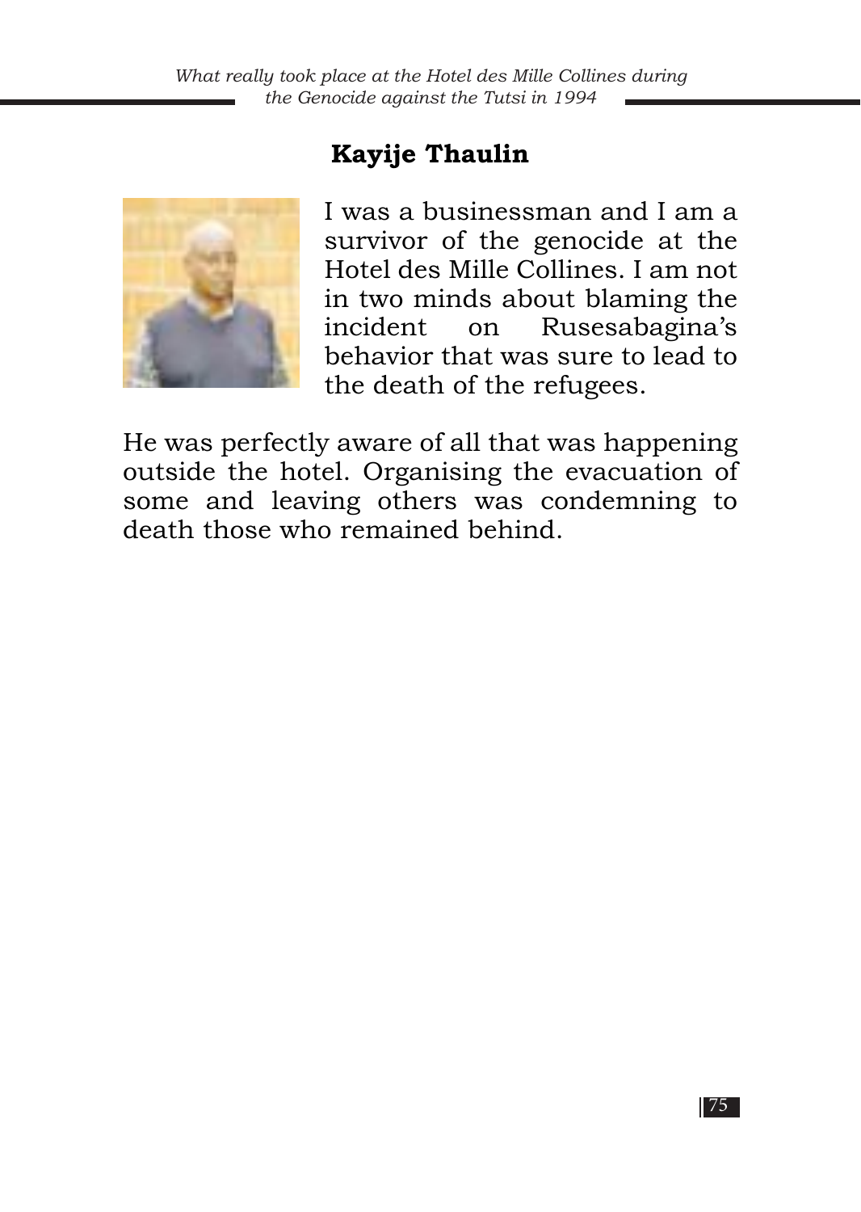## Kayije Thaulin

I was a businessman and I am a survivor of the genocide at the Hotel des Mille Collines. I am not in two minds about blaming the incident on Rusesabagina's behavior that was sure to lead to the death of the refugees.

He was perfectly aware of all that was happening outside the hotel. Organising the evacuation of some and leaving others was condemning to death those who remained behind.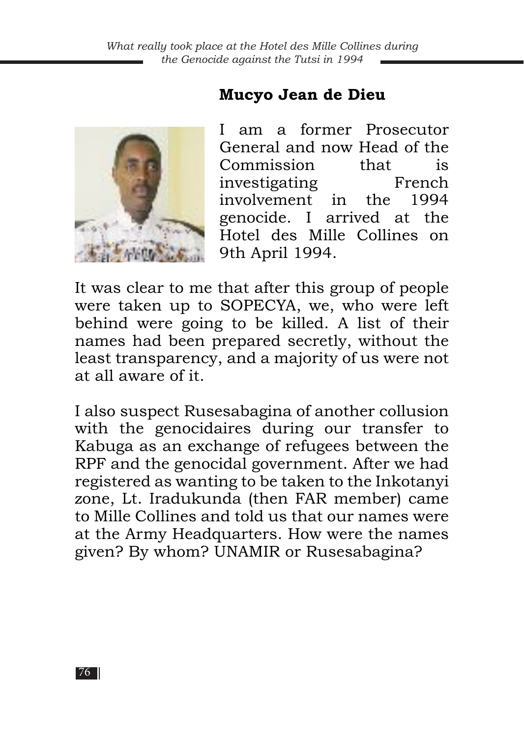## Mucyo Jean de Dieu

I am a former Prosecutor General and now Head of the Commission that is investigating French involvement in the 1994 genocide. I arrived at the Hotel des Mille Collines on 9th April 1994.

It was clear to me that after this group of people were taken up to SOPECYA, we, who were left behind were going to be killed. A list of their names had been prepared secretly, without the least transparency, and a majority of us were not at all aware of it.

I also suspect Rusesabagina of another collusion with the genocidaires during our transfer to Kabuga as an exchange of refugees between the RPF and the genocidal government. After we had registered as wanting to be taken to the Inkotanyi zone, Lt. Iradukunda (then FAR member) came to Mille Collines and told us that our names were at the Army Headquarters. How were the names given? By whom? UNAMIR or Rusesabagina?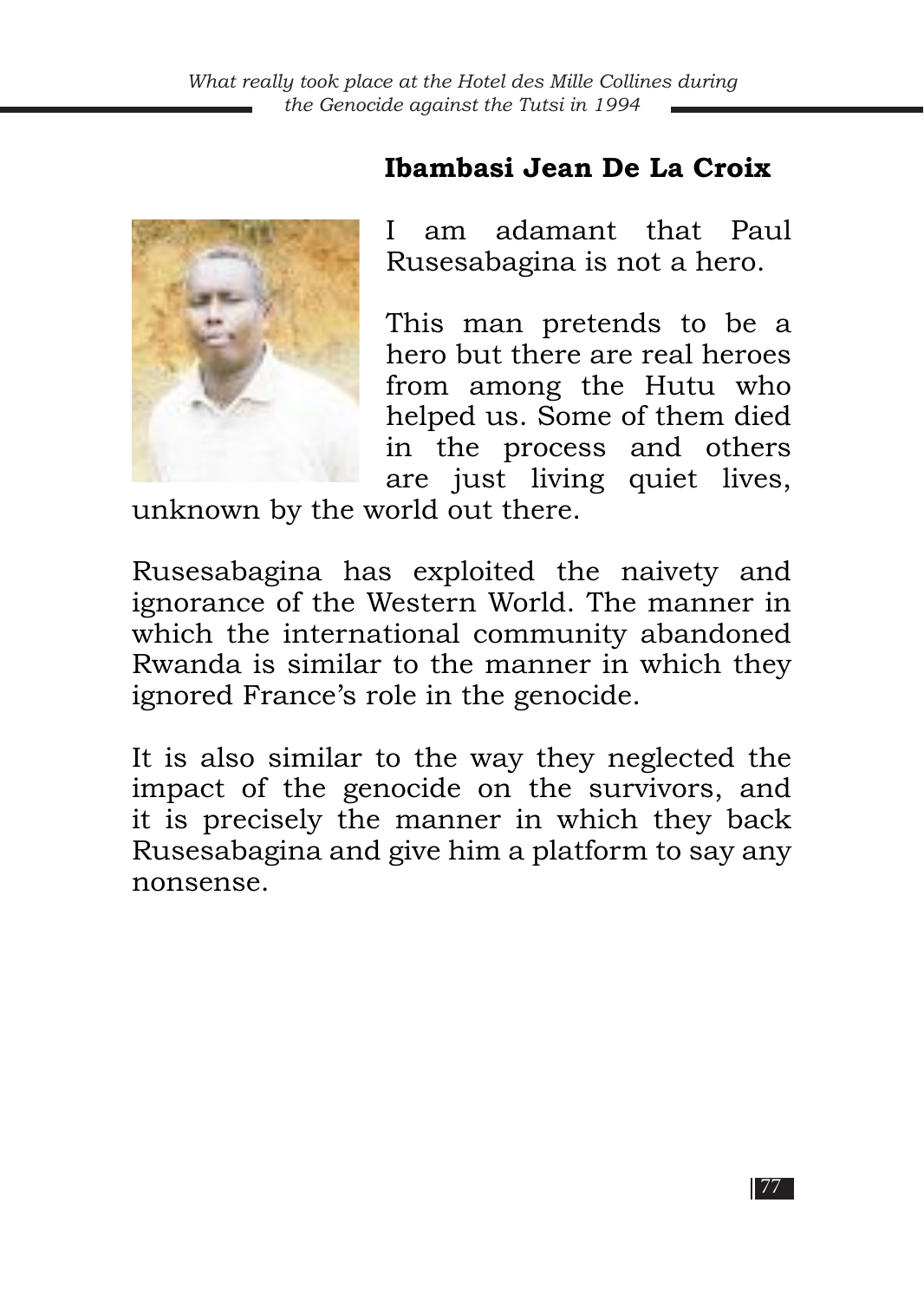## Ibambasi Jean De La Croix

I am adamant that Paul Rusesabagina is not a hero.

This man pretends to be a hero but there are real heroes from among the Hutu who helped us. Some of them died in the process and others are just living quiet lives, unknown by the world out there.

Rusesabagina has exploited the naivety and ignorance of the Western World. The manner in which the international community abandoned Rwanda is similar to the manner in which they ignored France's role in the genocide.

It is also similar to the way they neglected the impact of the genocide on the survivors, and it is precisely the manner in which they back Rusesabagina and give him a platform to say any nonsense.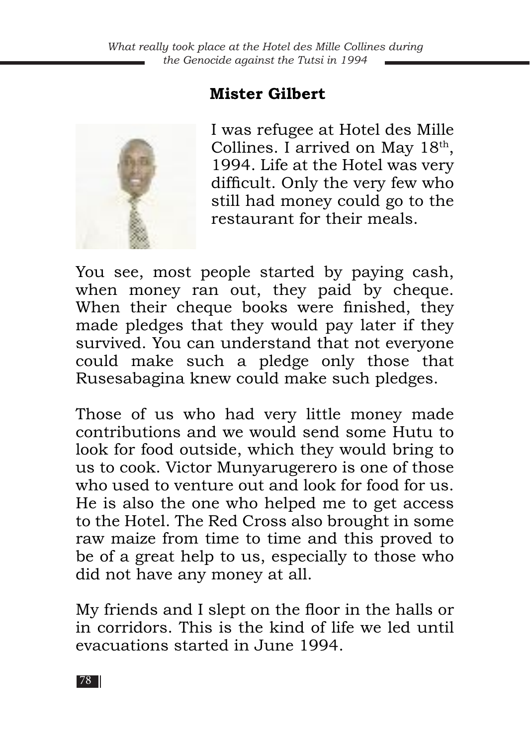## Mister Gilbert

I was refugee at Hotel des Mille Collines. I arrived on May 18th, 1994. Life at the Hotel was very difficult. Only the very few who still had money could go to the restaurant for their meals.

You see, most people started by paying cash, when money ran out, they paid by cheque. When their cheque books were finished, they made pledges that they would pay later if they survived. You can understand that not everyone could make such a pledge only those that Rusesabagina knew could make such pledges.

Those of us who had very little money made contributions and we would send some Hutu to look for food outside, which they would bring to us to cook. Victor Munyarugerero is one of those who used to venture out and look for food for us. He is also the one who helped me to get access to the Hotel. The Red Cross also brought in some raw maize from time to time and this proved to be of a great help to us, especially to those who did not have any money at all.

My friends and I slept on the floor in the halls or in corridors. This is the kind of life we led until evacuations started in June 1994.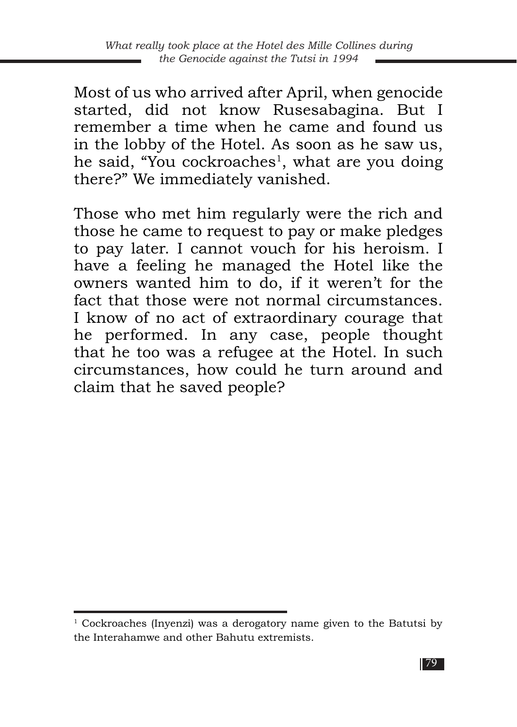Most of us who arrived after April, when genocide started, did not know Rusesabagina. But I remember a time when he came and found us in the lobby of the Hotel. As soon as he saw us, he said, "You cockroaches[1], what are you doing there?" We immediately vanished.

Those who met him regularly were the rich and those he came to request to pay or make pledges to pay later. I cannot vouch for his heroism. I have a feeling he managed the Hotel like the owners wanted him to do, if it weren't for the fact that those were not normal circumstances. I know of no act of extraordinary courage that he performed. In any case, people thought that he too was a refugee at the Hotel. In such circumstances, how could he turn around and claim that he saved people?

---

[1] Cockroaches (Inyenzi) was a derogatory name given to the Batutsi by the Interahamwe and other Bahutu extremists.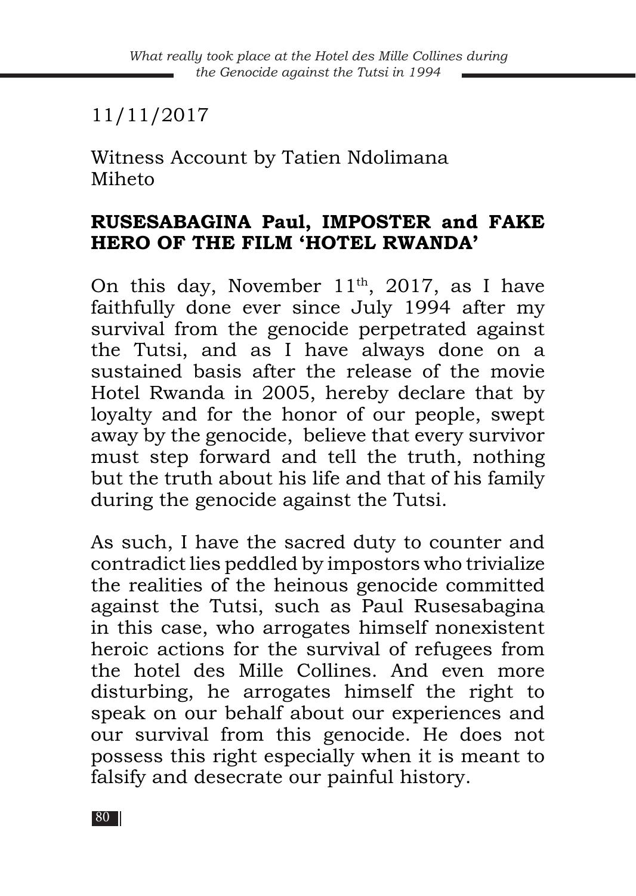11/11/2017

Witness Account by Tatien Ndolimana Miheto

## RUSESABAGINA Paul, IMPOSTER and FAKE HERO OF THE FILM 'HOTEL RWANDA'

On this day, November 11th, 2017, as I have faithfully done ever since July 1994 after my survival from the genocide perpetrated against the Tutsi, and as I have always done on a sustained basis after the release of the movie Hotel Rwanda in 2005, hereby declare that by loyalty and for the honor of our people, swept away by the genocide, believe that every survivor must step forward and tell the truth, nothing but the truth about his life and that of his family during the genocide against the Tutsi.

As such, I have the sacred duty to counter and contradict lies peddled by impostors who trivialize the realities of the heinous genocide committed against the Tutsi, such as Paul Rusesabagina in this case, who arrogates himself nonexistent heroic actions for the survival of refugees from the hotel des Mille Collines. And even more disturbing, he arrogates himself the right to speak on our behalf about our experiences and our survival from this genocide. He does not possess this right especially when it is meant to falsify and desecrate our painful history.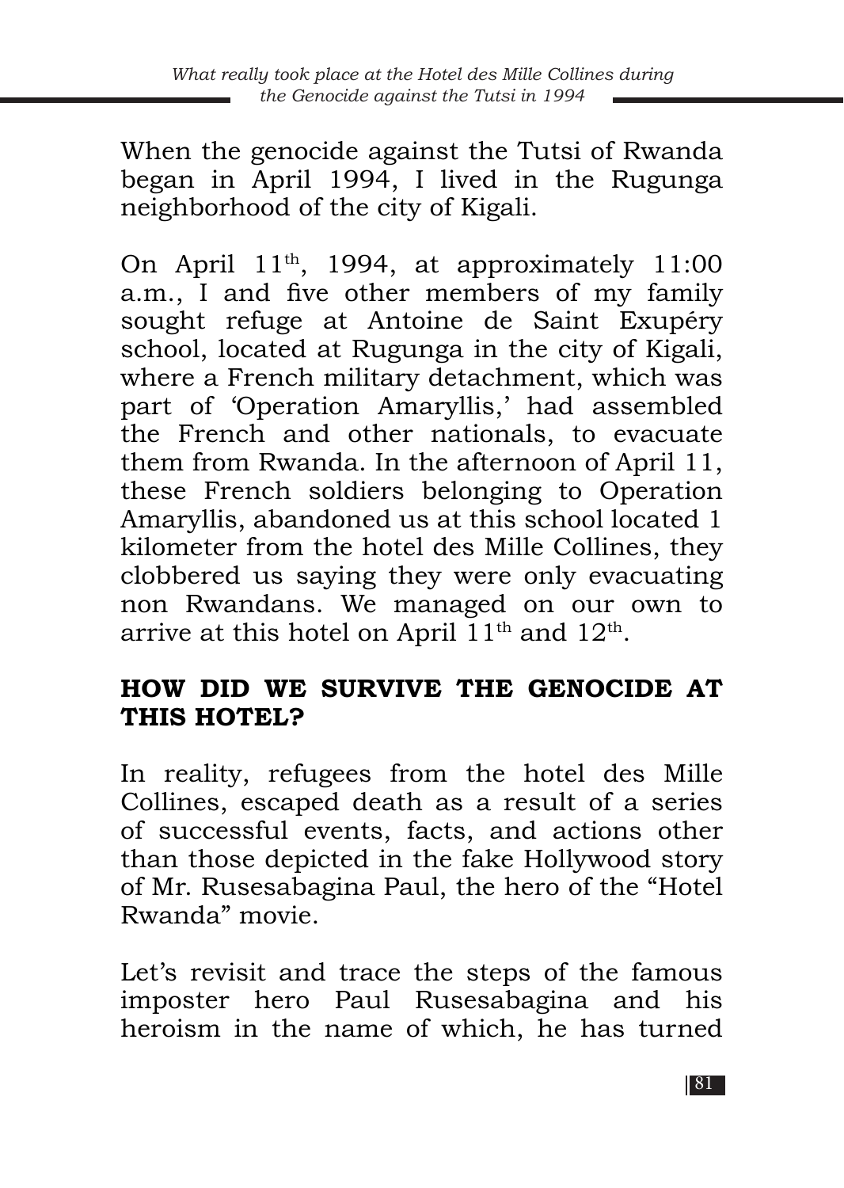When the genocide against the Tutsi of Rwanda began in April 1994, I lived in the Rugunga neighborhood of the city of Kigali.

On April 11th, 1994, at approximately 11:00 a.m., I and five other members of my family sought refuge at Antoine de Saint Exupéry school, located at Rugunga in the city of Kigali, where a French military detachment, which was part of 'Operation Amaryllis,' had assembled the French and other nationals, to evacuate them from Rwanda. In the afternoon of April 11, these French soldiers belonging to Operation Amaryllis, abandoned us at this school located 1 kilometer from the hotel des Mille Collines, they clobbered us saying they were only evacuating non Rwandans. We managed on our own to arrive at this hotel on April 11th and 12th.

## HOW DID WE SURVIVE THE GENOCIDE AT THIS HOTEL?

In reality, refugees from the hotel des Mille Collines, escaped death as a result of a series of successful events, facts, and actions other than those depicted in the fake Hollywood story of Mr. Rusesabagina Paul, the hero of the "Hotel Rwanda" movie.

Let's revisit and trace the steps of the famous imposter hero Paul Rusesabagina and his heroism in the name of which, he has turned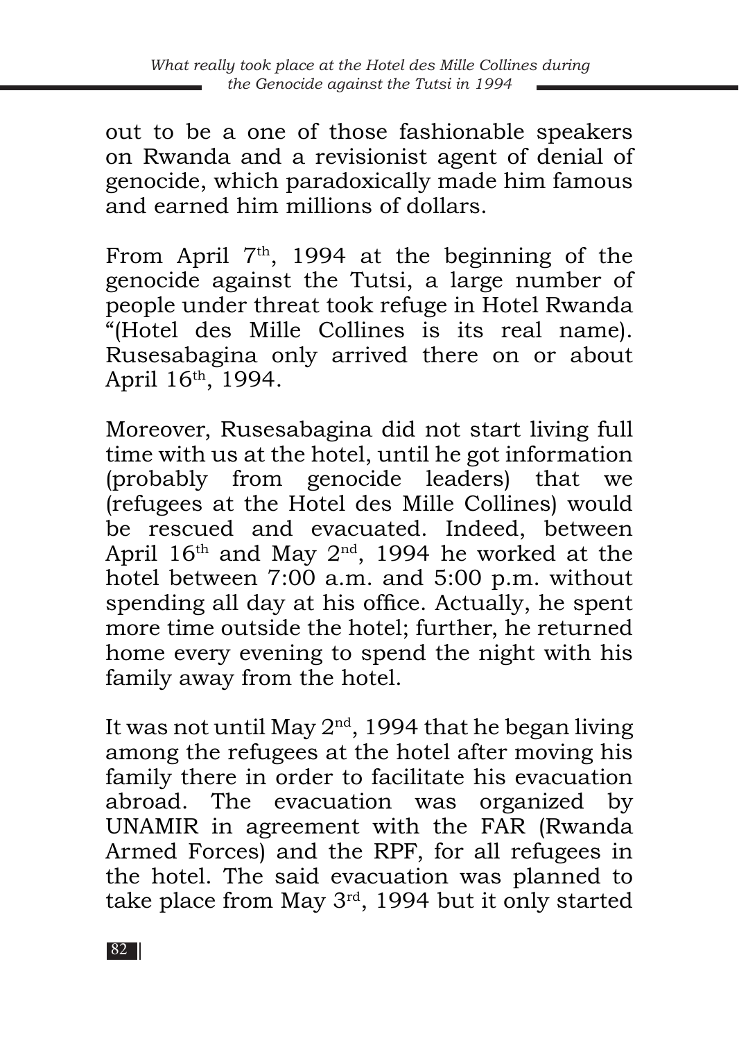out to be a one of those fashionable speakers on Rwanda and a revisionist agent of denial of genocide, which paradoxically made him famous and earned him millions of dollars.

From April 7th, 1994 at the beginning of the genocide against the Tutsi, a large number of people under threat took refuge in Hotel Rwanda "(Hotel des Mille Collines is its real name). Rusesabagina only arrived there on or about April 16th, 1994.

Moreover, Rusesabagina did not start living full time with us at the hotel, until he got information (probably from genocide leaders) that we (refugees at the Hotel des Mille Collines) would be rescued and evacuated. Indeed, between April 16th and May 2nd, 1994 he worked at the hotel between 7:00 a.m. and 5:00 p.m. without spending all day at his office. Actually, he spent more time outside the hotel; further, he returned home every evening to spend the night with his family away from the hotel.

It was not until May 2nd, 1994 that he began living among the refugees at the hotel after moving his family there in order to facilitate his evacuation abroad. The evacuation was organized by UNAMIR in agreement with the FAR (Rwanda Armed Forces) and the RPF, for all refugees in the hotel. The said evacuation was planned to take place from May 3rd, 1994 but it only started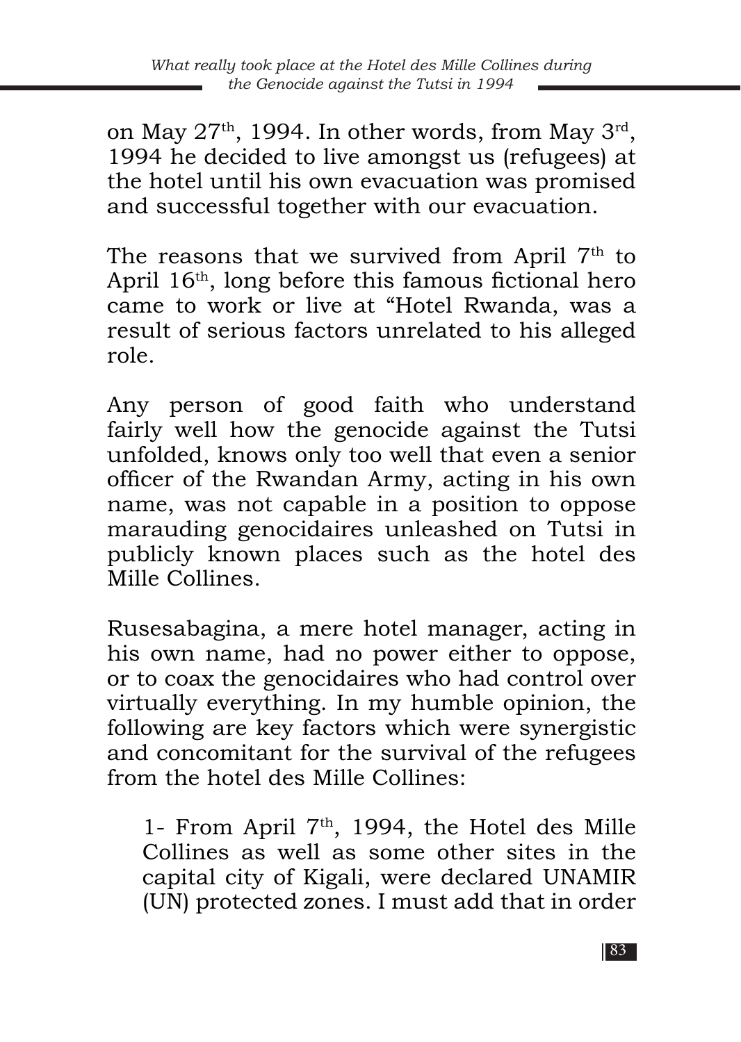on May 27th, 1994. In other words, from May 3rd, 1994 he decided to live amongst us (refugees) at the hotel until his own evacuation was promised and successful together with our evacuation.

The reasons that we survived from April 7th to April 16th, long before this famous fictional hero came to work or live at "Hotel Rwanda, was a result of serious factors unrelated to his alleged role.

Any person of good faith who understand fairly well how the genocide against the Tutsi unfolded, knows only too well that even a senior officer of the Rwandan Army, acting in his own name, was not capable in a position to oppose marauding genocidaires unleashed on Tutsi in publicly known places such as the hotel des Mille Collines.

Rusesabagina, a mere hotel manager, acting in his own name, had no power either to oppose, or to coax the genocidaires who had control over virtually everything. In my humble opinion, the following are key factors which were synergistic and concomitant for the survival of the refugees from the hotel des Mille Collines:

1- From April 7th, 1994, the Hotel des Mille Collines as well as some other sites in the capital city of Kigali, were declared UNAMIR (UN) protected zones. I must add that in order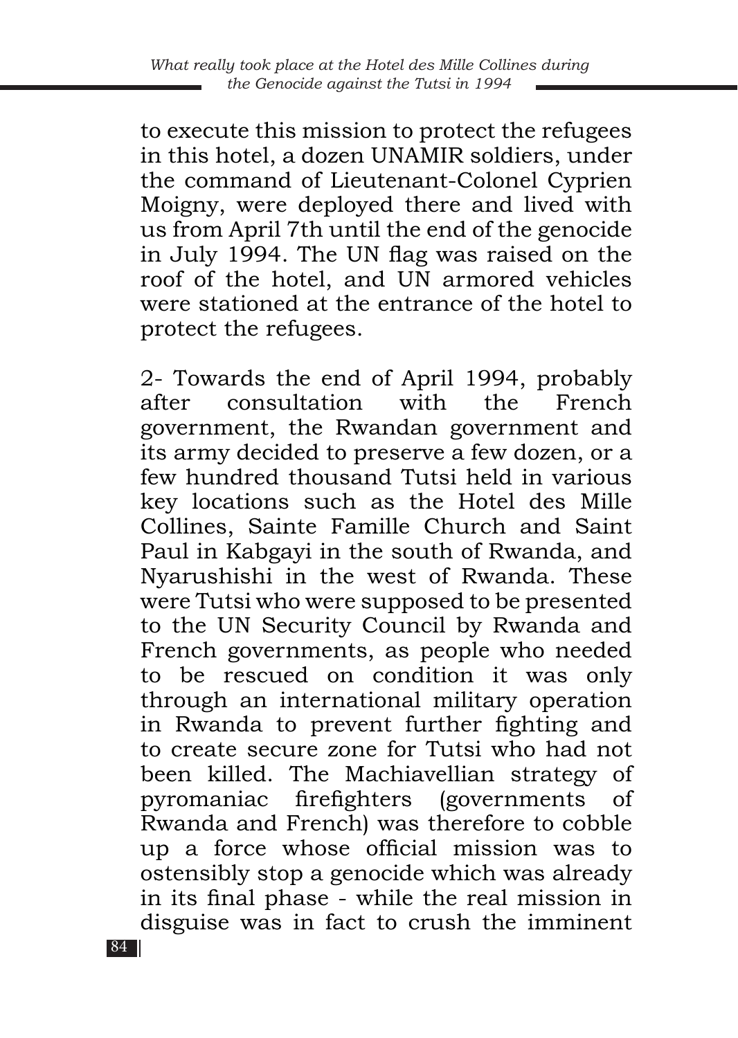to execute this mission to protect the refugees in this hotel, a dozen UNAMIR soldiers, under the command of Lieutenant-Colonel Cyprien Moigny, were deployed there and lived with us from April 7th until the end of the genocide in July 1994. The UN flag was raised on the roof of the hotel, and UN armored vehicles were stationed at the entrance of the hotel to protect the refugees.

2- Towards the end of April 1994, probably after consultation with the French government, the Rwandan government and its army decided to preserve a few dozen, or a few hundred thousand Tutsi held in various key locations such as the Hotel des Mille Collines, Sainte Famille Church and Saint Paul in Kabgayi in the south of Rwanda, and Nyarushishi in the west of Rwanda. These were Tutsi who were supposed to be presented to the UN Security Council by Rwanda and French governments, as people who needed to be rescued on condition it was only through an international military operation in Rwanda to prevent further fighting and to create secure zone for Tutsi who had not been killed. The Machiavellian strategy of pyromaniac firefighters (governments of Rwanda and French) was therefore to cobble up a force whose official mission was to ostensibly stop a genocide which was already in its final phase - while the real mission in disguise was in fact to crush the imminent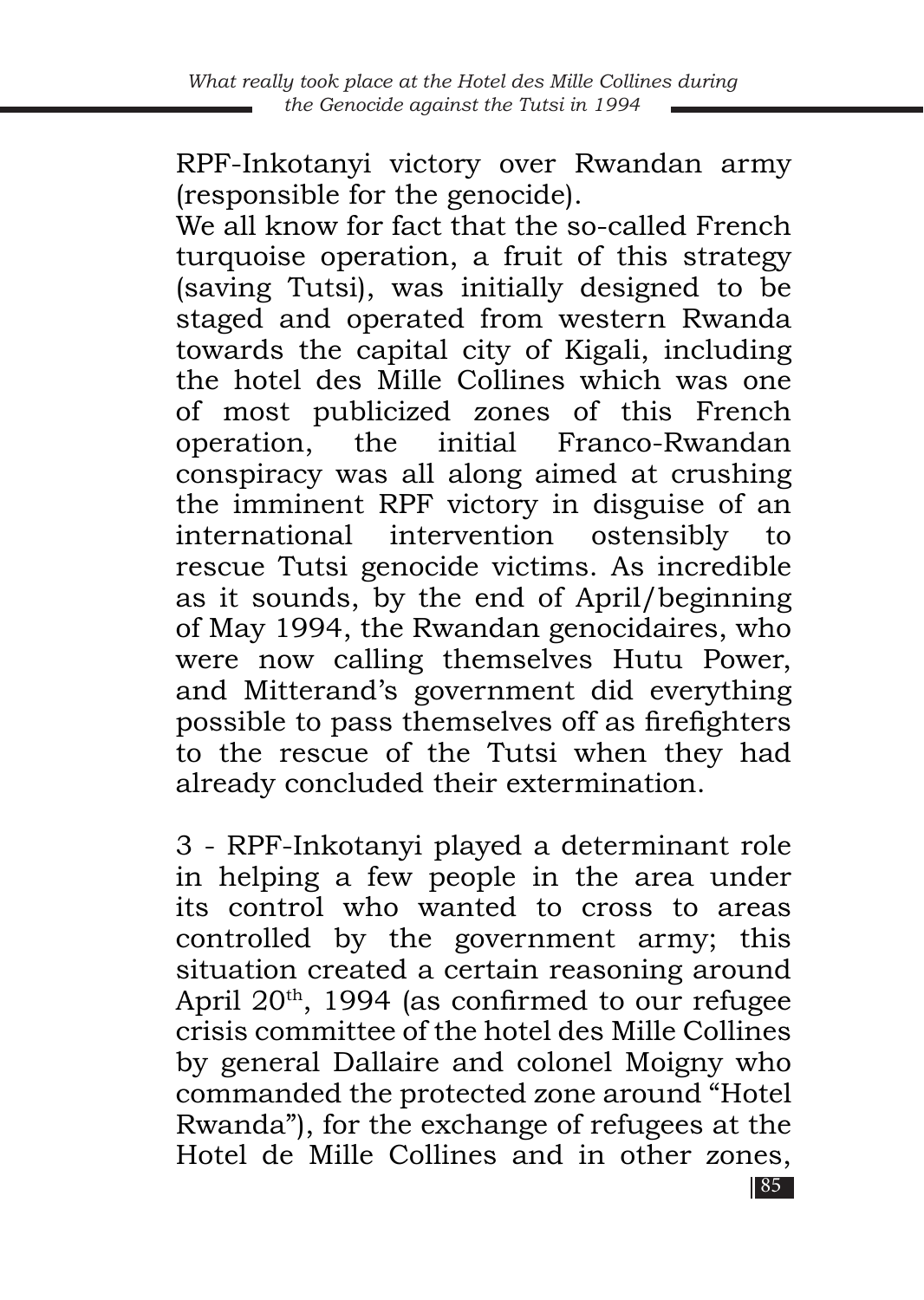RPF-Inkotanyi victory over Rwandan army (responsible for the genocide).

We all know for fact that the so-called French turquoise operation, a fruit of this strategy (saving Tutsi), was initially designed to be staged and operated from western Rwanda towards the capital city of Kigali, including the hotel des Mille Collines which was one of most publicized zones of this French operation, the initial Franco-Rwandan conspiracy was all along aimed at crushing the imminent RPF victory in disguise of an international intervention ostensibly to rescue Tutsi genocide victims. As incredible as it sounds, by the end of April/beginning of May 1994, the Rwandan genocidaires, who were now calling themselves Hutu Power, and Mitterand's government did everything possible to pass themselves off as firefighters to the rescue of the Tutsi when they had already concluded their extermination.

3 - RPF-Inkotanyi played a determinant role in helping a few people in the area under its control who wanted to cross to areas controlled by the government army; this situation created a certain reasoning around April 20th, 1994 (as confirmed to our refugee crisis committee of the hotel des Mille Collines by general Dallaire and colonel Moigny who commanded the protected zone around "Hotel Rwanda"), for the exchange of refugees at the Hotel de Mille Collines and in other zones,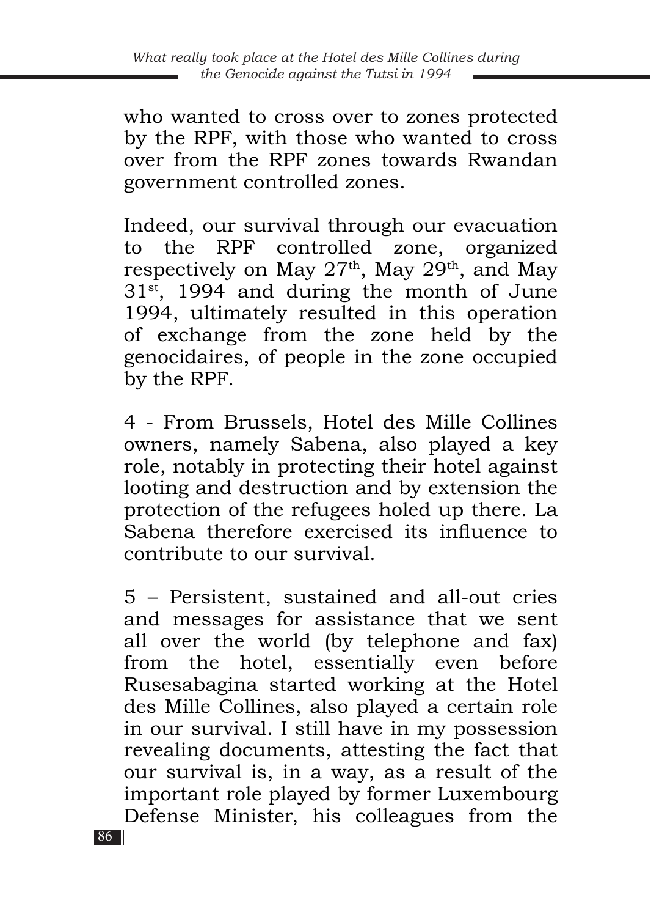who wanted to cross over to zones protected by the RPF, with those who wanted to cross over from the RPF zones towards Rwandan government controlled zones.

Indeed, our survival through our evacuation to the RPF controlled zone, organized respectively on May 27th, May 29th, and May 31st, 1994 and during the month of June 1994, ultimately resulted in this operation of exchange from the zone held by the genocidaires, of people in the zone occupied by the RPF.

4 - From Brussels, Hotel des Mille Collines owners, namely Sabena, also played a key role, notably in protecting their hotel against looting and destruction and by extension the protection of the refugees holed up there. La Sabena therefore exercised its influence to contribute to our survival.

5 – Persistent, sustained and all-out cries and messages for assistance that we sent all over the world (by telephone and fax) from the hotel, essentially even before Rusesabagina started working at the Hotel des Mille Collines, also played a certain role in our survival. I still have in my possession revealing documents, attesting the fact that our survival is, in a way, as a result of the important role played by former Luxembourg Defense Minister, his colleagues from the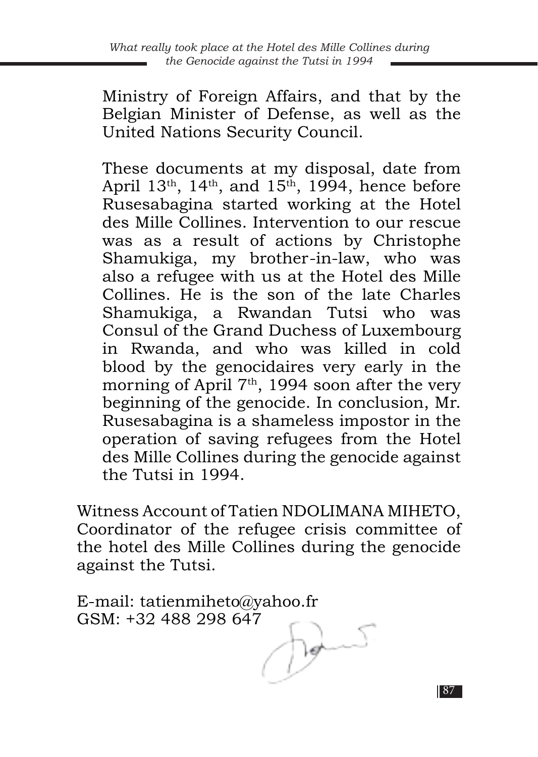Ministry of Foreign Affairs, and that by the Belgian Minister of Defense, as well as the United Nations Security Council.

These documents at my disposal, date from April 13th, 14th, and 15th, 1994, hence before Rusesabagina started working at the Hotel des Mille Collines. Intervention to our rescue was as a result of actions by Christophe Shamukiga, my brother-in-law, who was also a refugee with us at the Hotel des Mille Collines. He is the son of the late Charles Shamukiga, a Rwandan Tutsi who was Consul of the Grand Duchess of Luxembourg in Rwanda, and who was killed in cold blood by the genocidaires very early in the morning of April 7th, 1994 soon after the very beginning of the genocide. In conclusion, Mr. Rusesabagina is a shameless impostor in the operation of saving refugees from the Hotel des Mille Collines during the genocide against the Tutsi in 1994.

Witness Account of Tatien NDOLIMANA MIHETO, Coordinator of the refugee crisis committee of the hotel des Mille Collines during the genocide against the Tutsi.

E-mail: tatienmiheto@yahoo.fr
GSM: +32 488 298 647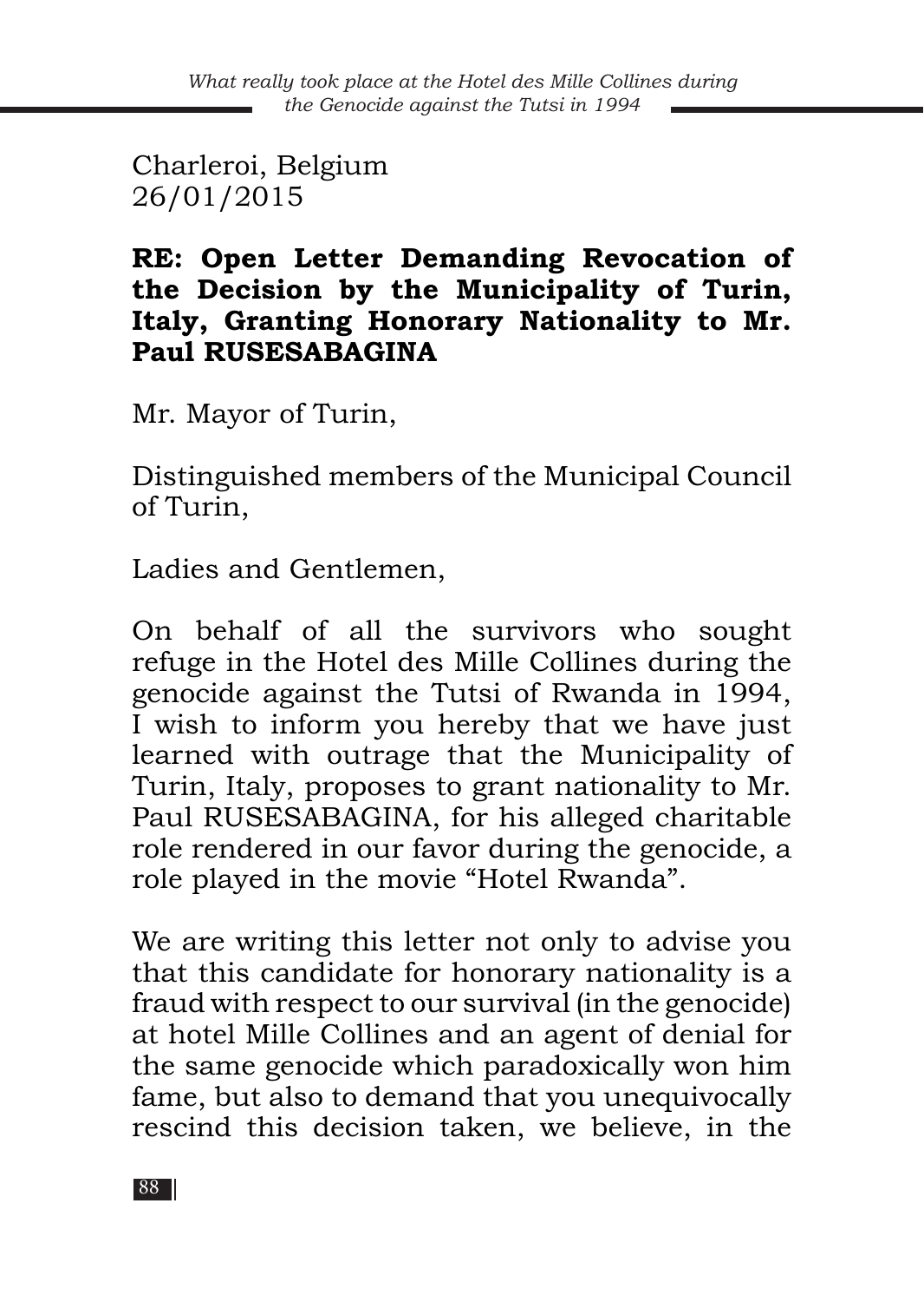Charleroi, Belgium
26/01/2015

**RE: Open Letter Demanding Revocation of the Decision by the Municipality of Turin, Italy, Granting Honorary Nationality to Mr. Paul RUSESABAGINA**

Mr. Mayor of Turin,

Distinguished members of the Municipal Council of Turin,

Ladies and Gentlemen,

On behalf of all the survivors who sought refuge in the Hotel des Mille Collines during the genocide against the Tutsi of Rwanda in 1994, I wish to inform you hereby that we have just learned with outrage that the Municipality of Turin, Italy, proposes to grant nationality to Mr. Paul RUSESABAGINA, for his alleged charitable role rendered in our favor during the genocide, a role played in the movie "Hotel Rwanda".

We are writing this letter not only to advise you that this candidate for honorary nationality is a fraud with respect to our survival (in the genocide) at hotel Mille Collines and an agent of denial for the same genocide which paradoxically won him fame, but also to demand that you unequivocally rescind this decision taken, we believe, in the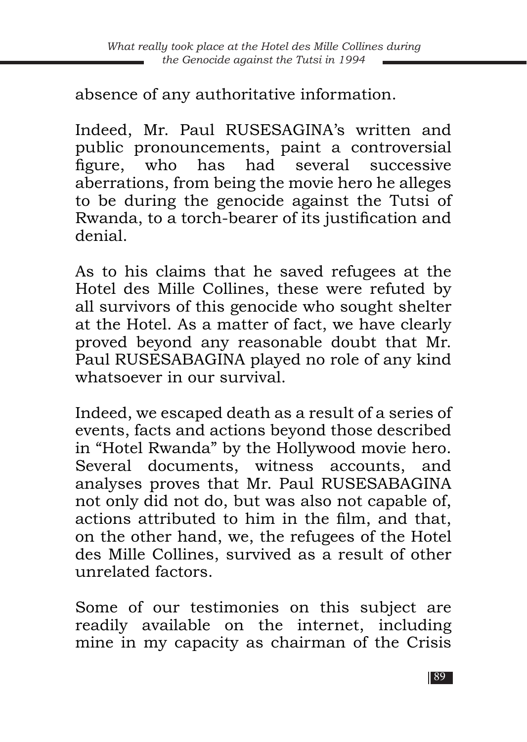absence of any authoritative information.

Indeed, Mr. Paul RUSESAGINA's written and public pronouncements, paint a controversial figure, who has had several successive aberrations, from being the movie hero he alleges to be during the genocide against the Tutsi of Rwanda, to a torch-bearer of its justification and denial.

As to his claims that he saved refugees at the Hotel des Mille Collines, these were refuted by all survivors of this genocide who sought shelter at the Hotel. As a matter of fact, we have clearly proved beyond any reasonable doubt that Mr. Paul RUSESABAGINA played no role of any kind whatsoever in our survival.

Indeed, we escaped death as a result of a series of events, facts and actions beyond those described in "Hotel Rwanda" by the Hollywood movie hero. Several documents, witness accounts, and analyses proves that Mr. Paul RUSESABAGINA not only did not do, but was also not capable of, actions attributed to him in the film, and that, on the other hand, we, the refugees of the Hotel des Mille Collines, survived as a result of other unrelated factors.

Some of our testimonies on this subject are readily available on the internet, including mine in my capacity as chairman of the Crisis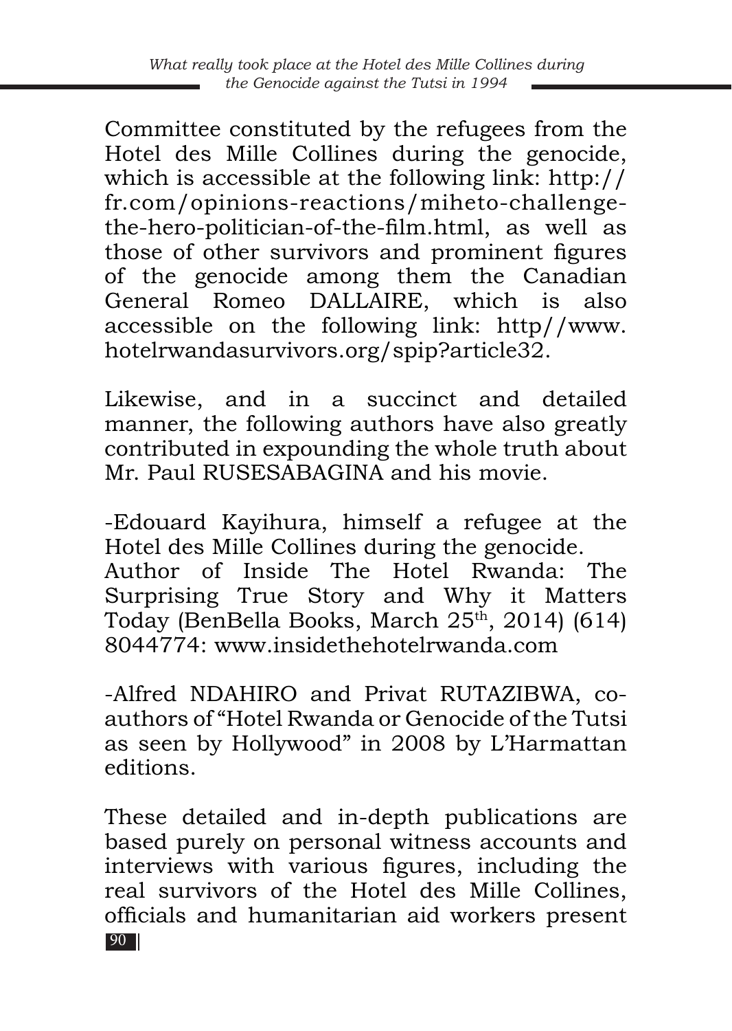Committee constituted by the refugees from the Hotel des Mille Collines during the genocide, which is accessible at the following link: http://fr.com/opinions-reactions/miheto-challenge-the-hero-politician-of-the-film.html, as well as those of other survivors and prominent figures of the genocide among them the Canadian General Romeo DALLAIRE, which is also accessible on the following link: http//www.hotelrwandasurvivors.org/spip?article32.

Likewise, and in a succinct and detailed manner, the following authors have also greatly contributed in expounding the whole truth about Mr. Paul RUSESABAGINA and his movie.

-Edouard Kayihura, himself a refugee at the Hotel des Mille Collines during the genocide. Author of Inside The Hotel Rwanda: The Surprising True Story and Why it Matters Today (BenBella Books, March 25th, 2014) (614) 8044774: www.insidethehotelrwanda.com

-Alfred NDAHIRO and Privat RUTAZIBWA, co-authors of "Hotel Rwanda or Genocide of the Tutsi as seen by Hollywood" in 2008 by L'Harmattan editions.

These detailed and in-depth publications are based purely on personal witness accounts and interviews with various figures, including the real survivors of the Hotel des Mille Collines, officials and humanitarian aid workers present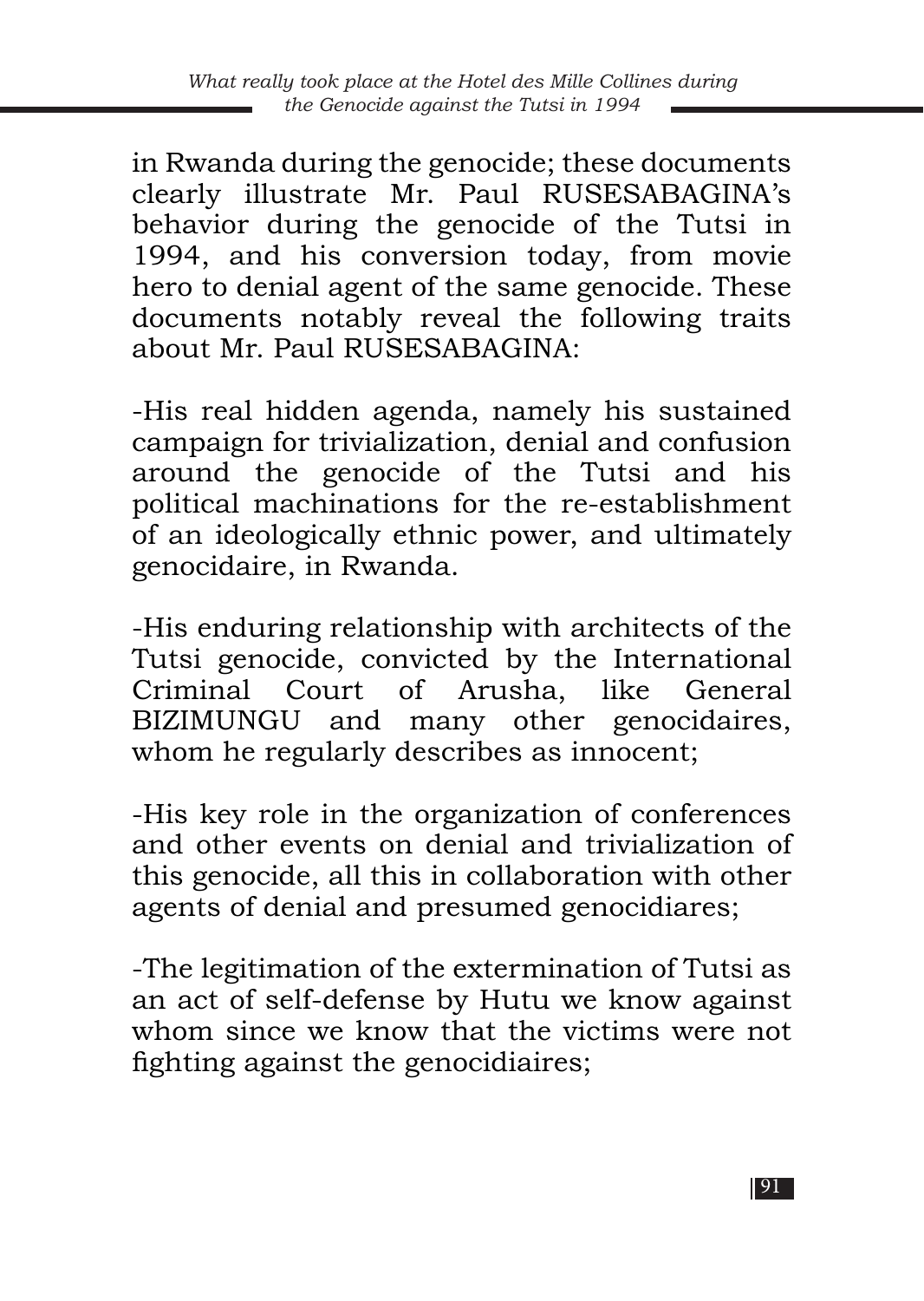in Rwanda during the genocide; these documents clearly illustrate Mr. Paul RUSESABAGINA's behavior during the genocide of the Tutsi in 1994, and his conversion today, from movie hero to denial agent of the same genocide. These documents notably reveal the following traits about Mr. Paul RUSESABAGINA:

-His real hidden agenda, namely his sustained campaign for trivialization, denial and confusion around the genocide of the Tutsi and his political machinations for the re-establishment of an ideologically ethnic power, and ultimately genocidaire, in Rwanda.

-His enduring relationship with architects of the Tutsi genocide, convicted by the International Criminal Court of Arusha, like General BIZIMUNGU and many other genocidaires, whom he regularly describes as innocent;

-His key role in the organization of conferences and other events on denial and trivialization of this genocide, all this in collaboration with other agents of denial and presumed genocidiares;

-The legitimation of the extermination of Tutsi as an act of self-defense by Hutu we know against whom since we know that the victims were not fighting against the genocidiaires;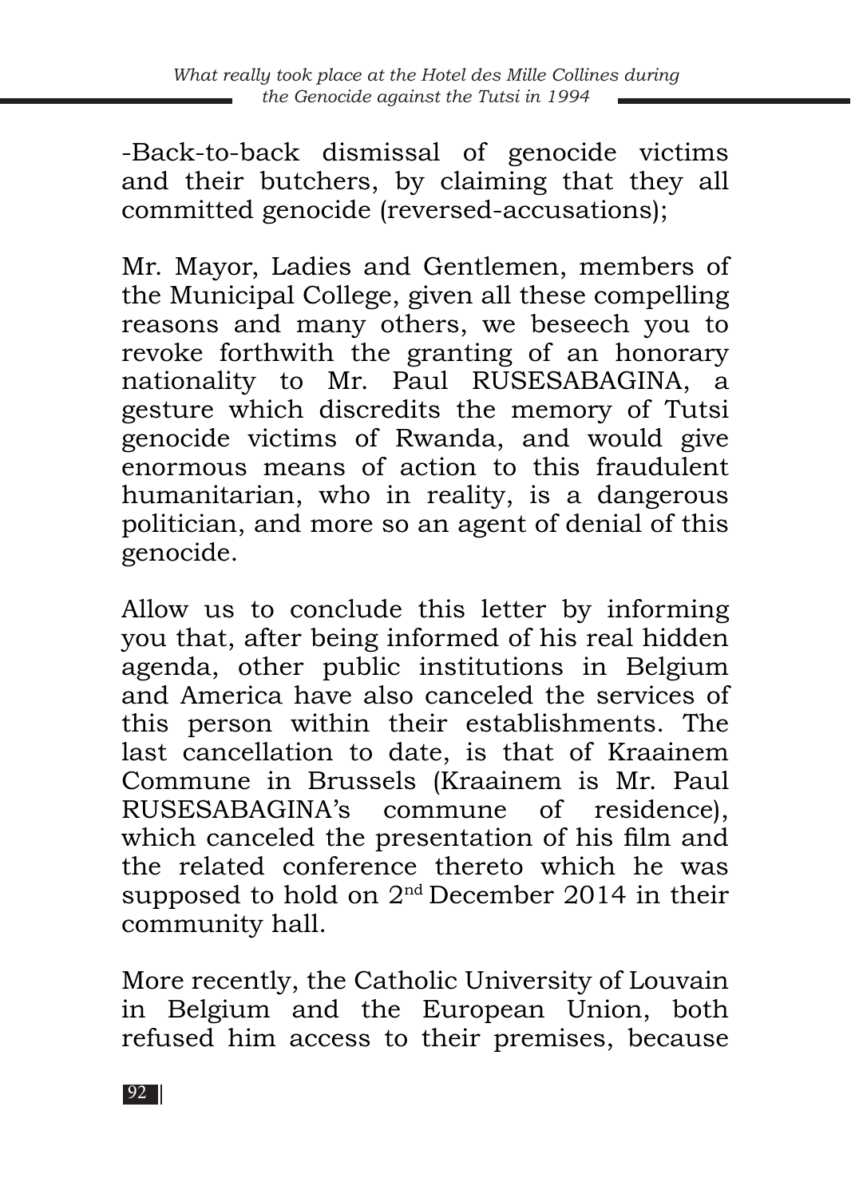-Back-to-back dismissal of genocide victims and their butchers, by claiming that they all committed genocide (reversed-accusations);

Mr. Mayor, Ladies and Gentlemen, members of the Municipal College, given all these compelling reasons and many others, we beseech you to revoke forthwith the granting of an honorary nationality to Mr. Paul RUSESABAGINA, a gesture which discredits the memory of Tutsi genocide victims of Rwanda, and would give enormous means of action to this fraudulent humanitarian, who in reality, is a dangerous politician, and more so an agent of denial of this genocide.

Allow us to conclude this letter by informing you that, after being informed of his real hidden agenda, other public institutions in Belgium and America have also canceled the services of this person within their establishments. The last cancellation to date, is that of Kraainem Commune in Brussels (Kraainem is Mr. Paul RUSESABAGINA's commune of residence), which canceled the presentation of his film and the related conference thereto which he was supposed to hold on 2nd December 2014 in their community hall.

More recently, the Catholic University of Louvain in Belgium and the European Union, both refused him access to their premises, because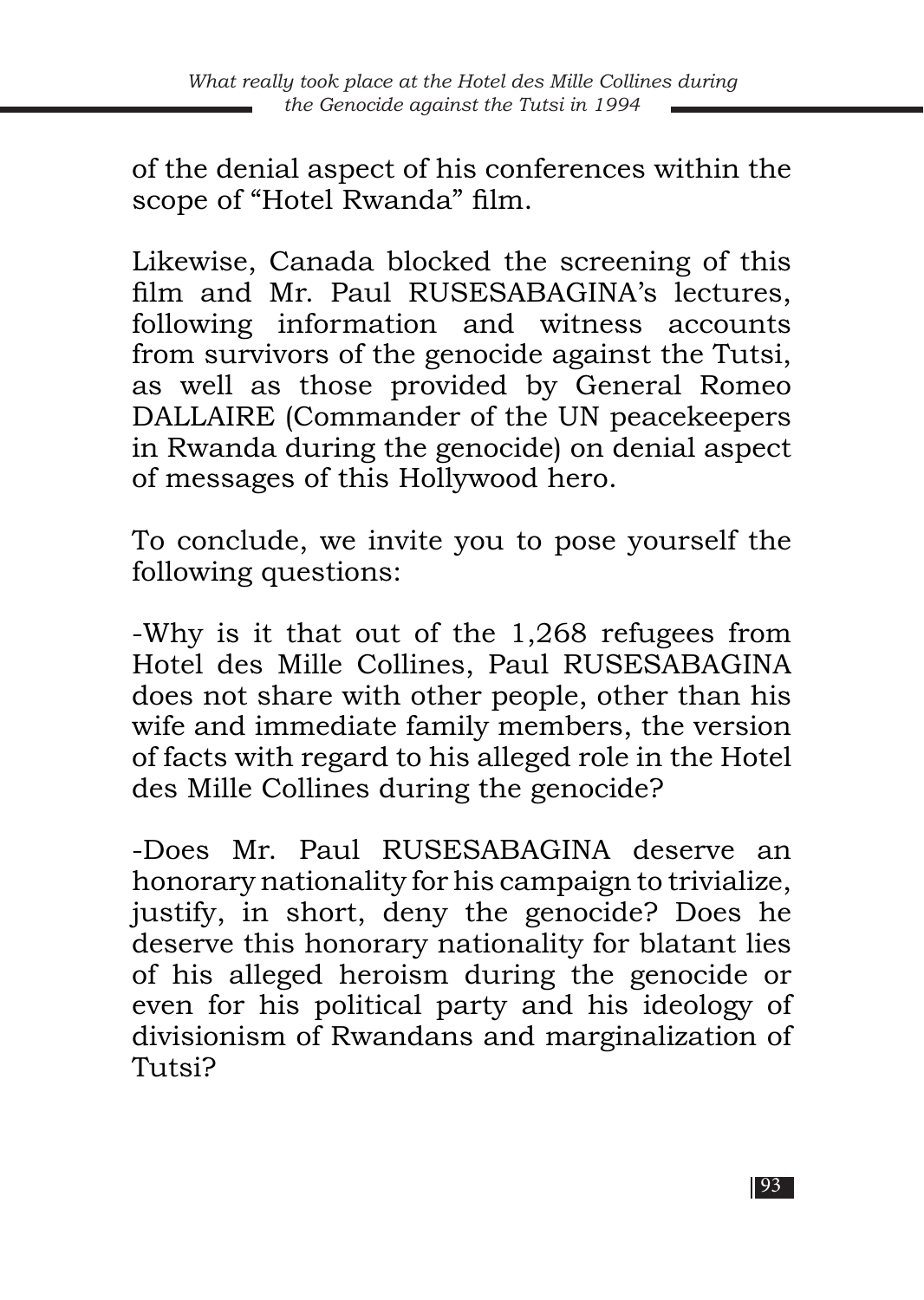of the denial aspect of his conferences within the scope of "Hotel Rwanda" film.

Likewise, Canada blocked the screening of this film and Mr. Paul RUSESABAGINA's lectures, following information and witness accounts from survivors of the genocide against the Tutsi, as well as those provided by General Romeo DALLAIRE (Commander of the UN peacekeepers in Rwanda during the genocide) on denial aspect of messages of this Hollywood hero.

To conclude, we invite you to pose yourself the following questions:

-Why is it that out of the 1,268 refugees from Hotel des Mille Collines, Paul RUSESABAGINA does not share with other people, other than his wife and immediate family members, the version of facts with regard to his alleged role in the Hotel des Mille Collines during the genocide?

-Does Mr. Paul RUSESABAGINA deserve an honorary nationality for his campaign to trivialize, justify, in short, deny the genocide? Does he deserve this honorary nationality for blatant lies of his alleged heroism during the genocide or even for his political party and his ideology of divisionism of Rwandans and marginalization of Tutsi?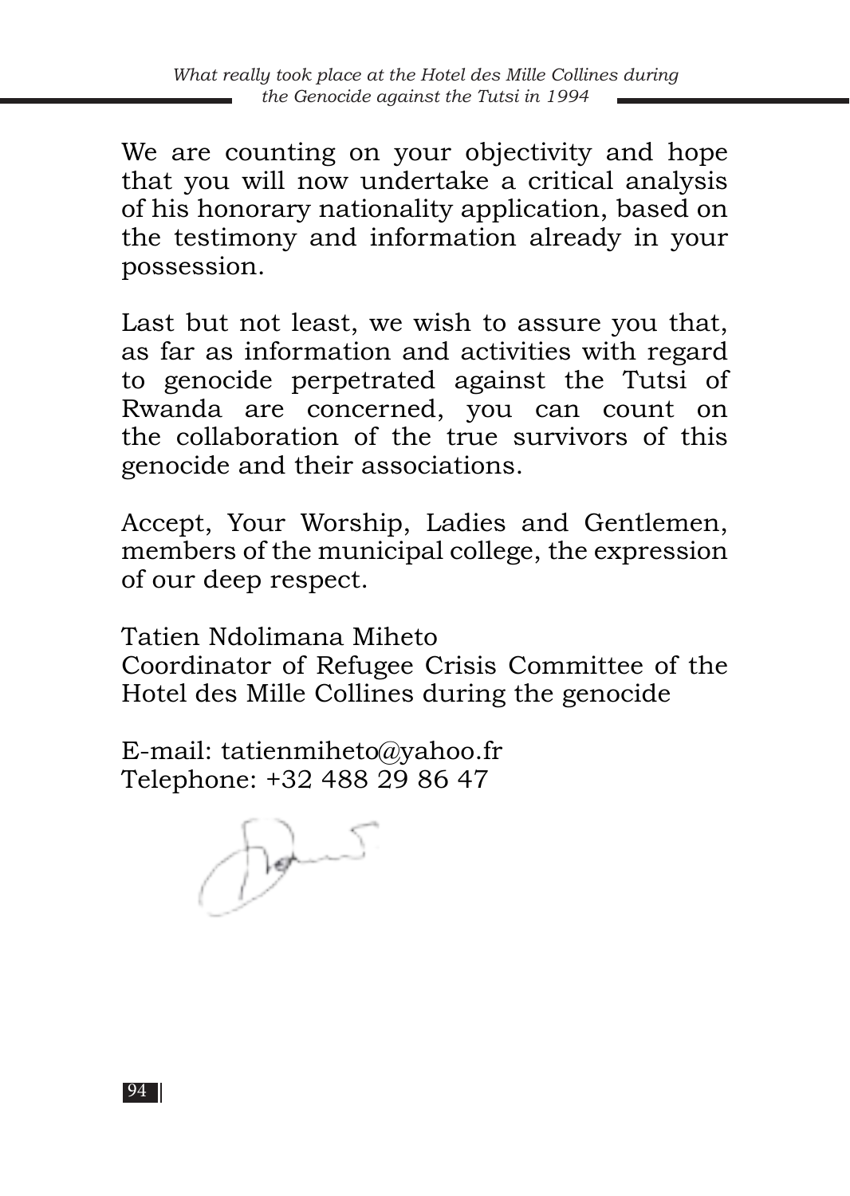We are counting on your objectivity and hope that you will now undertake a critical analysis of his honorary nationality application, based on the testimony and information already in your possession.

Last but not least, we wish to assure you that, as far as information and activities with regard to genocide perpetrated against the Tutsi of Rwanda are concerned, you can count on the collaboration of the true survivors of this genocide and their associations.

Accept, Your Worship, Ladies and Gentlemen, members of the municipal college, the expression of our deep respect.

Tatien Ndolimana Miheto
Coordinator of Refugee Crisis Committee of the Hotel des Mille Collines during the genocide

E-mail: tatienmiheto@yahoo.fr
Telephone: +32 488 29 86 47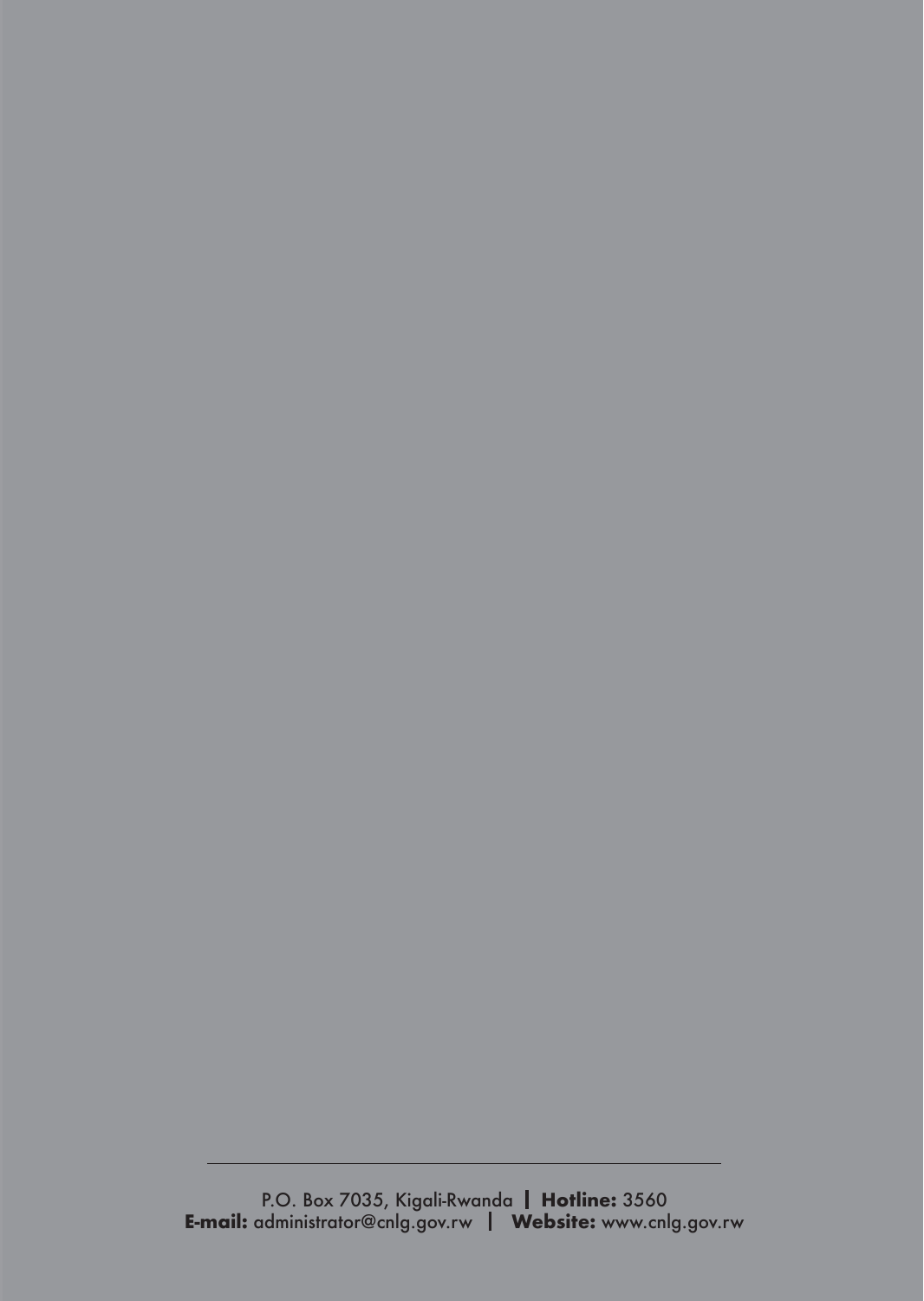P.O. Box 7035, Kigali-Rwanda | **Hotline:** 3560
**E-mail:** administrator@cnlg.gov.rw | **Website:** www.cnlg.gov.rw